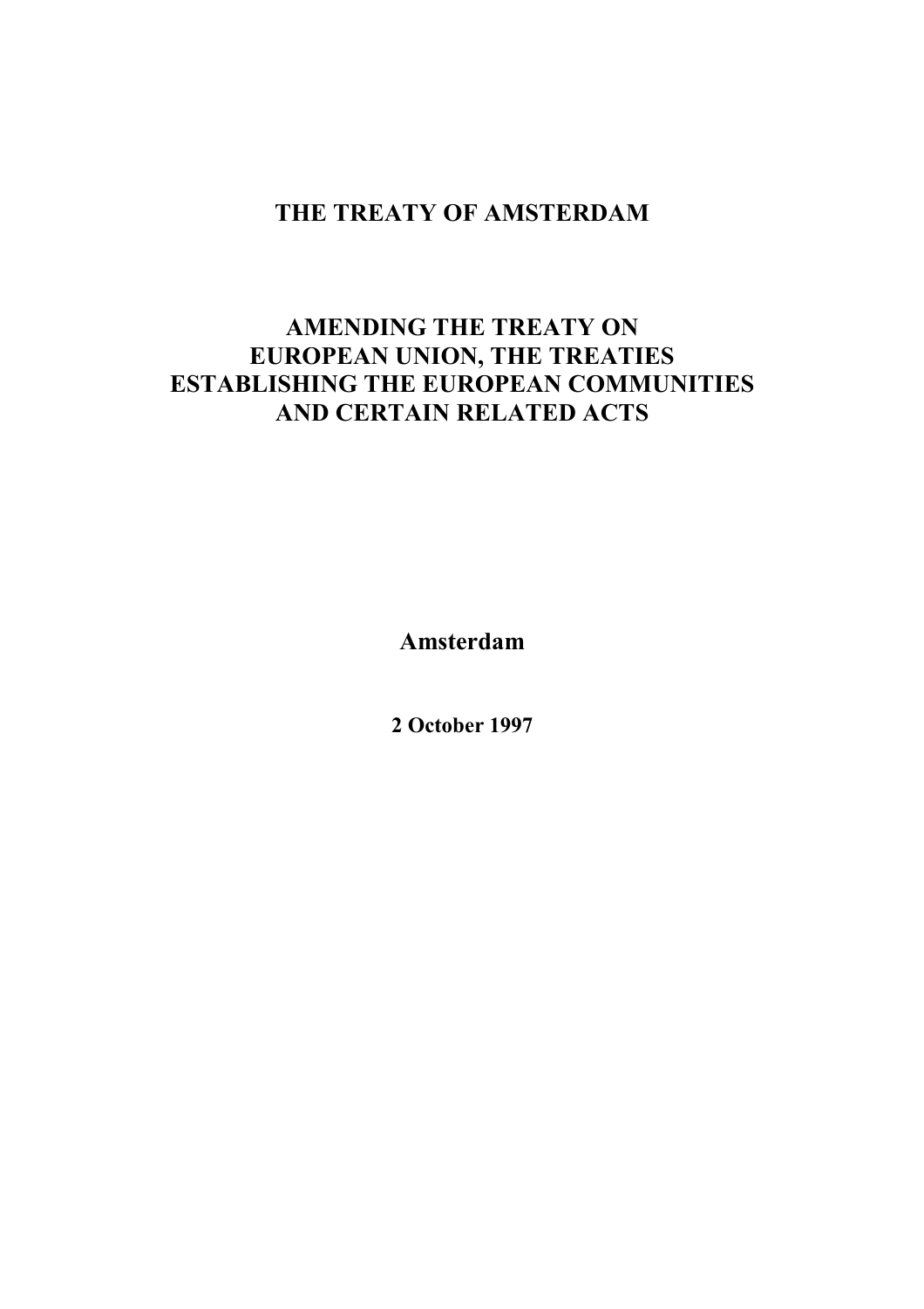# THE TREATY OF AMSTERDAM

## AMENDING THE TREATY ON EUROPEAN UNION, THE TREATIES ESTABLISHING THE EUROPEAN COMMUNITIES AND CERTAIN RELATED ACTS

**Amsterdam**

**2 October 1997**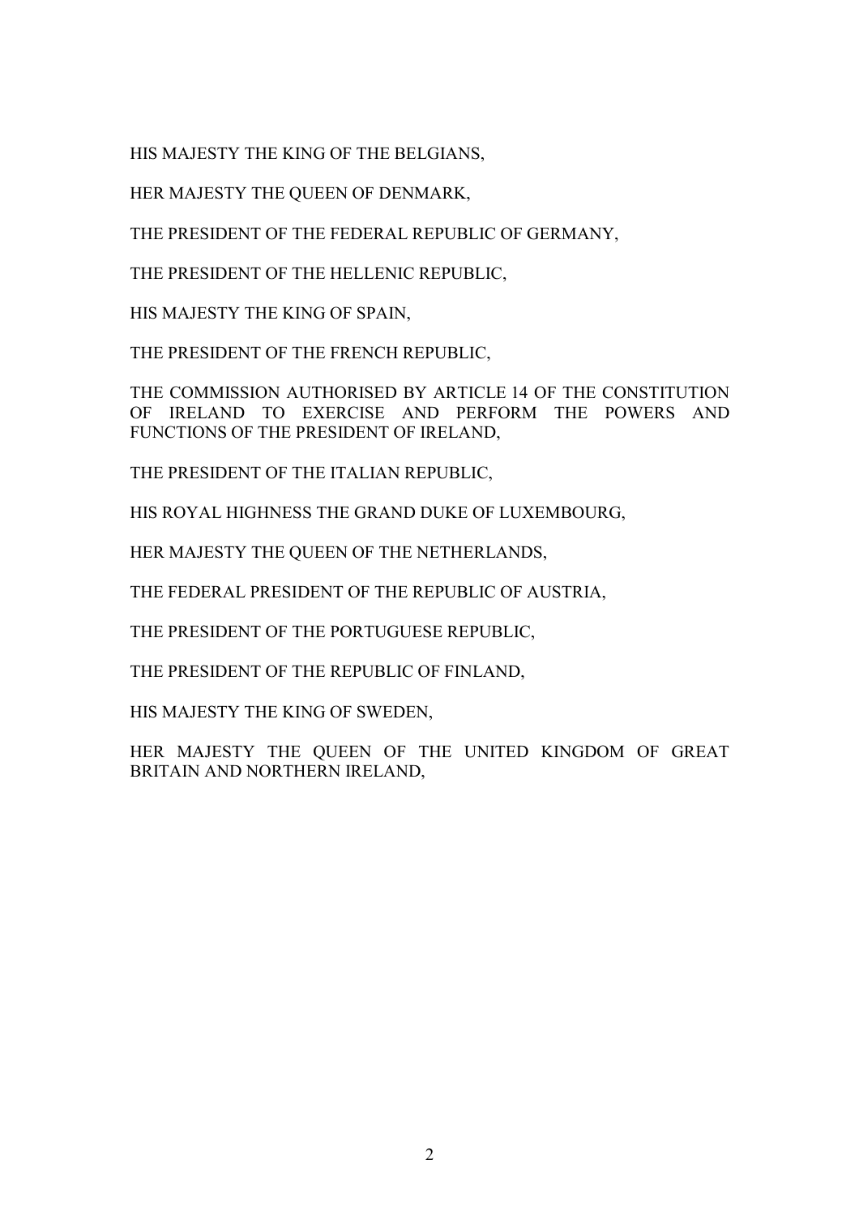HIS MAJESTY THE KING OF THE BELGIANS,

HER MAJESTY THE QUEEN OF DENMARK,

THE PRESIDENT OF THE FEDERAL REPUBLIC OF GERMANY,

THE PRESIDENT OF THE HELLENIC REPUBLIC,

HIS MAJESTY THE KING OF SPAIN,

THE PRESIDENT OF THE FRENCH REPUBLIC,

THE COMMISSION AUTHORISED BY ARTICLE 14 OF THE CONSTITUTION OF IRELAND TO EXERCISE AND PERFORM THE POWERS AND FUNCTIONS OF THE PRESIDENT OF IRELAND,

THE PRESIDENT OF THE ITALIAN REPUBLIC,

HIS ROYAL HIGHNESS THE GRAND DUKE OF LUXEMBOURG,

HER MAJESTY THE QUEEN OF THE NETHERLANDS,

THE FEDERAL PRESIDENT OF THE REPUBLIC OF AUSTRIA,

THE PRESIDENT OF THE PORTUGUESE REPUBLIC,

THE PRESIDENT OF THE REPUBLIC OF FINLAND,

HIS MAJESTY THE KING OF SWEDEN,

HER MAJESTY THE QUEEN OF THE UNITED KINGDOM OF GREAT BRITAIN AND NORTHERN IRELAND,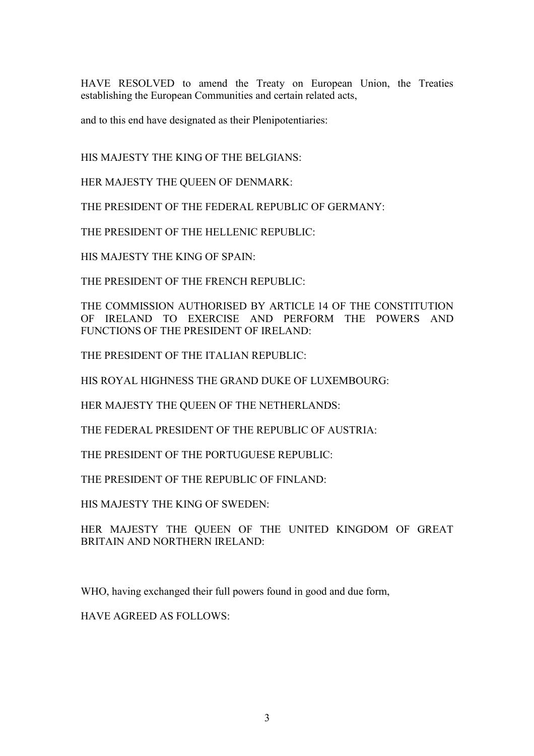HAVE RESOLVED to amend the Treaty on European Union, the Treaties establishing the European Communities and certain related acts,

and to this end have designated as their Plenipotentiaries:

HIS MAJESTY THE KING OF THE BELGIANS:

HER MAJESTY THE QUEEN OF DENMARK:

THE PRESIDENT OF THE FEDERAL REPUBLIC OF GERMANY:

THE PRESIDENT OF THE HELLENIC REPUBLIC:

HIS MAJESTY THE KING OF SPAIN:

THE PRESIDENT OF THE FRENCH REPUBLIC:

THE COMMISSION AUTHORISED BY ARTICLE 14 OF THE CONSTITUTION OF IRELAND TO EXERCISE AND PERFORM THE POWERS AND FUNCTIONS OF THE PRESIDENT OF IRELAND:

THE PRESIDENT OF THE ITALIAN REPUBLIC:

HIS ROYAL HIGHNESS THE GRAND DUKE OF LUXEMBOURG:

HER MAJESTY THE QUEEN OF THE NETHERLANDS:

THE FEDERAL PRESIDENT OF THE REPUBLIC OF AUSTRIA:

THE PRESIDENT OF THE PORTUGUESE REPUBLIC:

THE PRESIDENT OF THE REPUBLIC OF FINLAND:

HIS MAJESTY THE KING OF SWEDEN:

HER MAJESTY THE QUEEN OF THE UNITED KINGDOM OF GREAT BRITAIN AND NORTHERN IRELAND:

WHO, having exchanged their full powers found in good and due form,

HAVE AGREED AS FOLLOWS: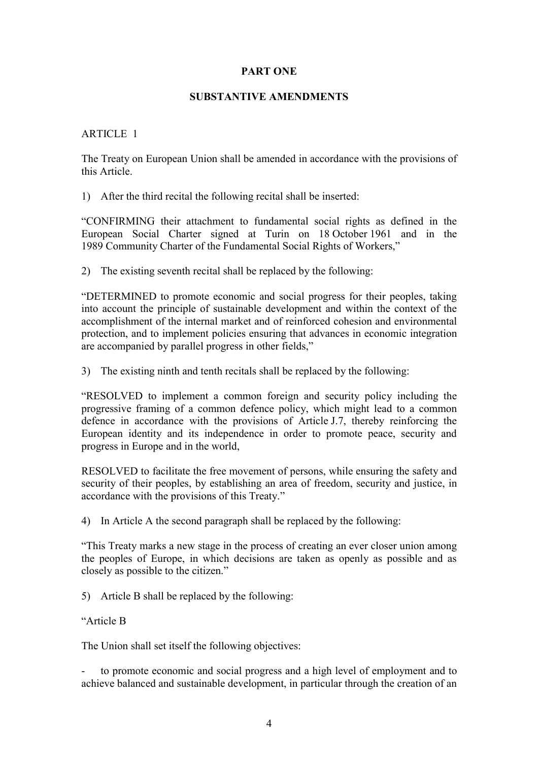**PART ONE**

**SUBSTANTIVE AMENDMENTS**

ARTICLE 1

The Treaty on European Union shall be amended in accordance with the provisions of this Article.

1) After the third recital the following recital shall be inserted:

"CONFIRMING their attachment to fundamental social rights as defined in the European Social Charter signed at Turin on 18 October 1961 and in the 1989 Community Charter of the Fundamental Social Rights of Workers,"

2) The existing seventh recital shall be replaced by the following:

"DETERMINED to promote economic and social progress for their peoples, taking into account the principle of sustainable development and within the context of the accomplishment of the internal market and of reinforced cohesion and environmental protection, and to implement policies ensuring that advances in economic integration are accompanied by parallel progress in other fields,"

3) The existing ninth and tenth recitals shall be replaced by the following:

"RESOLVED to implement a common foreign and security policy including the progressive framing of a common defence policy, which might lead to a common defence in accordance with the provisions of Article J.7, thereby reinforcing the European identity and its independence in order to promote peace, security and progress in Europe and in the world,

RESOLVED to facilitate the free movement of persons, while ensuring the safety and security of their peoples, by establishing an area of freedom, security and justice, in accordance with the provisions of this Treaty."

4) In Article A the second paragraph shall be replaced by the following:

"This Treaty marks a new stage in the process of creating an ever closer union among the peoples of Europe, in which decisions are taken as openly as possible and as closely as possible to the citizen."

5) Article B shall be replaced by the following:

"Article B

The Union shall set itself the following objectives:

- to promote economic and social progress and a high level of employment and to achieve balanced and sustainable development, in particular through the creation of an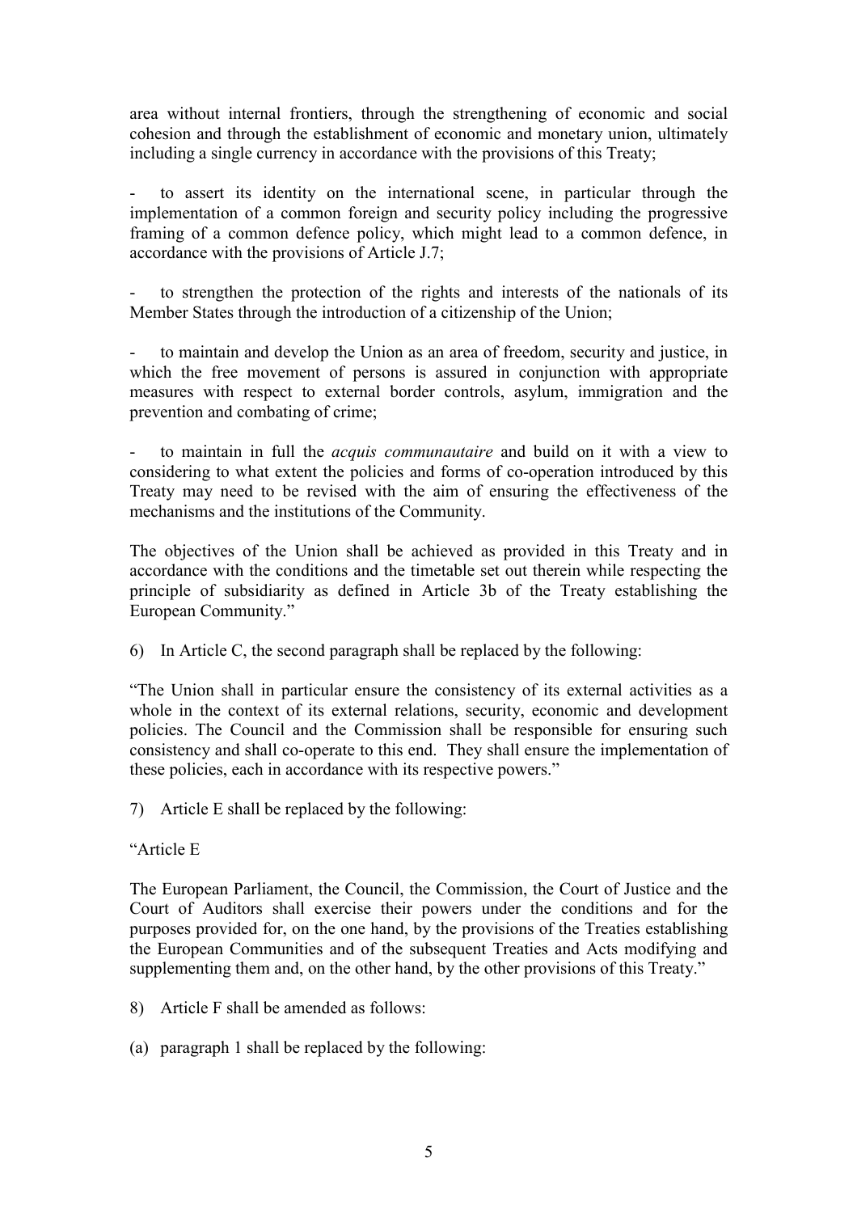area without internal frontiers, through the strengthening of economic and social cohesion and through the establishment of economic and monetary union, ultimately including a single currency in accordance with the provisions of this Treaty;

- to assert its identity on the international scene, in particular through the implementation of a common foreign and security policy including the progressive framing of a common defence policy, which might lead to a common defence, in accordance with the provisions of Article J.7;

- to strengthen the protection of the rights and interests of the nationals of its Member States through the introduction of a citizenship of the Union;

- to maintain and develop the Union as an area of freedom, security and justice, in which the free movement of persons is assured in conjunction with appropriate measures with respect to external border controls, asylum, immigration and the prevention and combating of crime;

- to maintain in full the *acquis communautaire* and build on it with a view to considering to what extent the policies and forms of co-operation introduced by this Treaty may need to be revised with the aim of ensuring the effectiveness of the mechanisms and the institutions of the Community.

The objectives of the Union shall be achieved as provided in this Treaty and in accordance with the conditions and the timetable set out therein while respecting the principle of subsidiarity as defined in Article 3b of the Treaty establishing the European Community."

6) In Article C, the second paragraph shall be replaced by the following:

"The Union shall in particular ensure the consistency of its external activities as a whole in the context of its external relations, security, economic and development policies. The Council and the Commission shall be responsible for ensuring such consistency and shall co-operate to this end. They shall ensure the implementation of these policies, each in accordance with its respective powers."

7) Article E shall be replaced by the following:

"Article E

The European Parliament, the Council, the Commission, the Court of Justice and the Court of Auditors shall exercise their powers under the conditions and for the purposes provided for, on the one hand, by the provisions of the Treaties establishing the European Communities and of the subsequent Treaties and Acts modifying and supplementing them and, on the other hand, by the other provisions of this Treaty."

8) Article F shall be amended as follows:

(a) paragraph 1 shall be replaced by the following: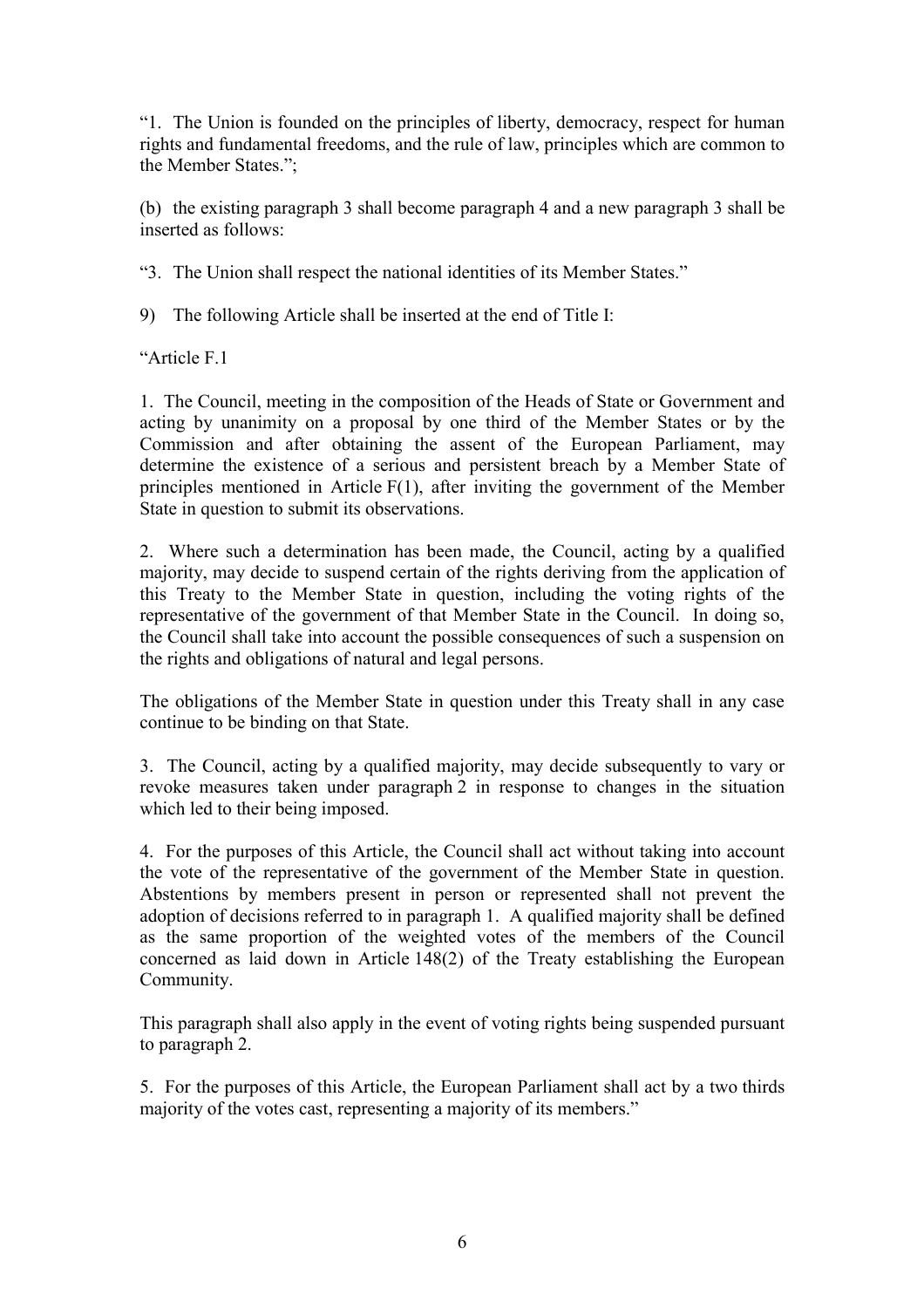"1. The Union is founded on the principles of liberty, democracy, respect for human rights and fundamental freedoms, and the rule of law, principles which are common to the Member States.";

(b) the existing paragraph 3 shall become paragraph 4 and a new paragraph 3 shall be inserted as follows:

"3. The Union shall respect the national identities of its Member States."

9) The following Article shall be inserted at the end of Title I:

"Article F.1

1. The Council, meeting in the composition of the Heads of State or Government and acting by unanimity on a proposal by one third of the Member States or by the Commission and after obtaining the assent of the European Parliament, may determine the existence of a serious and persistent breach by a Member State of principles mentioned in Article F(1), after inviting the government of the Member State in question to submit its observations.

2. Where such a determination has been made, the Council, acting by a qualified majority, may decide to suspend certain of the rights deriving from the application of this Treaty to the Member State in question, including the voting rights of the representative of the government of that Member State in the Council. In doing so, the Council shall take into account the possible consequences of such a suspension on the rights and obligations of natural and legal persons.

The obligations of the Member State in question under this Treaty shall in any case continue to be binding on that State.

3. The Council, acting by a qualified majority, may decide subsequently to vary or revoke measures taken under paragraph 2 in response to changes in the situation which led to their being imposed.

4. For the purposes of this Article, the Council shall act without taking into account the vote of the representative of the government of the Member State in question. Abstentions by members present in person or represented shall not prevent the adoption of decisions referred to in paragraph 1. A qualified majority shall be defined as the same proportion of the weighted votes of the members of the Council concerned as laid down in Article 148(2) of the Treaty establishing the European Community.

This paragraph shall also apply in the event of voting rights being suspended pursuant to paragraph 2.

5. For the purposes of this Article, the European Parliament shall act by a two thirds majority of the votes cast, representing a majority of its members."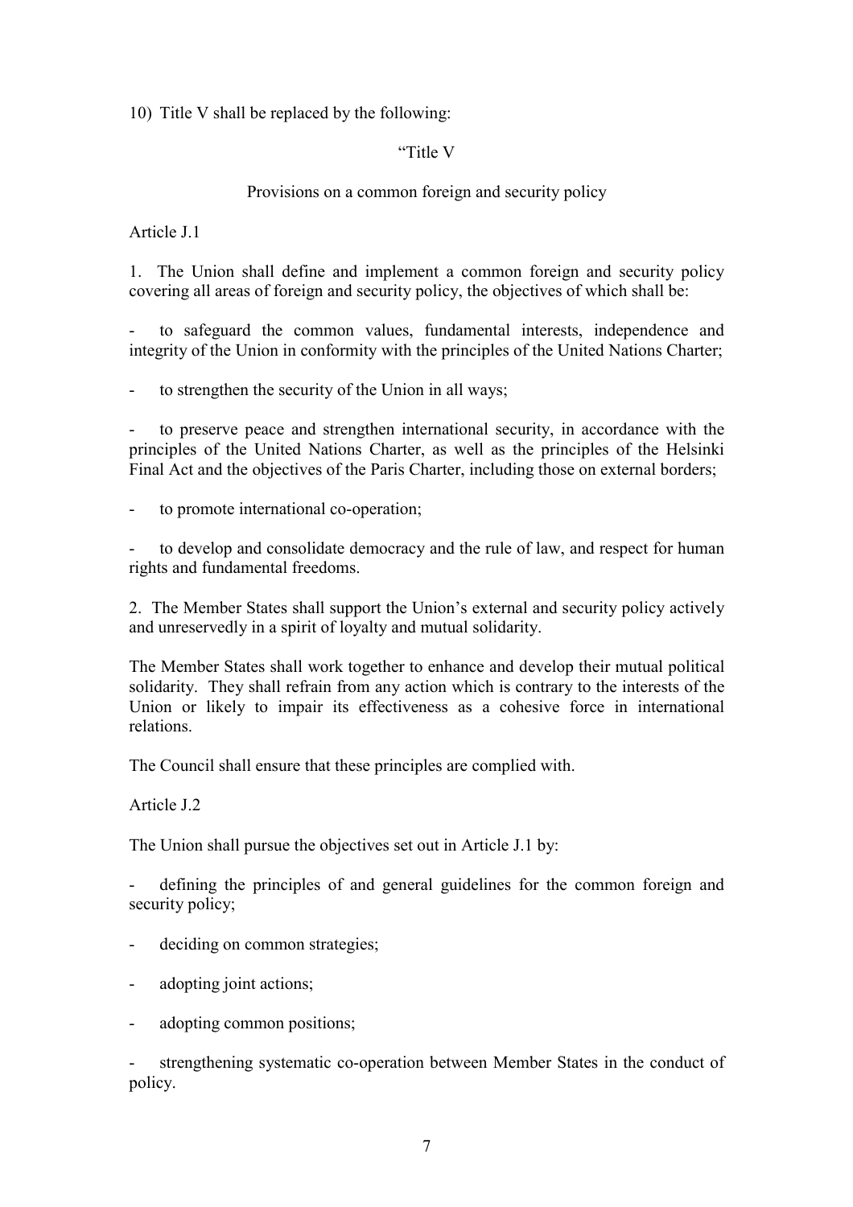10) Title V shall be replaced by the following:

"Title V

Provisions on a common foreign and security policy

Article J.1

1. The Union shall define and implement a common foreign and security policy covering all areas of foreign and security policy, the objectives of which shall be:

- to safeguard the common values, fundamental interests, independence and integrity of the Union in conformity with the principles of the United Nations Charter;

- to strengthen the security of the Union in all ways;

- to preserve peace and strengthen international security, in accordance with the principles of the United Nations Charter, as well as the principles of the Helsinki Final Act and the objectives of the Paris Charter, including those on external borders;

- to promote international co-operation;

- to develop and consolidate democracy and the rule of law, and respect for human rights and fundamental freedoms.

2. The Member States shall support the Union's external and security policy actively and unreservedly in a spirit of loyalty and mutual solidarity.

The Member States shall work together to enhance and develop their mutual political solidarity. They shall refrain from any action which is contrary to the interests of the Union or likely to impair its effectiveness as a cohesive force in international relations.

The Council shall ensure that these principles are complied with.

Article J.2

The Union shall pursue the objectives set out in Article J.1 by:

- defining the principles of and general guidelines for the common foreign and security policy;

- deciding on common strategies;

- adopting joint actions;

- adopting common positions;

- strengthening systematic co-operation between Member States in the conduct of policy.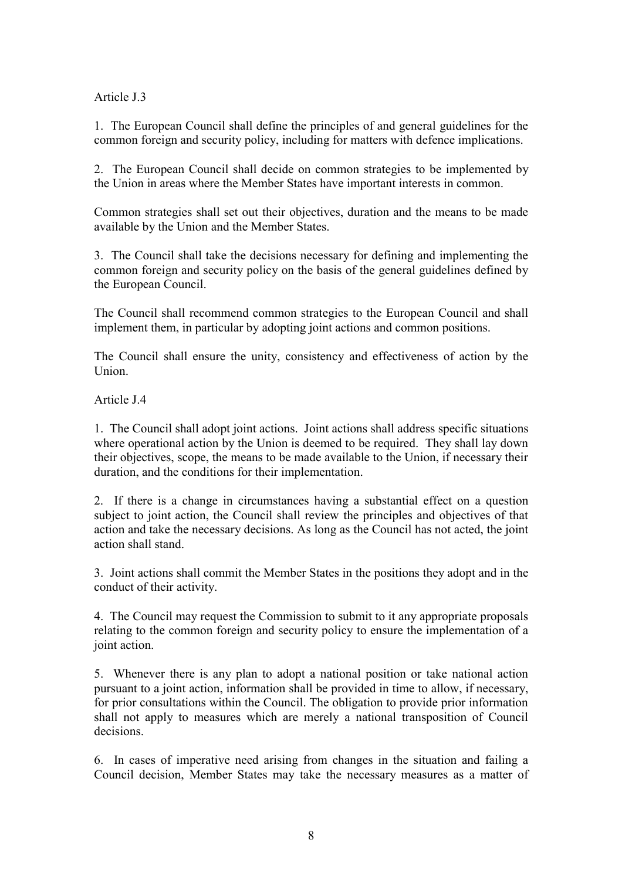Article J.3

1. The European Council shall define the principles of and general guidelines for the common foreign and security policy, including for matters with defence implications.

2. The European Council shall decide on common strategies to be implemented by the Union in areas where the Member States have important interests in common.

Common strategies shall set out their objectives, duration and the means to be made available by the Union and the Member States.

3. The Council shall take the decisions necessary for defining and implementing the common foreign and security policy on the basis of the general guidelines defined by the European Council.

The Council shall recommend common strategies to the European Council and shall implement them, in particular by adopting joint actions and common positions.

The Council shall ensure the unity, consistency and effectiveness of action by the Union.

Article J.4

1. The Council shall adopt joint actions. Joint actions shall address specific situations where operational action by the Union is deemed to be required. They shall lay down their objectives, scope, the means to be made available to the Union, if necessary their duration, and the conditions for their implementation.

2. If there is a change in circumstances having a substantial effect on a question subject to joint action, the Council shall review the principles and objectives of that action and take the necessary decisions. As long as the Council has not acted, the joint action shall stand.

3. Joint actions shall commit the Member States in the positions they adopt and in the conduct of their activity.

4. The Council may request the Commission to submit to it any appropriate proposals relating to the common foreign and security policy to ensure the implementation of a joint action.

5. Whenever there is any plan to adopt a national position or take national action pursuant to a joint action, information shall be provided in time to allow, if necessary, for prior consultations within the Council. The obligation to provide prior information shall not apply to measures which are merely a national transposition of Council decisions.

6. In cases of imperative need arising from changes in the situation and failing a Council decision, Member States may take the necessary measures as a matter of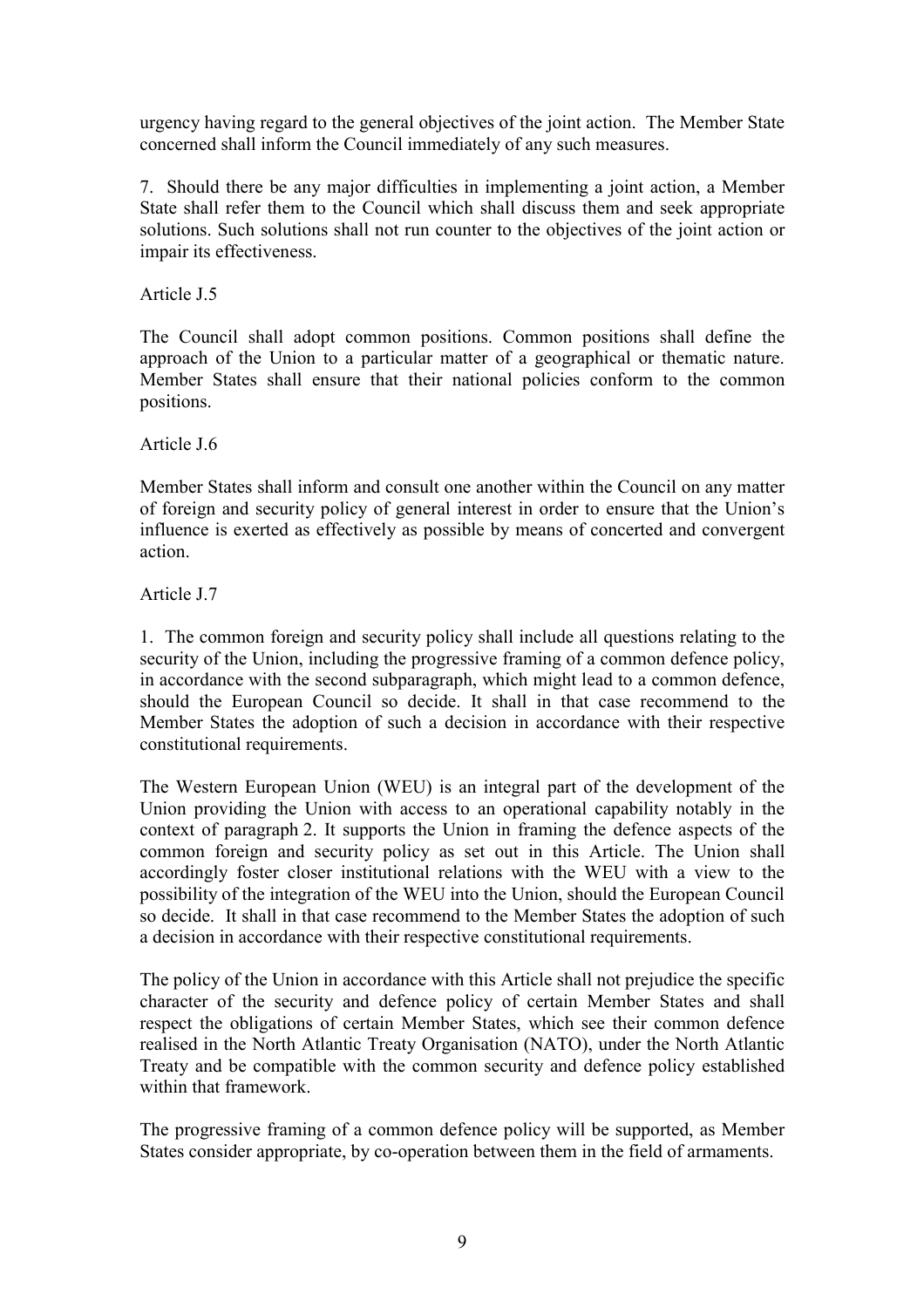urgency having regard to the general objectives of the joint action. The Member State concerned shall inform the Council immediately of any such measures.

7. Should there be any major difficulties in implementing a joint action, a Member State shall refer them to the Council which shall discuss them and seek appropriate solutions. Such solutions shall not run counter to the objectives of the joint action or impair its effectiveness.

Article J.5

The Council shall adopt common positions. Common positions shall define the approach of the Union to a particular matter of a geographical or thematic nature. Member States shall ensure that their national policies conform to the common positions.

Article J.6

Member States shall inform and consult one another within the Council on any matter of foreign and security policy of general interest in order to ensure that the Union's influence is exerted as effectively as possible by means of concerted and convergent action.

Article J.7

1. The common foreign and security policy shall include all questions relating to the security of the Union, including the progressive framing of a common defence policy, in accordance with the second subparagraph, which might lead to a common defence, should the European Council so decide. It shall in that case recommend to the Member States the adoption of such a decision in accordance with their respective constitutional requirements.

The Western European Union (WEU) is an integral part of the development of the Union providing the Union with access to an operational capability notably in the context of paragraph 2. It supports the Union in framing the defence aspects of the common foreign and security policy as set out in this Article. The Union shall accordingly foster closer institutional relations with the WEU with a view to the possibility of the integration of the WEU into the Union, should the European Council so decide. It shall in that case recommend to the Member States the adoption of such a decision in accordance with their respective constitutional requirements.

The policy of the Union in accordance with this Article shall not prejudice the specific character of the security and defence policy of certain Member States and shall respect the obligations of certain Member States, which see their common defence realised in the North Atlantic Treaty Organisation (NATO), under the North Atlantic Treaty and be compatible with the common security and defence policy established within that framework.

The progressive framing of a common defence policy will be supported, as Member States consider appropriate, by co-operation between them in the field of armaments.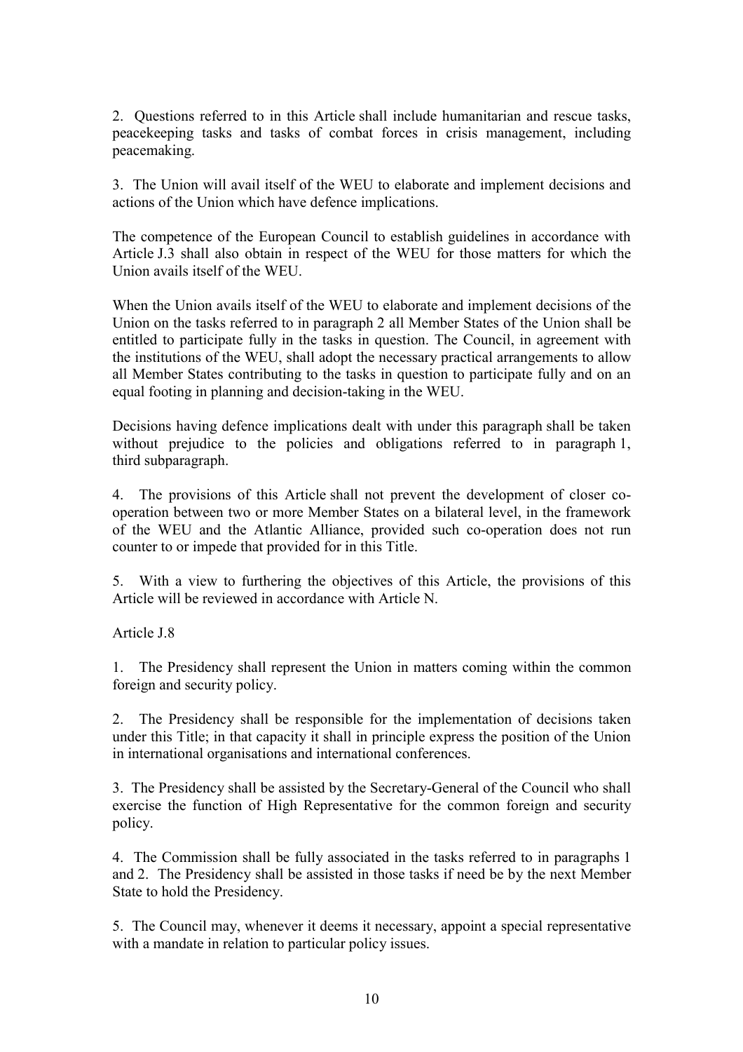2. Questions referred to in this Article shall include humanitarian and rescue tasks, peacekeeping tasks and tasks of combat forces in crisis management, including peacemaking.

3. The Union will avail itself of the WEU to elaborate and implement decisions and actions of the Union which have defence implications.

The competence of the European Council to establish guidelines in accordance with Article J.3 shall also obtain in respect of the WEU for those matters for which the Union avails itself of the WEU.

When the Union avails itself of the WEU to elaborate and implement decisions of the Union on the tasks referred to in paragraph 2 all Member States of the Union shall be entitled to participate fully in the tasks in question. The Council, in agreement with the institutions of the WEU, shall adopt the necessary practical arrangements to allow all Member States contributing to the tasks in question to participate fully and on an equal footing in planning and decision-taking in the WEU.

Decisions having defence implications dealt with under this paragraph shall be taken without prejudice to the policies and obligations referred to in paragraph 1, third subparagraph.

4. The provisions of this Article shall not prevent the development of closer co-operation between two or more Member States on a bilateral level, in the framework of the WEU and the Atlantic Alliance, provided such co-operation does not run counter to or impede that provided for in this Title.

5. With a view to furthering the objectives of this Article, the provisions of this Article will be reviewed in accordance with Article N.

Article J.8

1. The Presidency shall represent the Union in matters coming within the common foreign and security policy.

2. The Presidency shall be responsible for the implementation of decisions taken under this Title; in that capacity it shall in principle express the position of the Union in international organisations and international conferences.

3. The Presidency shall be assisted by the Secretary-General of the Council who shall exercise the function of High Representative for the common foreign and security policy.

4. The Commission shall be fully associated in the tasks referred to in paragraphs 1 and 2. The Presidency shall be assisted in those tasks if need be by the next Member State to hold the Presidency.

5. The Council may, whenever it deems it necessary, appoint a special representative with a mandate in relation to particular policy issues.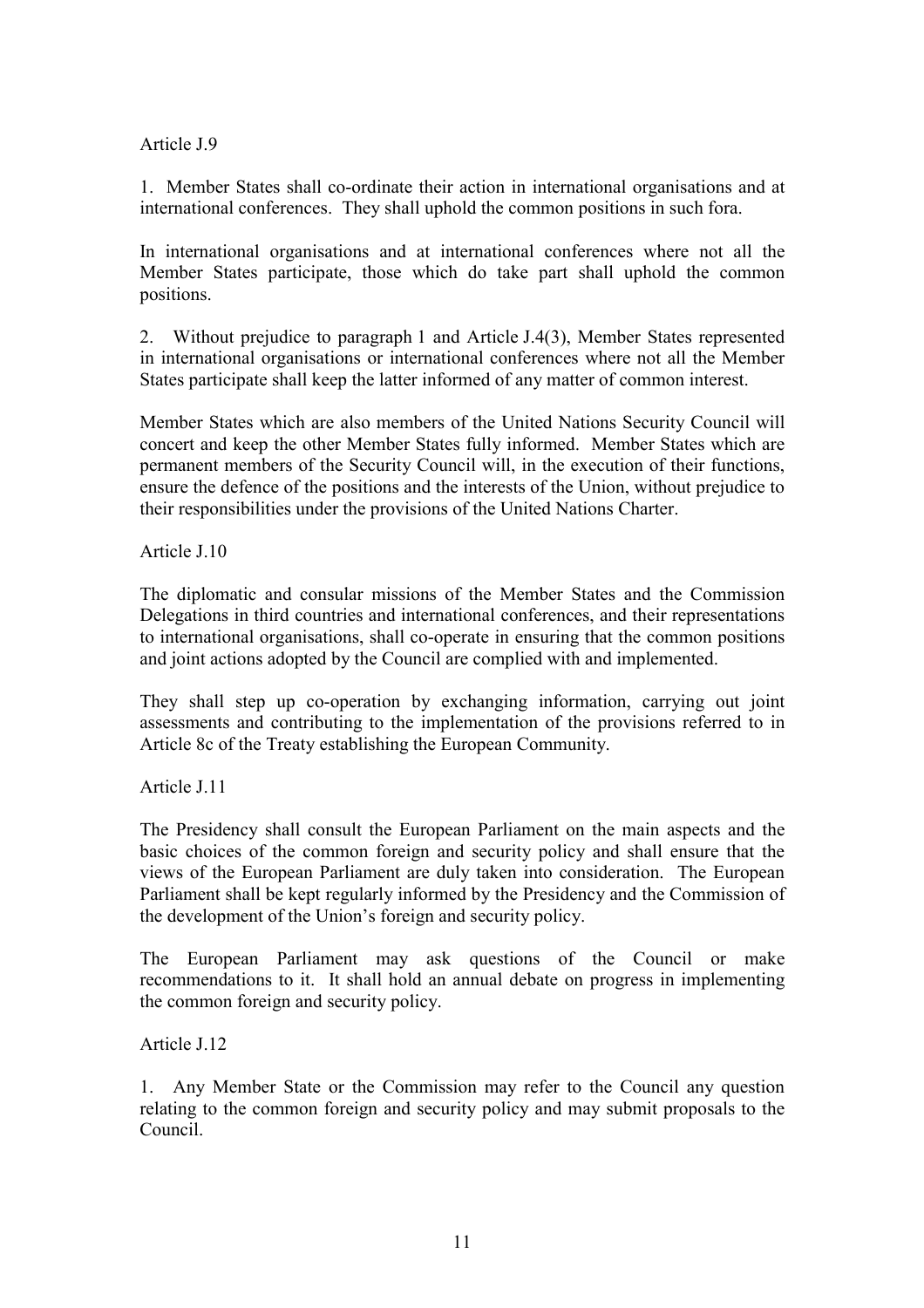Article J.9

1. Member States shall co-ordinate their action in international organisations and at international conferences. They shall uphold the common positions in such fora.

In international organisations and at international conferences where not all the Member States participate, those which do take part shall uphold the common positions.

2. Without prejudice to paragraph 1 and Article J.4(3), Member States represented in international organisations or international conferences where not all the Member States participate shall keep the latter informed of any matter of common interest.

Member States which are also members of the United Nations Security Council will concert and keep the other Member States fully informed. Member States which are permanent members of the Security Council will, in the execution of their functions, ensure the defence of the positions and the interests of the Union, without prejudice to their responsibilities under the provisions of the United Nations Charter.

Article J.10

The diplomatic and consular missions of the Member States and the Commission Delegations in third countries and international conferences, and their representations to international organisations, shall co-operate in ensuring that the common positions and joint actions adopted by the Council are complied with and implemented.

They shall step up co-operation by exchanging information, carrying out joint assessments and contributing to the implementation of the provisions referred to in Article 8c of the Treaty establishing the European Community.

Article J.11

The Presidency shall consult the European Parliament on the main aspects and the basic choices of the common foreign and security policy and shall ensure that the views of the European Parliament are duly taken into consideration. The European Parliament shall be kept regularly informed by the Presidency and the Commission of the development of the Union's foreign and security policy.

The European Parliament may ask questions of the Council or make recommendations to it. It shall hold an annual debate on progress in implementing the common foreign and security policy.

Article J.12

1. Any Member State or the Commission may refer to the Council any question relating to the common foreign and security policy and may submit proposals to the Council.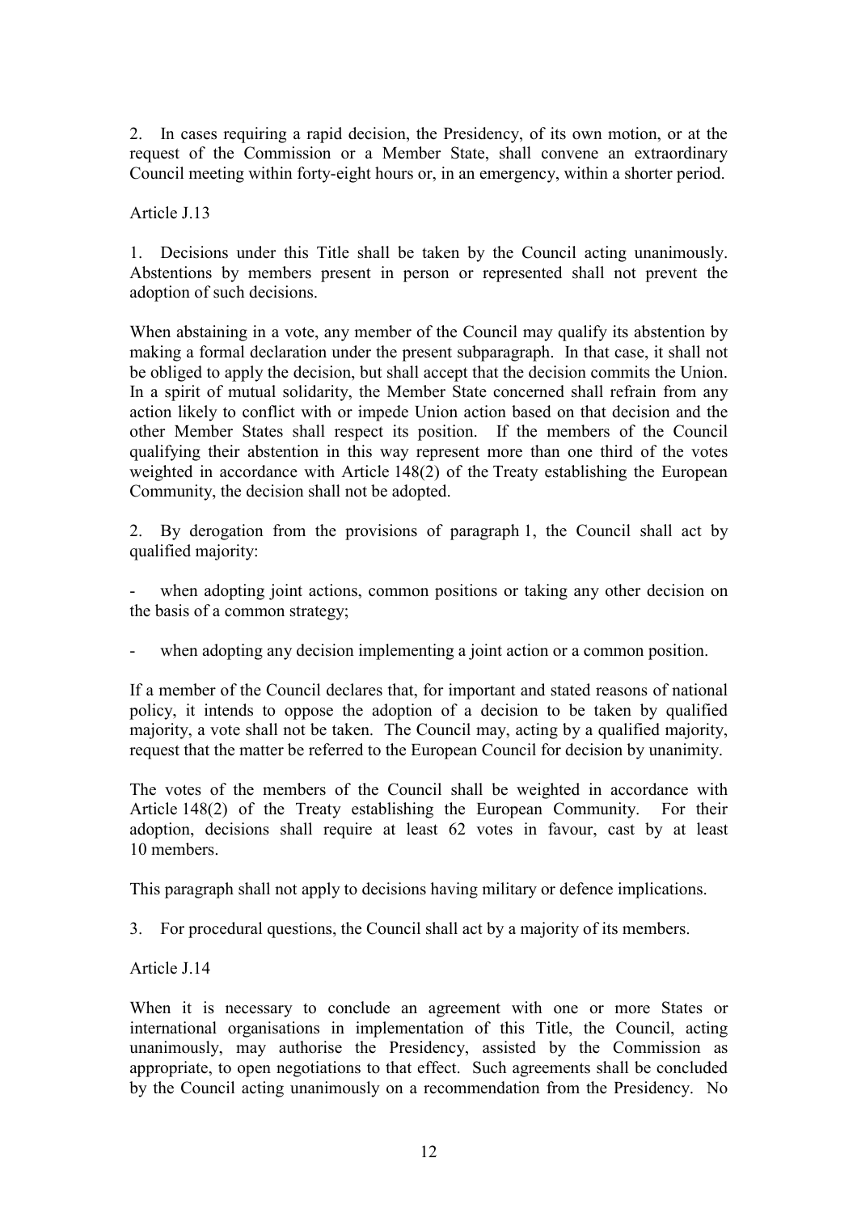2. In cases requiring a rapid decision, the Presidency, of its own motion, or at the request of the Commission or a Member State, shall convene an extraordinary Council meeting within forty-eight hours or, in an emergency, within a shorter period.

Article J.13

1. Decisions under this Title shall be taken by the Council acting unanimously. Abstentions by members present in person or represented shall not prevent the adoption of such decisions.

When abstaining in a vote, any member of the Council may qualify its abstention by making a formal declaration under the present subparagraph. In that case, it shall not be obliged to apply the decision, but shall accept that the decision commits the Union. In a spirit of mutual solidarity, the Member State concerned shall refrain from any action likely to conflict with or impede Union action based on that decision and the other Member States shall respect its position. If the members of the Council qualifying their abstention in this way represent more than one third of the votes weighted in accordance with Article 148(2) of the Treaty establishing the European Community, the decision shall not be adopted.

2. By derogation from the provisions of paragraph 1, the Council shall act by qualified majority:

- when adopting joint actions, common positions or taking any other decision on the basis of a common strategy;

- when adopting any decision implementing a joint action or a common position.

If a member of the Council declares that, for important and stated reasons of national policy, it intends to oppose the adoption of a decision to be taken by qualified majority, a vote shall not be taken. The Council may, acting by a qualified majority, request that the matter be referred to the European Council for decision by unanimity.

The votes of the members of the Council shall be weighted in accordance with Article 148(2) of the Treaty establishing the European Community. For their adoption, decisions shall require at least 62 votes in favour, cast by at least 10 members.

This paragraph shall not apply to decisions having military or defence implications.

3. For procedural questions, the Council shall act by a majority of its members.

Article J.14

When it is necessary to conclude an agreement with one or more States or international organisations in implementation of this Title, the Council, acting unanimously, may authorise the Presidency, assisted by the Commission as appropriate, to open negotiations to that effect. Such agreements shall be concluded by the Council acting unanimously on a recommendation from the Presidency. No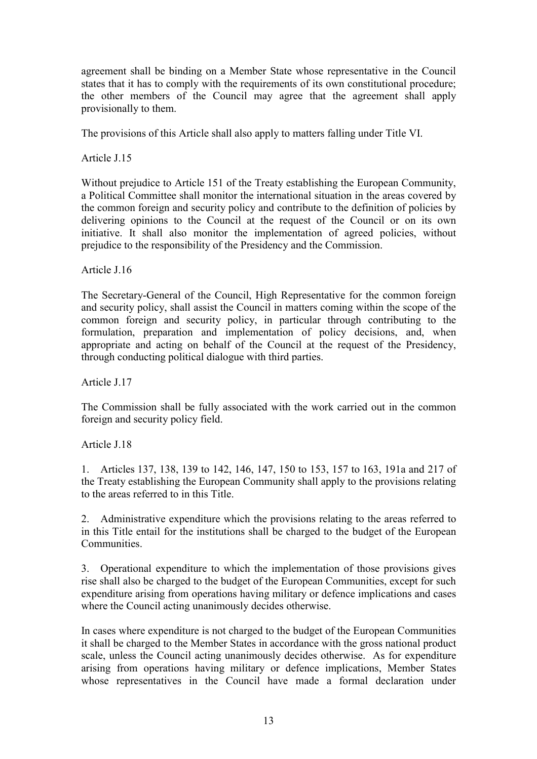agreement shall be binding on a Member State whose representative in the Council states that it has to comply with the requirements of its own constitutional procedure; the other members of the Council may agree that the agreement shall apply provisionally to them.

The provisions of this Article shall also apply to matters falling under Title VI.

Article J.15

Without prejudice to Article 151 of the Treaty establishing the European Community, a Political Committee shall monitor the international situation in the areas covered by the common foreign and security policy and contribute to the definition of policies by delivering opinions to the Council at the request of the Council or on its own initiative. It shall also monitor the implementation of agreed policies, without prejudice to the responsibility of the Presidency and the Commission.

Article J.16

The Secretary-General of the Council, High Representative for the common foreign and security policy, shall assist the Council in matters coming within the scope of the common foreign and security policy, in particular through contributing to the formulation, preparation and implementation of policy decisions, and, when appropriate and acting on behalf of the Council at the request of the Presidency, through conducting political dialogue with third parties.

Article J.17

The Commission shall be fully associated with the work carried out in the common foreign and security policy field.

Article J.18

1. Articles 137, 138, 139 to 142, 146, 147, 150 to 153, 157 to 163, 191a and 217 of the Treaty establishing the European Community shall apply to the provisions relating to the areas referred to in this Title.

2. Administrative expenditure which the provisions relating to the areas referred to in this Title entail for the institutions shall be charged to the budget of the European Communities.

3. Operational expenditure to which the implementation of those provisions gives rise shall also be charged to the budget of the European Communities, except for such expenditure arising from operations having military or defence implications and cases where the Council acting unanimously decides otherwise.

In cases where expenditure is not charged to the budget of the European Communities it shall be charged to the Member States in accordance with the gross national product scale, unless the Council acting unanimously decides otherwise. As for expenditure arising from operations having military or defence implications, Member States whose representatives in the Council have made a formal declaration under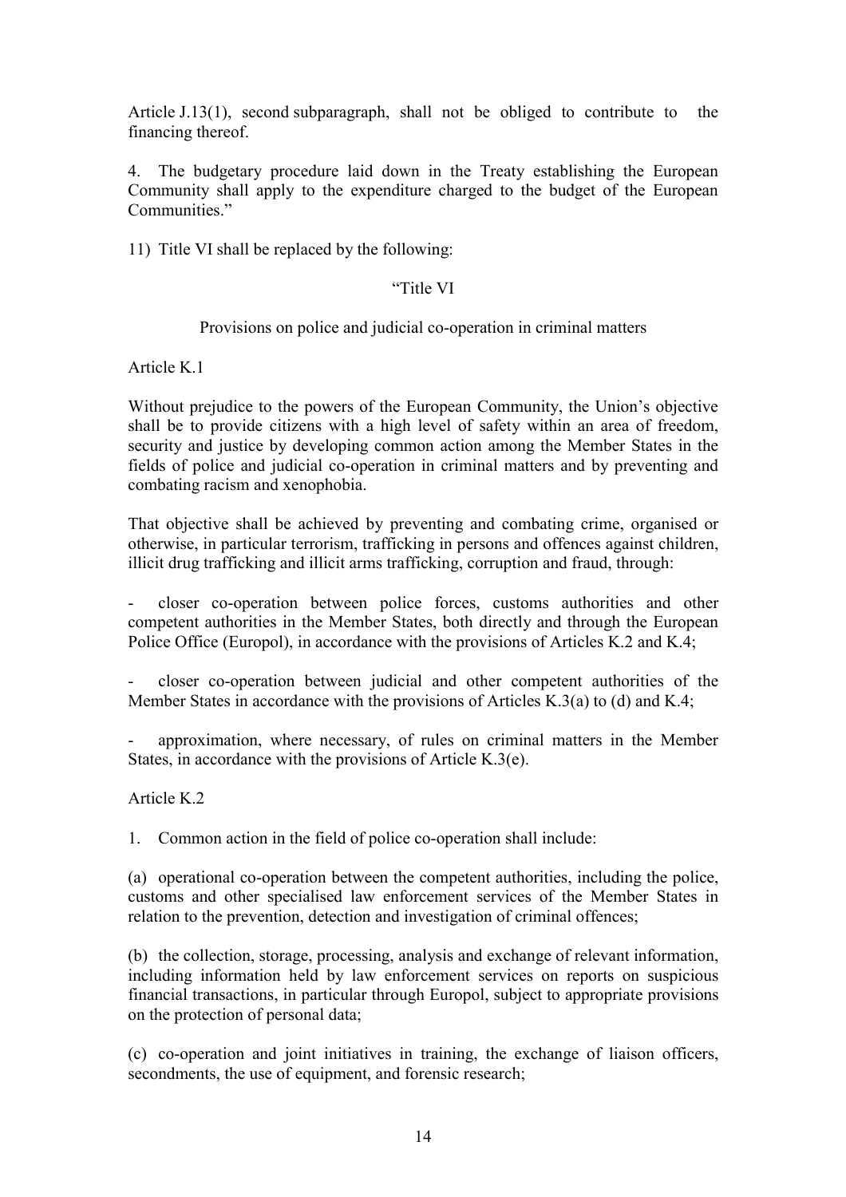Article J.13(1), second subparagraph, shall not be obliged to contribute to the financing thereof.

4. The budgetary procedure laid down in the Treaty establishing the European Community shall apply to the expenditure charged to the budget of the European Communities."

11) Title VI shall be replaced by the following:

"Title VI

Provisions on police and judicial co-operation in criminal matters

Article K.1

Without prejudice to the powers of the European Community, the Union's objective shall be to provide citizens with a high level of safety within an area of freedom, security and justice by developing common action among the Member States in the fields of police and judicial co-operation in criminal matters and by preventing and combating racism and xenophobia.

That objective shall be achieved by preventing and combating crime, organised or otherwise, in particular terrorism, trafficking in persons and offences against children, illicit drug trafficking and illicit arms trafficking, corruption and fraud, through:

- closer co-operation between police forces, customs authorities and other competent authorities in the Member States, both directly and through the European Police Office (Europol), in accordance with the provisions of Articles K.2 and K.4;

- closer co-operation between judicial and other competent authorities of the Member States in accordance with the provisions of Articles K.3(a) to (d) and K.4;

- approximation, where necessary, of rules on criminal matters in the Member States, in accordance with the provisions of Article K.3(e).

Article K.2

1. Common action in the field of police co-operation shall include:

(a) operational co-operation between the competent authorities, including the police, customs and other specialised law enforcement services of the Member States in relation to the prevention, detection and investigation of criminal offences;

(b) the collection, storage, processing, analysis and exchange of relevant information, including information held by law enforcement services on reports on suspicious financial transactions, in particular through Europol, subject to appropriate provisions on the protection of personal data;

(c) co-operation and joint initiatives in training, the exchange of liaison officers, secondments, the use of equipment, and forensic research;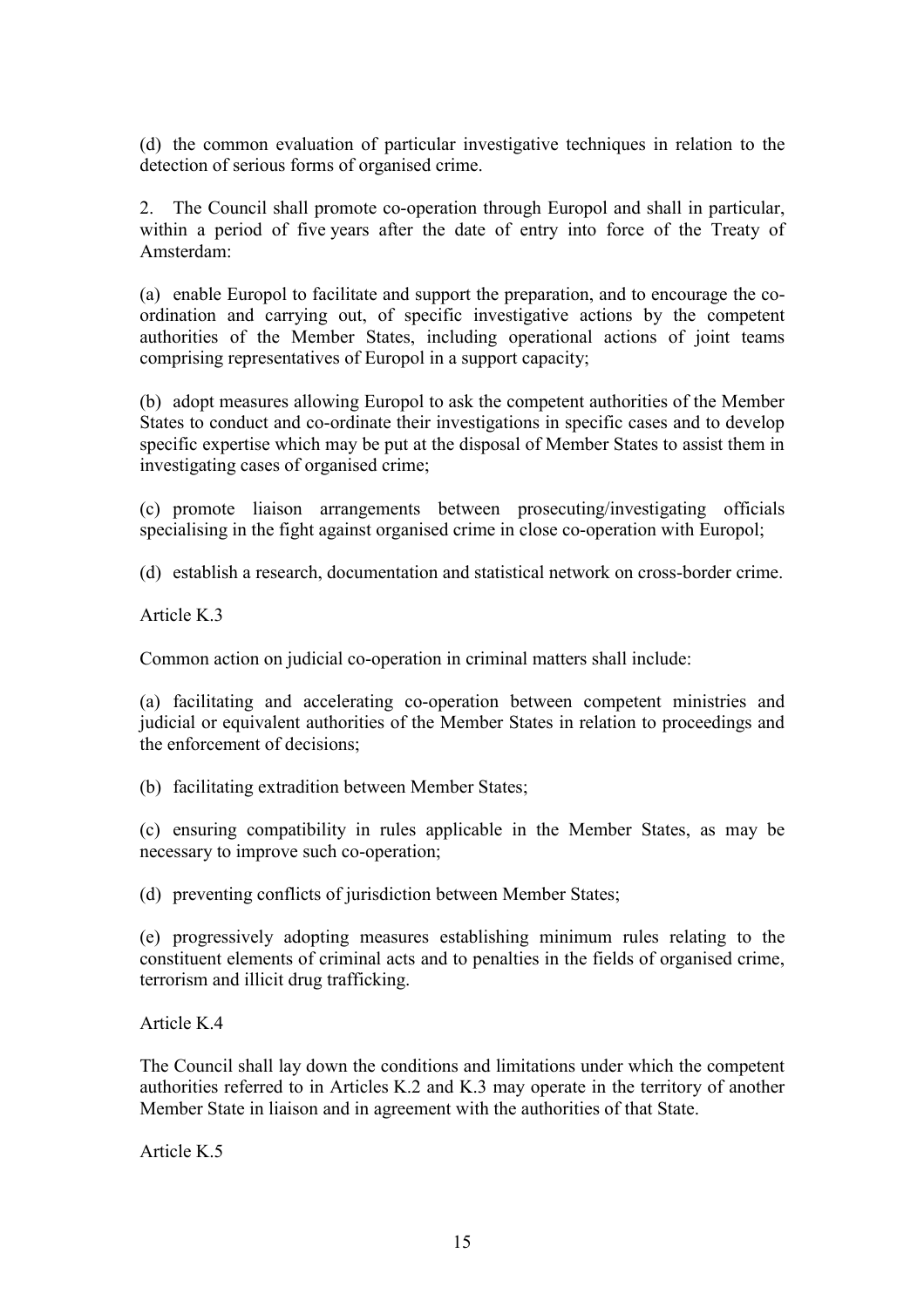(d) the common evaluation of particular investigative techniques in relation to the detection of serious forms of organised crime.

2. The Council shall promote co-operation through Europol and shall in particular, within a period of five years after the date of entry into force of the Treaty of Amsterdam:

(a) enable Europol to facilitate and support the preparation, and to encourage the co-ordination and carrying out, of specific investigative actions by the competent authorities of the Member States, including operational actions of joint teams comprising representatives of Europol in a support capacity;

(b) adopt measures allowing Europol to ask the competent authorities of the Member States to conduct and co-ordinate their investigations in specific cases and to develop specific expertise which may be put at the disposal of Member States to assist them in investigating cases of organised crime;

(c) promote liaison arrangements between prosecuting/investigating officials specialising in the fight against organised crime in close co-operation with Europol;

(d) establish a research, documentation and statistical network on cross-border crime.

Article K.3

Common action on judicial co-operation in criminal matters shall include:

(a) facilitating and accelerating co-operation between competent ministries and judicial or equivalent authorities of the Member States in relation to proceedings and the enforcement of decisions;

(b) facilitating extradition between Member States;

(c) ensuring compatibility in rules applicable in the Member States, as may be necessary to improve such co-operation;

(d) preventing conflicts of jurisdiction between Member States;

(e) progressively adopting measures establishing minimum rules relating to the constituent elements of criminal acts and to penalties in the fields of organised crime, terrorism and illicit drug trafficking.

Article K.4

The Council shall lay down the conditions and limitations under which the competent authorities referred to in Articles K.2 and K.3 may operate in the territory of another Member State in liaison and in agreement with the authorities of that State.

Article K.5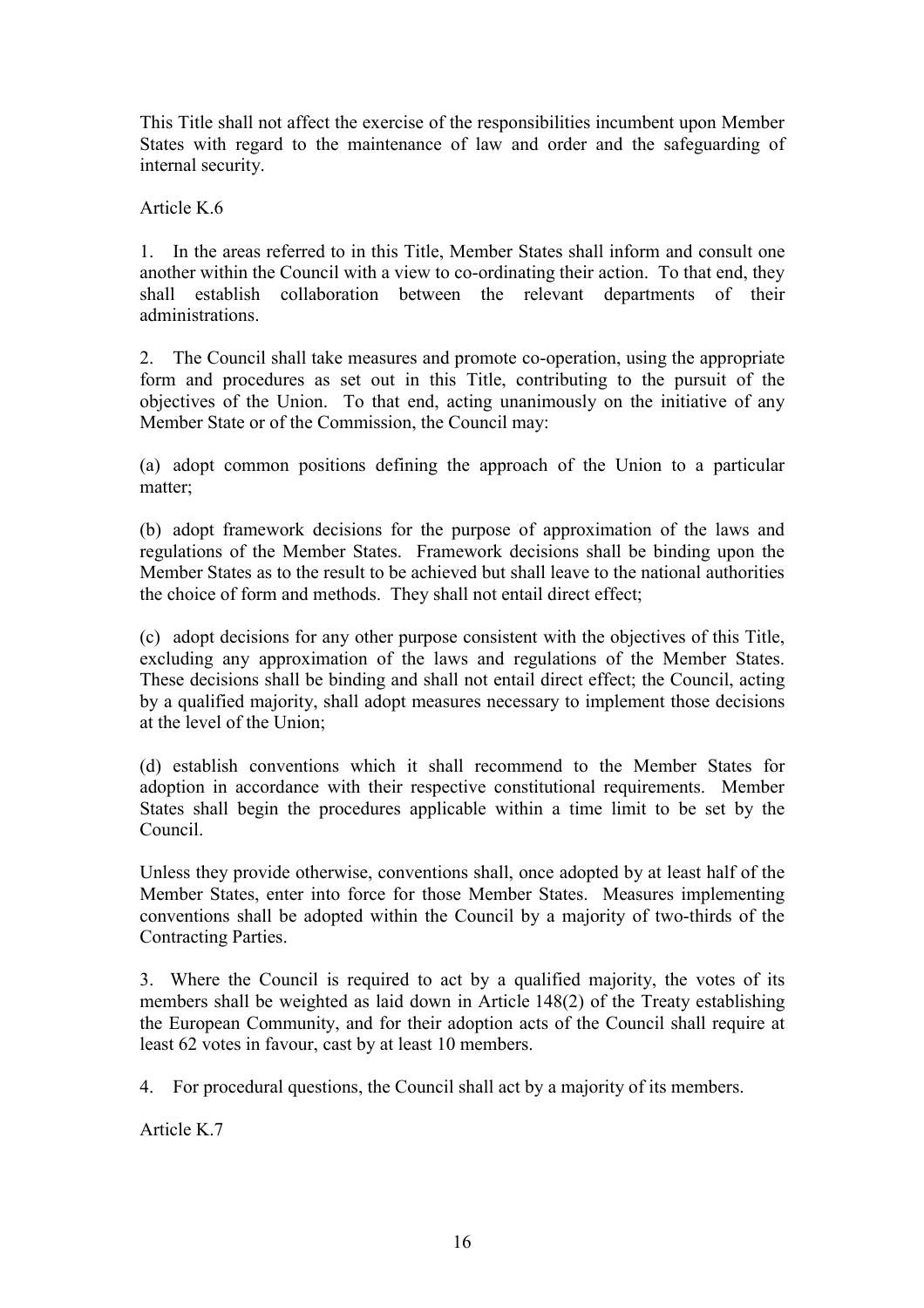This Title shall not affect the exercise of the responsibilities incumbent upon Member States with regard to the maintenance of law and order and the safeguarding of internal security.

Article K.6

1. In the areas referred to in this Title, Member States shall inform and consult one another within the Council with a view to co-ordinating their action. To that end, they shall establish collaboration between the relevant departments of their administrations.

2. The Council shall take measures and promote co-operation, using the appropriate form and procedures as set out in this Title, contributing to the pursuit of the objectives of the Union. To that end, acting unanimously on the initiative of any Member State or of the Commission, the Council may:

(a) adopt common positions defining the approach of the Union to a particular matter;

(b) adopt framework decisions for the purpose of approximation of the laws and regulations of the Member States. Framework decisions shall be binding upon the Member States as to the result to be achieved but shall leave to the national authorities the choice of form and methods. They shall not entail direct effect;

(c) adopt decisions for any other purpose consistent with the objectives of this Title, excluding any approximation of the laws and regulations of the Member States. These decisions shall be binding and shall not entail direct effect; the Council, acting by a qualified majority, shall adopt measures necessary to implement those decisions at the level of the Union;

(d) establish conventions which it shall recommend to the Member States for adoption in accordance with their respective constitutional requirements. Member States shall begin the procedures applicable within a time limit to be set by the Council.

Unless they provide otherwise, conventions shall, once adopted by at least half of the Member States, enter into force for those Member States. Measures implementing conventions shall be adopted within the Council by a majority of two-thirds of the Contracting Parties.

3. Where the Council is required to act by a qualified majority, the votes of its members shall be weighted as laid down in Article 148(2) of the Treaty establishing the European Community, and for their adoption acts of the Council shall require at least 62 votes in favour, cast by at least 10 members.

4. For procedural questions, the Council shall act by a majority of its members.

Article K.7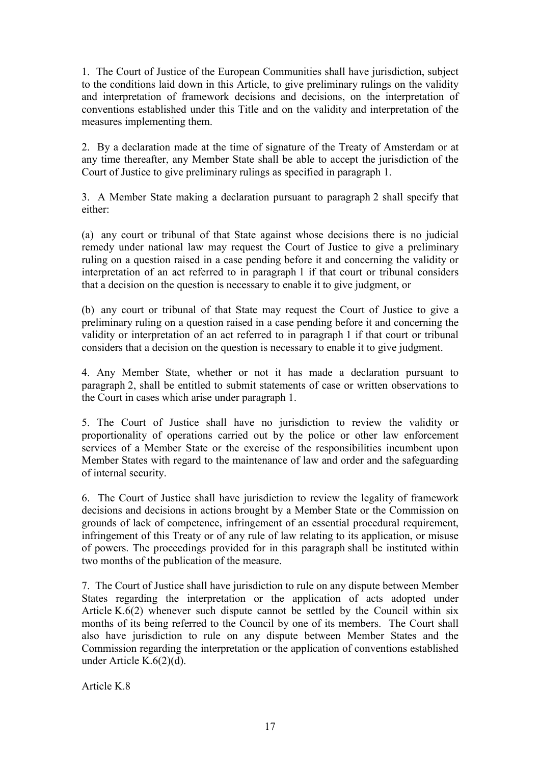1. The Court of Justice of the European Communities shall have jurisdiction, subject to the conditions laid down in this Article, to give preliminary rulings on the validity and interpretation of framework decisions and decisions, on the interpretation of conventions established under this Title and on the validity and interpretation of the measures implementing them.

2. By a declaration made at the time of signature of the Treaty of Amsterdam or at any time thereafter, any Member State shall be able to accept the jurisdiction of the Court of Justice to give preliminary rulings as specified in paragraph 1.

3. A Member State making a declaration pursuant to paragraph 2 shall specify that either:

(a) any court or tribunal of that State against whose decisions there is no judicial remedy under national law may request the Court of Justice to give a preliminary ruling on a question raised in a case pending before it and concerning the validity or interpretation of an act referred to in paragraph 1 if that court or tribunal considers that a decision on the question is necessary to enable it to give judgment, or

(b) any court or tribunal of that State may request the Court of Justice to give a preliminary ruling on a question raised in a case pending before it and concerning the validity or interpretation of an act referred to in paragraph 1 if that court or tribunal considers that a decision on the question is necessary to enable it to give judgment.

4. Any Member State, whether or not it has made a declaration pursuant to paragraph 2, shall be entitled to submit statements of case or written observations to the Court in cases which arise under paragraph 1.

5. The Court of Justice shall have no jurisdiction to review the validity or proportionality of operations carried out by the police or other law enforcement services of a Member State or the exercise of the responsibilities incumbent upon Member States with regard to the maintenance of law and order and the safeguarding of internal security.

6. The Court of Justice shall have jurisdiction to review the legality of framework decisions and decisions in actions brought by a Member State or the Commission on grounds of lack of competence, infringement of an essential procedural requirement, infringement of this Treaty or of any rule of law relating to its application, or misuse of powers. The proceedings provided for in this paragraph shall be instituted within two months of the publication of the measure.

7. The Court of Justice shall have jurisdiction to rule on any dispute between Member States regarding the interpretation or the application of acts adopted under Article K.6(2) whenever such dispute cannot be settled by the Council within six months of its being referred to the Council by one of its members. The Court shall also have jurisdiction to rule on any dispute between Member States and the Commission regarding the interpretation or the application of conventions established under Article K.6(2)(d).

Article K.8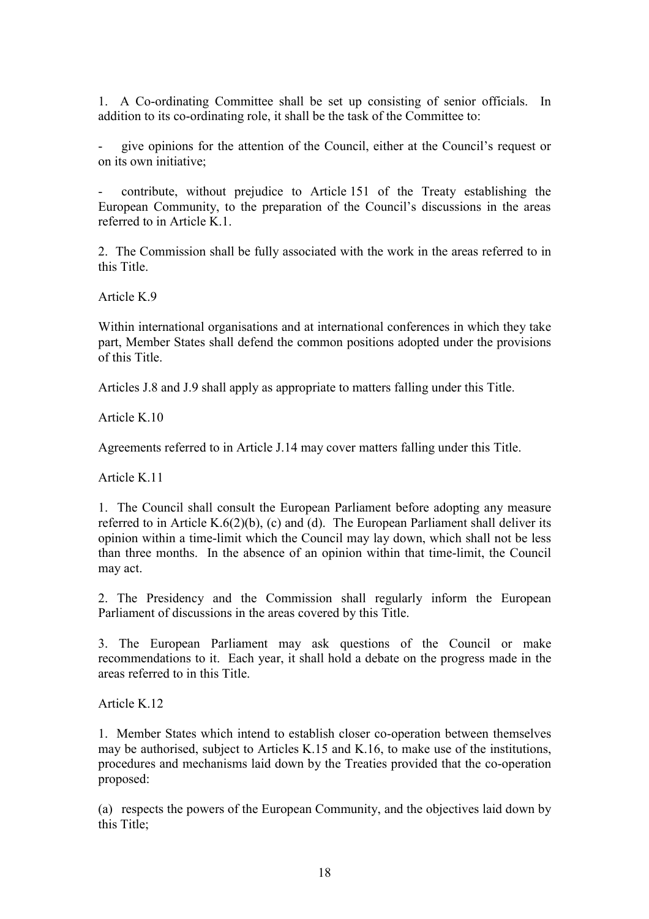1. A Co-ordinating Committee shall be set up consisting of senior officials. In addition to its co-ordinating role, it shall be the task of the Committee to:

- give opinions for the attention of the Council, either at the Council's request or on its own initiative;

- contribute, without prejudice to Article 151 of the Treaty establishing the European Community, to the preparation of the Council's discussions in the areas referred to in Article K.1.

2. The Commission shall be fully associated with the work in the areas referred to in this Title.

Article K.9

Within international organisations and at international conferences in which they take part, Member States shall defend the common positions adopted under the provisions of this Title.

Articles J.8 and J.9 shall apply as appropriate to matters falling under this Title.

Article K.10

Agreements referred to in Article J.14 may cover matters falling under this Title.

Article K.11

1. The Council shall consult the European Parliament before adopting any measure referred to in Article K.6(2)(b), (c) and (d). The European Parliament shall deliver its opinion within a time-limit which the Council may lay down, which shall not be less than three months. In the absence of an opinion within that time-limit, the Council may act.

2. The Presidency and the Commission shall regularly inform the European Parliament of discussions in the areas covered by this Title.

3. The European Parliament may ask questions of the Council or make recommendations to it. Each year, it shall hold a debate on the progress made in the areas referred to in this Title.

Article K.12

1. Member States which intend to establish closer co-operation between themselves may be authorised, subject to Articles K.15 and K.16, to make use of the institutions, procedures and mechanisms laid down by the Treaties provided that the co-operation proposed:

(a) respects the powers of the European Community, and the objectives laid down by this Title;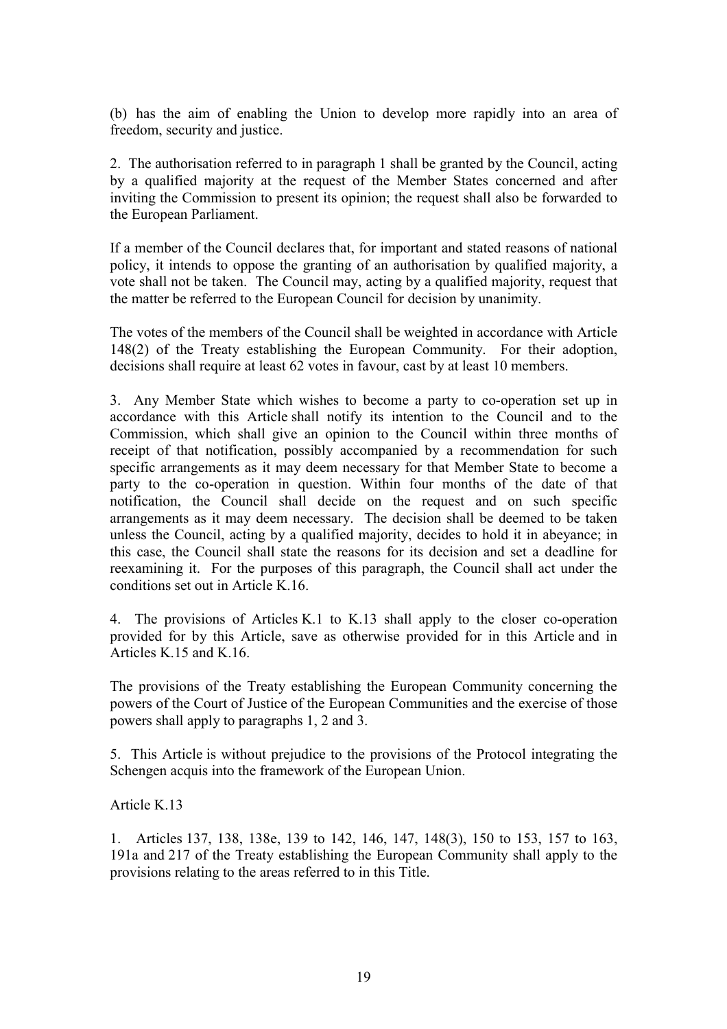(b) has the aim of enabling the Union to develop more rapidly into an area of freedom, security and justice.

2. The authorisation referred to in paragraph 1 shall be granted by the Council, acting by a qualified majority at the request of the Member States concerned and after inviting the Commission to present its opinion; the request shall also be forwarded to the European Parliament.

If a member of the Council declares that, for important and stated reasons of national policy, it intends to oppose the granting of an authorisation by qualified majority, a vote shall not be taken. The Council may, acting by a qualified majority, request that the matter be referred to the European Council for decision by unanimity.

The votes of the members of the Council shall be weighted in accordance with Article 148(2) of the Treaty establishing the European Community. For their adoption, decisions shall require at least 62 votes in favour, cast by at least 10 members.

3. Any Member State which wishes to become a party to co-operation set up in accordance with this Article shall notify its intention to the Council and to the Commission, which shall give an opinion to the Council within three months of receipt of that notification, possibly accompanied by a recommendation for such specific arrangements as it may deem necessary for that Member State to become a party to the co-operation in question. Within four months of the date of that notification, the Council shall decide on the request and on such specific arrangements as it may deem necessary. The decision shall be deemed to be taken unless the Council, acting by a qualified majority, decides to hold it in abeyance; in this case, the Council shall state the reasons for its decision and set a deadline for reexamining it. For the purposes of this paragraph, the Council shall act under the conditions set out in Article K.16.

4. The provisions of Articles K.1 to K.13 shall apply to the closer co-operation provided for by this Article, save as otherwise provided for in this Article and in Articles K.15 and K.16.

The provisions of the Treaty establishing the European Community concerning the powers of the Court of Justice of the European Communities and the exercise of those powers shall apply to paragraphs 1, 2 and 3.

5. This Article is without prejudice to the provisions of the Protocol integrating the Schengen acquis into the framework of the European Union.

Article K.13

1. Articles 137, 138, 138e, 139 to 142, 146, 147, 148(3), 150 to 153, 157 to 163, 191a and 217 of the Treaty establishing the European Community shall apply to the provisions relating to the areas referred to in this Title.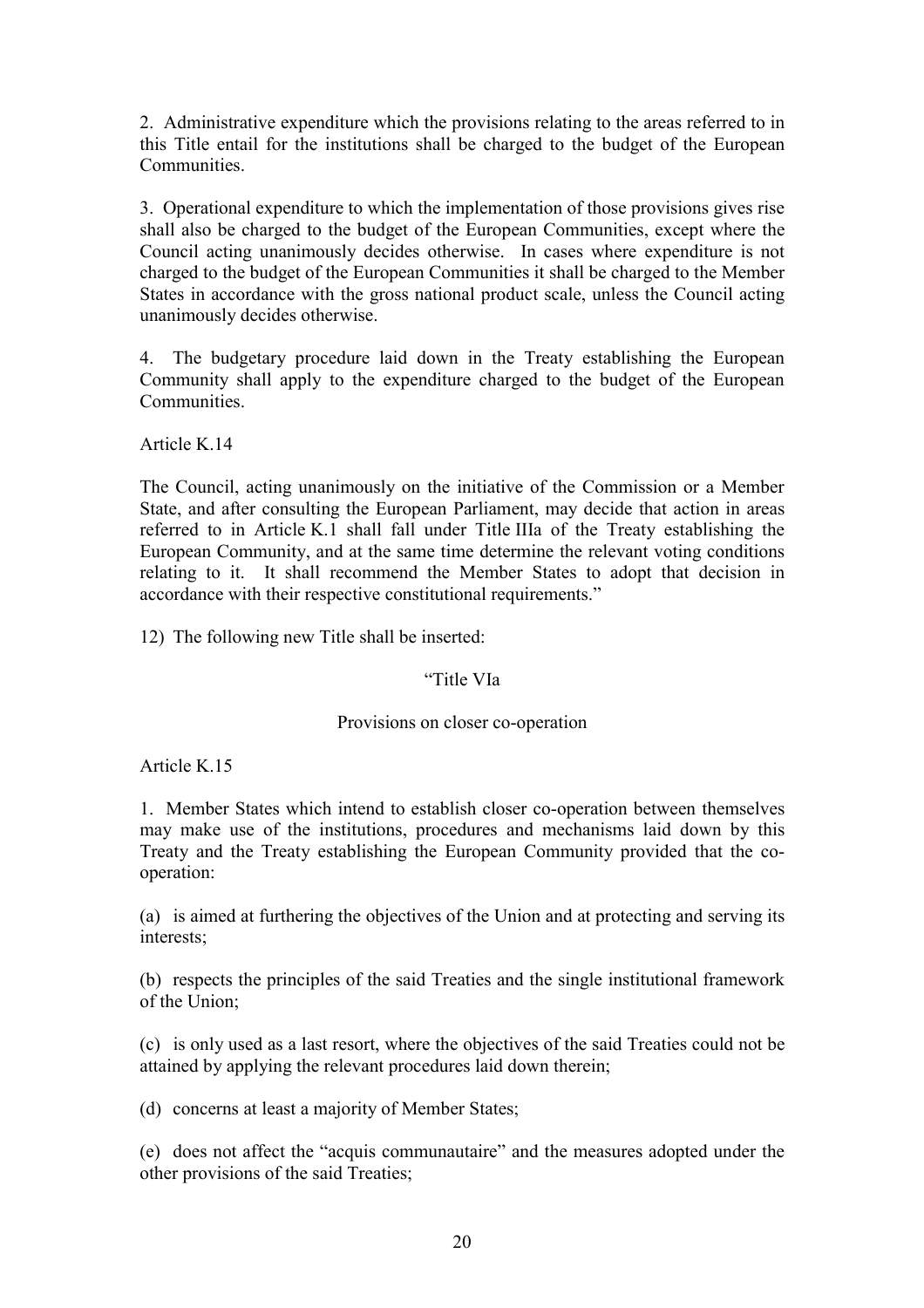2. Administrative expenditure which the provisions relating to the areas referred to in this Title entail for the institutions shall be charged to the budget of the European Communities.

3. Operational expenditure to which the implementation of those provisions gives rise shall also be charged to the budget of the European Communities, except where the Council acting unanimously decides otherwise. In cases where expenditure is not charged to the budget of the European Communities it shall be charged to the Member States in accordance with the gross national product scale, unless the Council acting unanimously decides otherwise.

4. The budgetary procedure laid down in the Treaty establishing the European Community shall apply to the expenditure charged to the budget of the European Communities.

Article K.14

The Council, acting unanimously on the initiative of the Commission or a Member State, and after consulting the European Parliament, may decide that action in areas referred to in Article K.1 shall fall under Title IIIa of the Treaty establishing the European Community, and at the same time determine the relevant voting conditions relating to it. It shall recommend the Member States to adopt that decision in accordance with their respective constitutional requirements."

12) The following new Title shall be inserted:

"Title VIa

Provisions on closer co-operation

Article K.15

1. Member States which intend to establish closer co-operation between themselves may make use of the institutions, procedures and mechanisms laid down by this Treaty and the Treaty establishing the European Community provided that the co-operation:

(a) is aimed at furthering the objectives of the Union and at protecting and serving its interests;

(b) respects the principles of the said Treaties and the single institutional framework of the Union;

(c) is only used as a last resort, where the objectives of the said Treaties could not be attained by applying the relevant procedures laid down therein;

(d) concerns at least a majority of Member States;

(e) does not affect the "acquis communautaire" and the measures adopted under the other provisions of the said Treaties;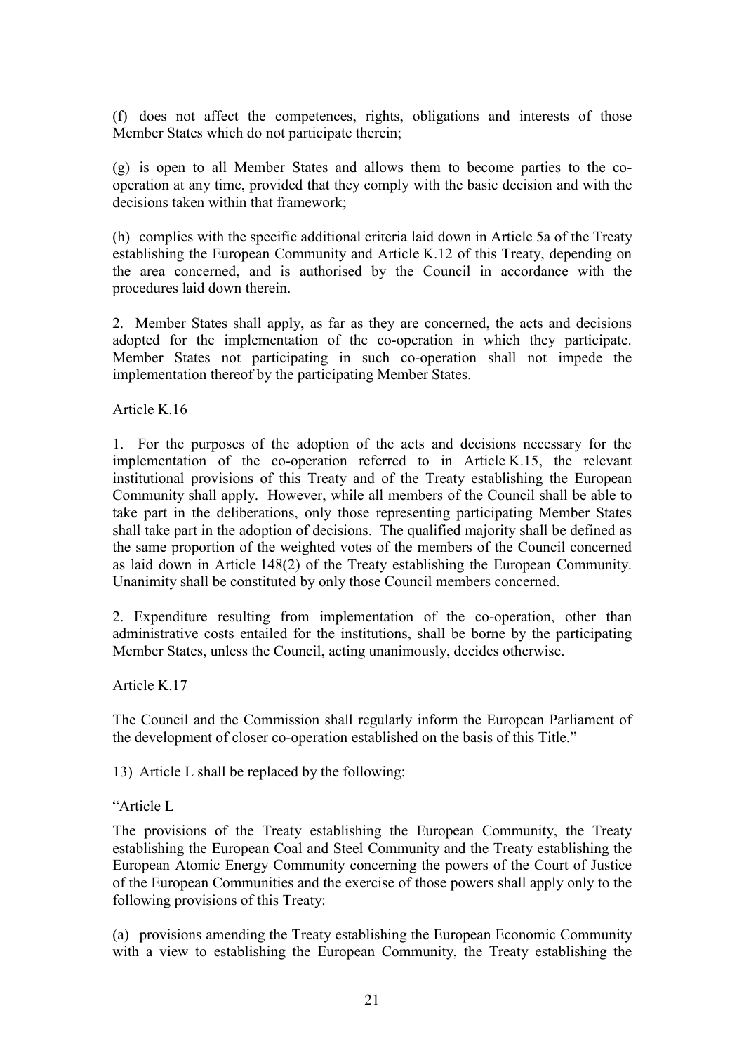(f) does not affect the competences, rights, obligations and interests of those Member States which do not participate therein;

(g) is open to all Member States and allows them to become parties to the co-operation at any time, provided that they comply with the basic decision and with the decisions taken within that framework;

(h) complies with the specific additional criteria laid down in Article 5a of the Treaty establishing the European Community and Article K.12 of this Treaty, depending on the area concerned, and is authorised by the Council in accordance with the procedures laid down therein.

2. Member States shall apply, as far as they are concerned, the acts and decisions adopted for the implementation of the co-operation in which they participate. Member States not participating in such co-operation shall not impede the implementation thereof by the participating Member States.

Article K.16

1. For the purposes of the adoption of the acts and decisions necessary for the implementation of the co-operation referred to in Article K.15, the relevant institutional provisions of this Treaty and of the Treaty establishing the European Community shall apply. However, while all members of the Council shall be able to take part in the deliberations, only those representing participating Member States shall take part in the adoption of decisions. The qualified majority shall be defined as the same proportion of the weighted votes of the members of the Council concerned as laid down in Article 148(2) of the Treaty establishing the European Community. Unanimity shall be constituted by only those Council members concerned.

2. Expenditure resulting from implementation of the co-operation, other than administrative costs entailed for the institutions, shall be borne by the participating Member States, unless the Council, acting unanimously, decides otherwise.

Article K.17

The Council and the Commission shall regularly inform the European Parliament of the development of closer co-operation established on the basis of this Title."

13) Article L shall be replaced by the following:

"Article L

The provisions of the Treaty establishing the European Community, the Treaty establishing the European Coal and Steel Community and the Treaty establishing the European Atomic Energy Community concerning the powers of the Court of Justice of the European Communities and the exercise of those powers shall apply only to the following provisions of this Treaty:

(a) provisions amending the Treaty establishing the European Economic Community with a view to establishing the European Community, the Treaty establishing the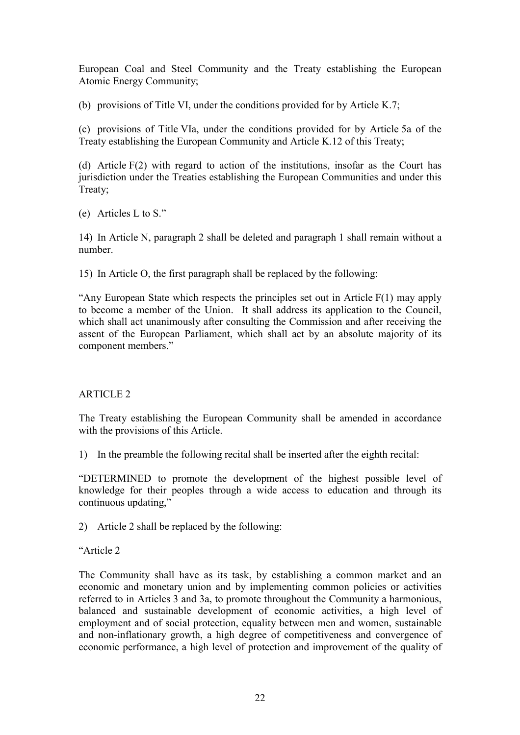European Coal and Steel Community and the Treaty establishing the European Atomic Energy Community;

(b) provisions of Title VI, under the conditions provided for by Article K.7;

(c) provisions of Title VIa, under the conditions provided for by Article 5a of the Treaty establishing the European Community and Article K.12 of this Treaty;

(d) Article F(2) with regard to action of the institutions, insofar as the Court has jurisdiction under the Treaties establishing the European Communities and under this Treaty;

(e) Articles L to S."

14) In Article N, paragraph 2 shall be deleted and paragraph 1 shall remain without a number.

15) In Article O, the first paragraph shall be replaced by the following:

"Any European State which respects the principles set out in Article F(1) may apply to become a member of the Union. It shall address its application to the Council, which shall act unanimously after consulting the Commission and after receiving the assent of the European Parliament, which shall act by an absolute majority of its component members."

## ARTICLE 2

The Treaty establishing the European Community shall be amended in accordance with the provisions of this Article.

1) In the preamble the following recital shall be inserted after the eighth recital:

"DETERMINED to promote the development of the highest possible level of knowledge for their peoples through a wide access to education and through its continuous updating,"

2) Article 2 shall be replaced by the following:

"Article 2

The Community shall have as its task, by establishing a common market and an economic and monetary union and by implementing common policies or activities referred to in Articles 3 and 3a, to promote throughout the Community a harmonious, balanced and sustainable development of economic activities, a high level of employment and of social protection, equality between men and women, sustainable and non-inflationary growth, a high degree of competitiveness and convergence of economic performance, a high level of protection and improvement of the quality of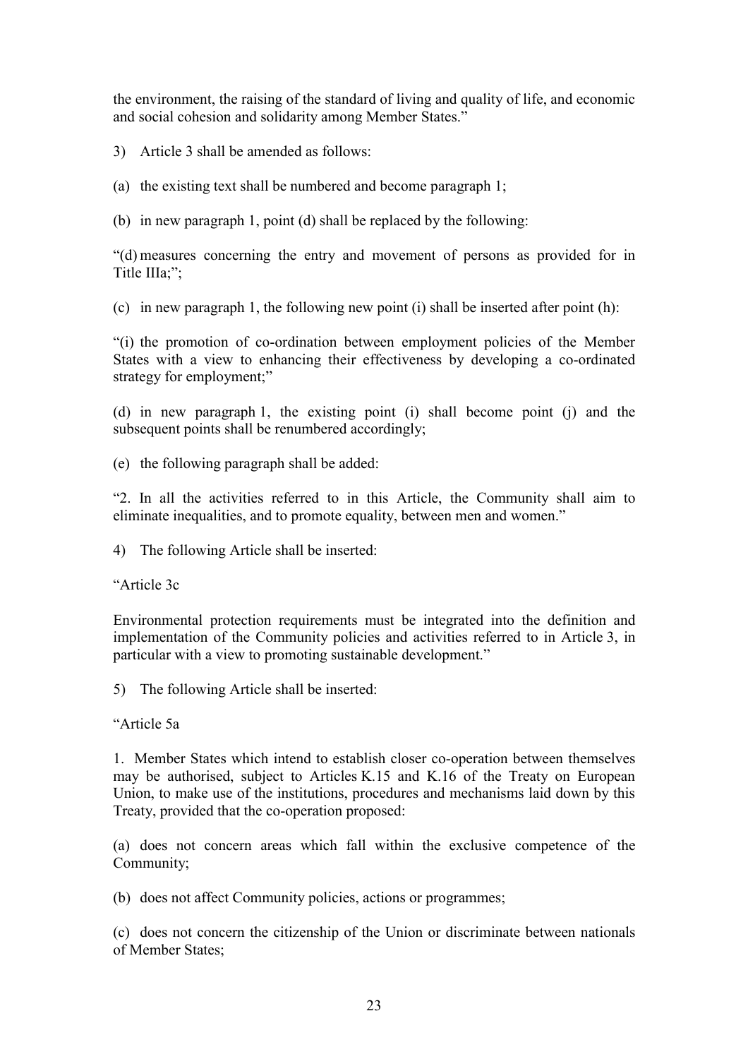the environment, the raising of the standard of living and quality of life, and economic and social cohesion and solidarity among Member States."

3) Article 3 shall be amended as follows:

(a) the existing text shall be numbered and become paragraph 1;

(b) in new paragraph 1, point (d) shall be replaced by the following:

"(d) measures concerning the entry and movement of persons as provided for in Title IIIa;";

(c) in new paragraph 1, the following new point (i) shall be inserted after point (h):

"(i) the promotion of co-ordination between employment policies of the Member States with a view to enhancing their effectiveness by developing a co-ordinated strategy for employment;"

(d) in new paragraph 1, the existing point (i) shall become point (j) and the subsequent points shall be renumbered accordingly;

(e) the following paragraph shall be added:

"2. In all the activities referred to in this Article, the Community shall aim to eliminate inequalities, and to promote equality, between men and women."

4) The following Article shall be inserted:

"Article 3c

Environmental protection requirements must be integrated into the definition and implementation of the Community policies and activities referred to in Article 3, in particular with a view to promoting sustainable development."

5) The following Article shall be inserted:

"Article 5a

1. Member States which intend to establish closer co-operation between themselves may be authorised, subject to Articles K.15 and K.16 of the Treaty on European Union, to make use of the institutions, procedures and mechanisms laid down by this Treaty, provided that the co-operation proposed:

(a) does not concern areas which fall within the exclusive competence of the Community;

(b) does not affect Community policies, actions or programmes;

(c) does not concern the citizenship of the Union or discriminate between nationals of Member States;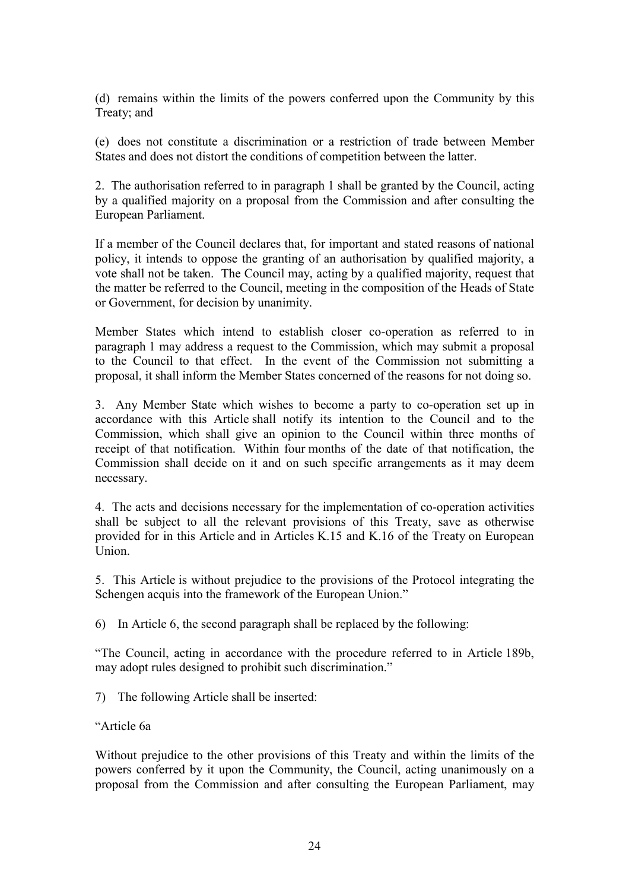(d) remains within the limits of the powers conferred upon the Community by this Treaty; and

(e) does not constitute a discrimination or a restriction of trade between Member States and does not distort the conditions of competition between the latter.

2. The authorisation referred to in paragraph 1 shall be granted by the Council, acting by a qualified majority on a proposal from the Commission and after consulting the European Parliament.

If a member of the Council declares that, for important and stated reasons of national policy, it intends to oppose the granting of an authorisation by qualified majority, a vote shall not be taken. The Council may, acting by a qualified majority, request that the matter be referred to the Council, meeting in the composition of the Heads of State or Government, for decision by unanimity.

Member States which intend to establish closer co-operation as referred to in paragraph 1 may address a request to the Commission, which may submit a proposal to the Council to that effect. In the event of the Commission not submitting a proposal, it shall inform the Member States concerned of the reasons for not doing so.

3. Any Member State which wishes to become a party to co-operation set up in accordance with this Article shall notify its intention to the Council and to the Commission, which shall give an opinion to the Council within three months of receipt of that notification. Within four months of the date of that notification, the Commission shall decide on it and on such specific arrangements as it may deem necessary.

4. The acts and decisions necessary for the implementation of co-operation activities shall be subject to all the relevant provisions of this Treaty, save as otherwise provided for in this Article and in Articles K.15 and K.16 of the Treaty on European Union.

5. This Article is without prejudice to the provisions of the Protocol integrating the Schengen acquis into the framework of the European Union."

6) In Article 6, the second paragraph shall be replaced by the following:

"The Council, acting in accordance with the procedure referred to in Article 189b, may adopt rules designed to prohibit such discrimination."

7) The following Article shall be inserted:

"Article 6a

Without prejudice to the other provisions of this Treaty and within the limits of the powers conferred by it upon the Community, the Council, acting unanimously on a proposal from the Commission and after consulting the European Parliament, may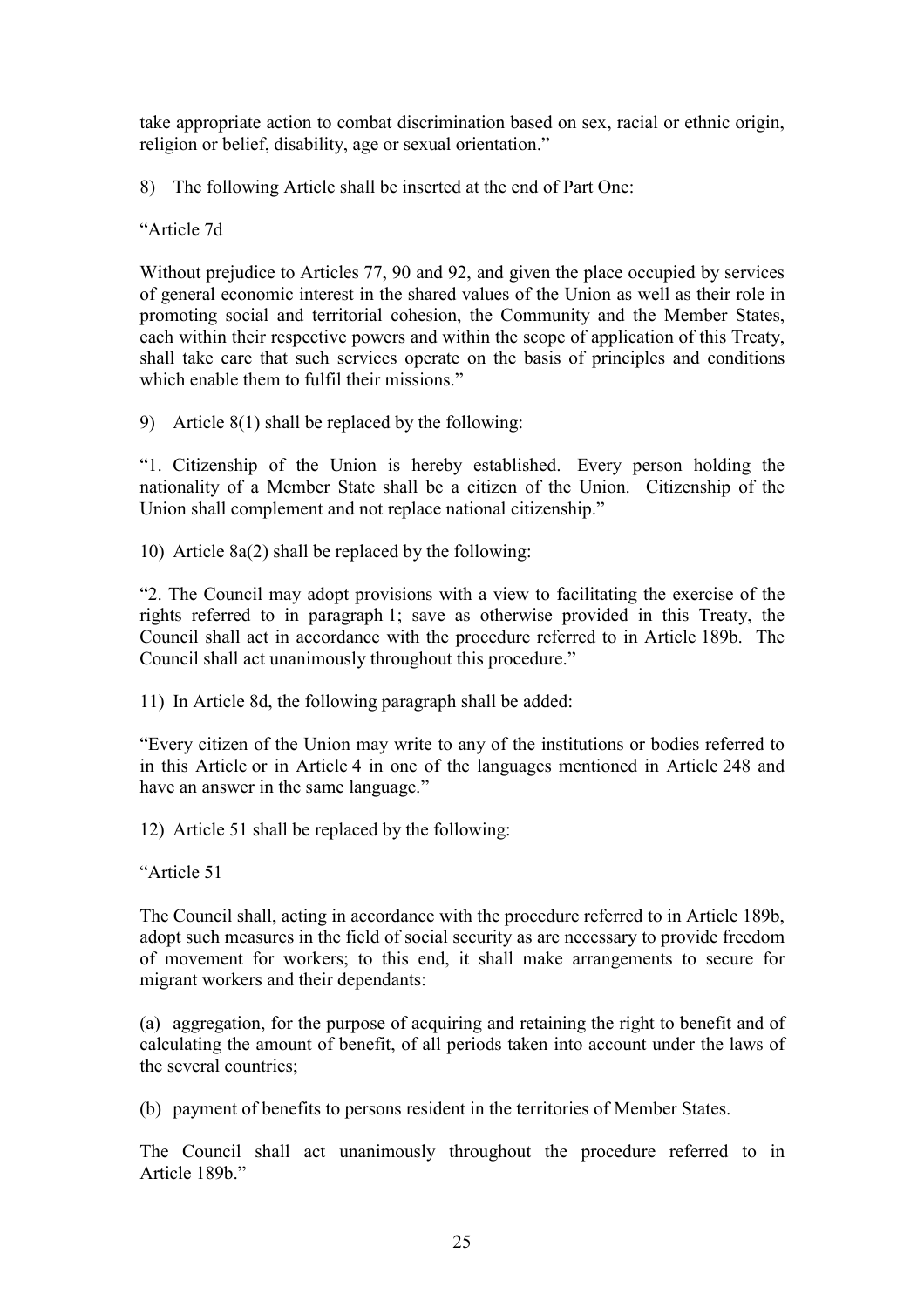take appropriate action to combat discrimination based on sex, racial or ethnic origin, religion or belief, disability, age or sexual orientation."

8) The following Article shall be inserted at the end of Part One:

"Article 7d

Without prejudice to Articles 77, 90 and 92, and given the place occupied by services of general economic interest in the shared values of the Union as well as their role in promoting social and territorial cohesion, the Community and the Member States, each within their respective powers and within the scope of application of this Treaty, shall take care that such services operate on the basis of principles and conditions which enable them to fulfil their missions."

9) Article 8(1) shall be replaced by the following:

"1. Citizenship of the Union is hereby established. Every person holding the nationality of a Member State shall be a citizen of the Union. Citizenship of the Union shall complement and not replace national citizenship."

10) Article 8a(2) shall be replaced by the following:

"2. The Council may adopt provisions with a view to facilitating the exercise of the rights referred to in paragraph 1; save as otherwise provided in this Treaty, the Council shall act in accordance with the procedure referred to in Article 189b. The Council shall act unanimously throughout this procedure."

11) In Article 8d, the following paragraph shall be added:

"Every citizen of the Union may write to any of the institutions or bodies referred to in this Article or in Article 4 in one of the languages mentioned in Article 248 and have an answer in the same language."

12) Article 51 shall be replaced by the following:

"Article 51

The Council shall, acting in accordance with the procedure referred to in Article 189b, adopt such measures in the field of social security as are necessary to provide freedom of movement for workers; to this end, it shall make arrangements to secure for migrant workers and their dependants:

(a) aggregation, for the purpose of acquiring and retaining the right to benefit and of calculating the amount of benefit, of all periods taken into account under the laws of the several countries;

(b) payment of benefits to persons resident in the territories of Member States.

The Council shall act unanimously throughout the procedure referred to in Article 189b."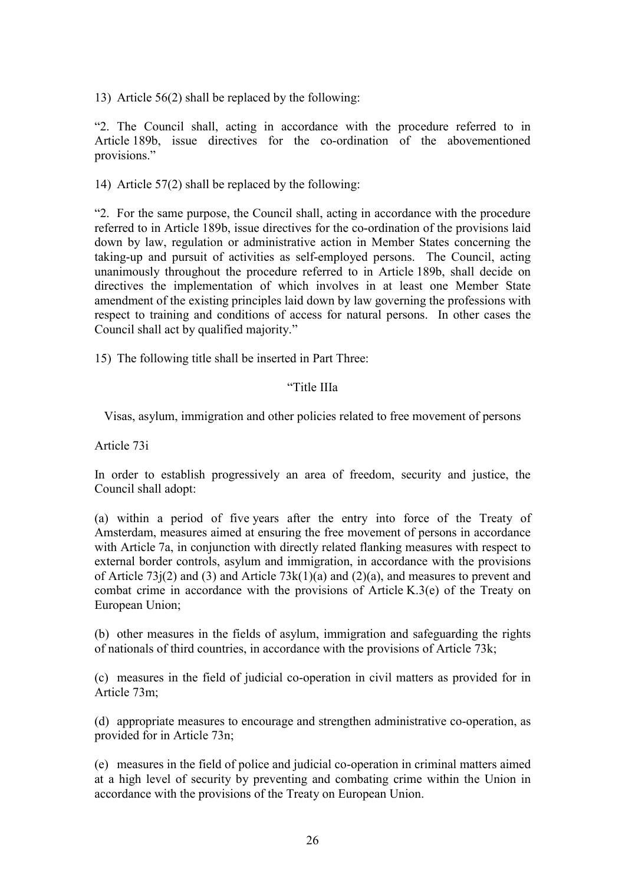13) Article 56(2) shall be replaced by the following:

“2. The Council shall, acting in accordance with the procedure referred to in Article 189b, issue directives for the co-ordination of the abovementioned provisions.”

14) Article 57(2) shall be replaced by the following:

“2. For the same purpose, the Council shall, acting in accordance with the procedure referred to in Article 189b, issue directives for the co-ordination of the provisions laid down by law, regulation or administrative action in Member States concerning the taking-up and pursuit of activities as self-employed persons. The Council, acting unanimously throughout the procedure referred to in Article 189b, shall decide on directives the implementation of which involves in at least one Member State amendment of the existing principles laid down by law governing the professions with respect to training and conditions of access for natural persons. In other cases the Council shall act by qualified majority.”

15) The following title shall be inserted in Part Three:

“Title IIIa

Visas, asylum, immigration and other policies related to free movement of persons

Article 73i

In order to establish progressively an area of freedom, security and justice, the Council shall adopt:

(a) within a period of five years after the entry into force of the Treaty of Amsterdam, measures aimed at ensuring the free movement of persons in accordance with Article 7a, in conjunction with directly related flanking measures with respect to external border controls, asylum and immigration, in accordance with the provisions of Article 73j(2) and (3) and Article 73k(1)(a) and (2)(a), and measures to prevent and combat crime in accordance with the provisions of Article K.3(e) of the Treaty on European Union;

(b) other measures in the fields of asylum, immigration and safeguarding the rights of nationals of third countries, in accordance with the provisions of Article 73k;

(c) measures in the field of judicial co-operation in civil matters as provided for in Article 73m;

(d) appropriate measures to encourage and strengthen administrative co-operation, as provided for in Article 73n;

(e) measures in the field of police and judicial co-operation in criminal matters aimed at a high level of security by preventing and combating crime within the Union in accordance with the provisions of the Treaty on European Union.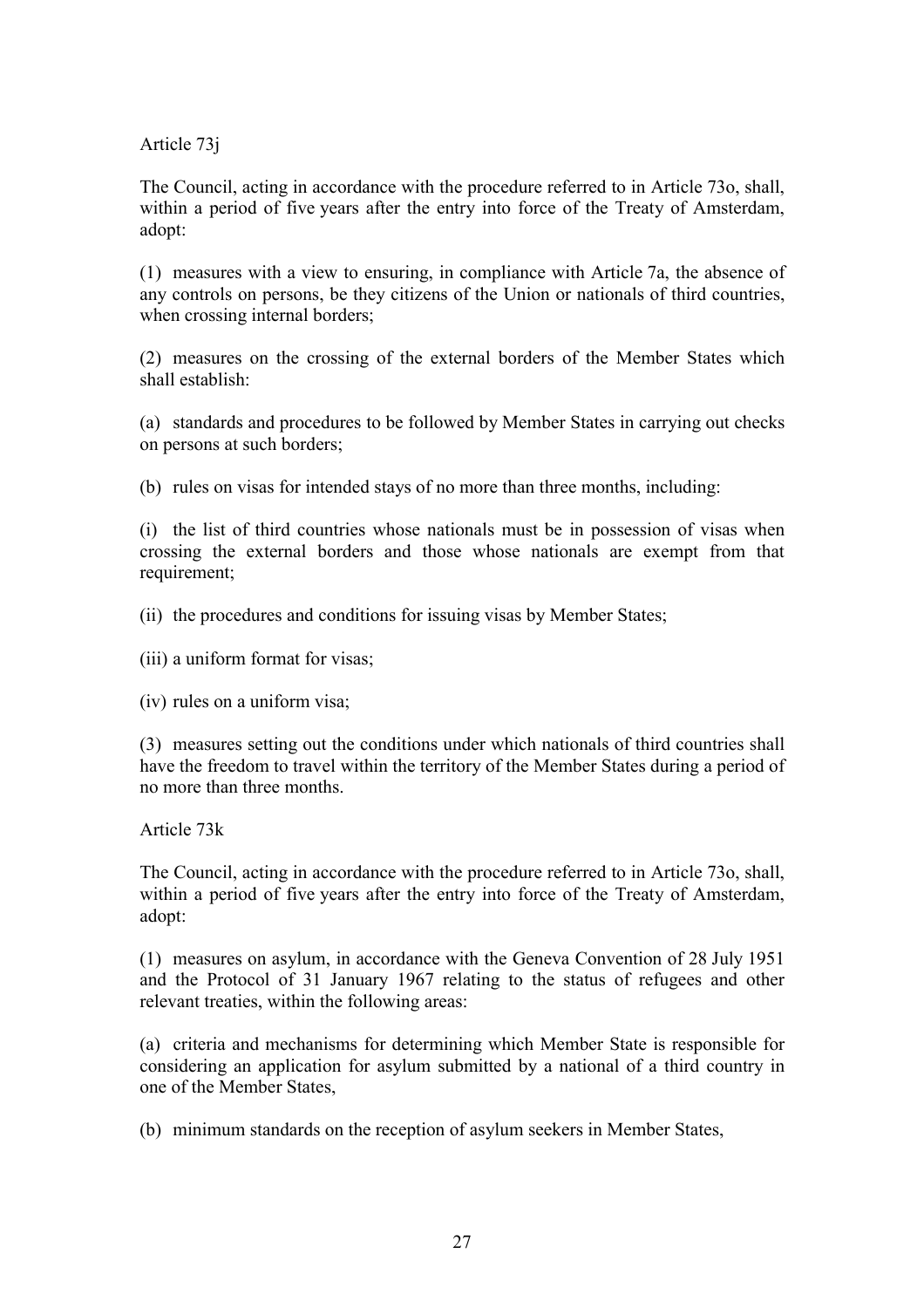Article 73j

The Council, acting in accordance with the procedure referred to in Article 73o, shall, within a period of five years after the entry into force of the Treaty of Amsterdam, adopt:

(1) measures with a view to ensuring, in compliance with Article 7a, the absence of any controls on persons, be they citizens of the Union or nationals of third countries, when crossing internal borders;

(2) measures on the crossing of the external borders of the Member States which shall establish:

(a) standards and procedures to be followed by Member States in carrying out checks on persons at such borders;

(b) rules on visas for intended stays of no more than three months, including:

(i) the list of third countries whose nationals must be in possession of visas when crossing the external borders and those whose nationals are exempt from that requirement;

(ii) the procedures and conditions for issuing visas by Member States;

(iii) a uniform format for visas;

(iv) rules on a uniform visa;

(3) measures setting out the conditions under which nationals of third countries shall have the freedom to travel within the territory of the Member States during a period of no more than three months.

Article 73k

The Council, acting in accordance with the procedure referred to in Article 73o, shall, within a period of five years after the entry into force of the Treaty of Amsterdam, adopt:

(1) measures on asylum, in accordance with the Geneva Convention of 28 July 1951 and the Protocol of 31 January 1967 relating to the status of refugees and other relevant treaties, within the following areas:

(a) criteria and mechanisms for determining which Member State is responsible for considering an application for asylum submitted by a national of a third country in one of the Member States,

(b) minimum standards on the reception of asylum seekers in Member States,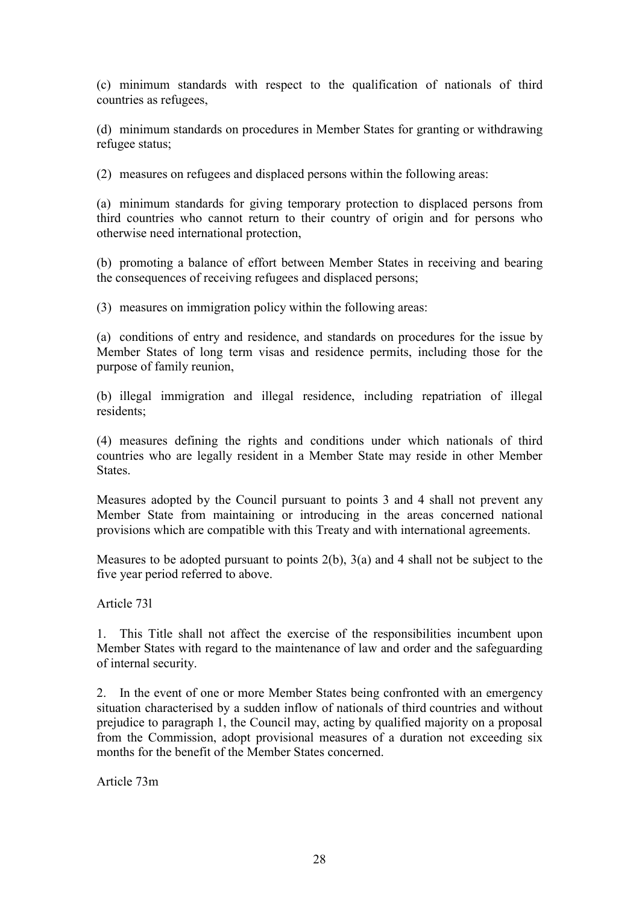(c) minimum standards with respect to the qualification of nationals of third countries as refugees,

(d) minimum standards on procedures in Member States for granting or withdrawing refugee status;

(2) measures on refugees and displaced persons within the following areas:

(a) minimum standards for giving temporary protection to displaced persons from third countries who cannot return to their country of origin and for persons who otherwise need international protection,

(b) promoting a balance of effort between Member States in receiving and bearing the consequences of receiving refugees and displaced persons;

(3) measures on immigration policy within the following areas:

(a) conditions of entry and residence, and standards on procedures for the issue by Member States of long term visas and residence permits, including those for the purpose of family reunion,

(b) illegal immigration and illegal residence, including repatriation of illegal residents;

(4) measures defining the rights and conditions under which nationals of third countries who are legally resident in a Member State may reside in other Member States.

Measures adopted by the Council pursuant to points 3 and 4 shall not prevent any Member State from maintaining or introducing in the areas concerned national provisions which are compatible with this Treaty and with international agreements.

Measures to be adopted pursuant to points 2(b), 3(a) and 4 shall not be subject to the five year period referred to above.

Article 73l

1. This Title shall not affect the exercise of the responsibilities incumbent upon Member States with regard to the maintenance of law and order and the safeguarding of internal security.

2. In the event of one or more Member States being confronted with an emergency situation characterised by a sudden inflow of nationals of third countries and without prejudice to paragraph 1, the Council may, acting by qualified majority on a proposal from the Commission, adopt provisional measures of a duration not exceeding six months for the benefit of the Member States concerned.

Article 73m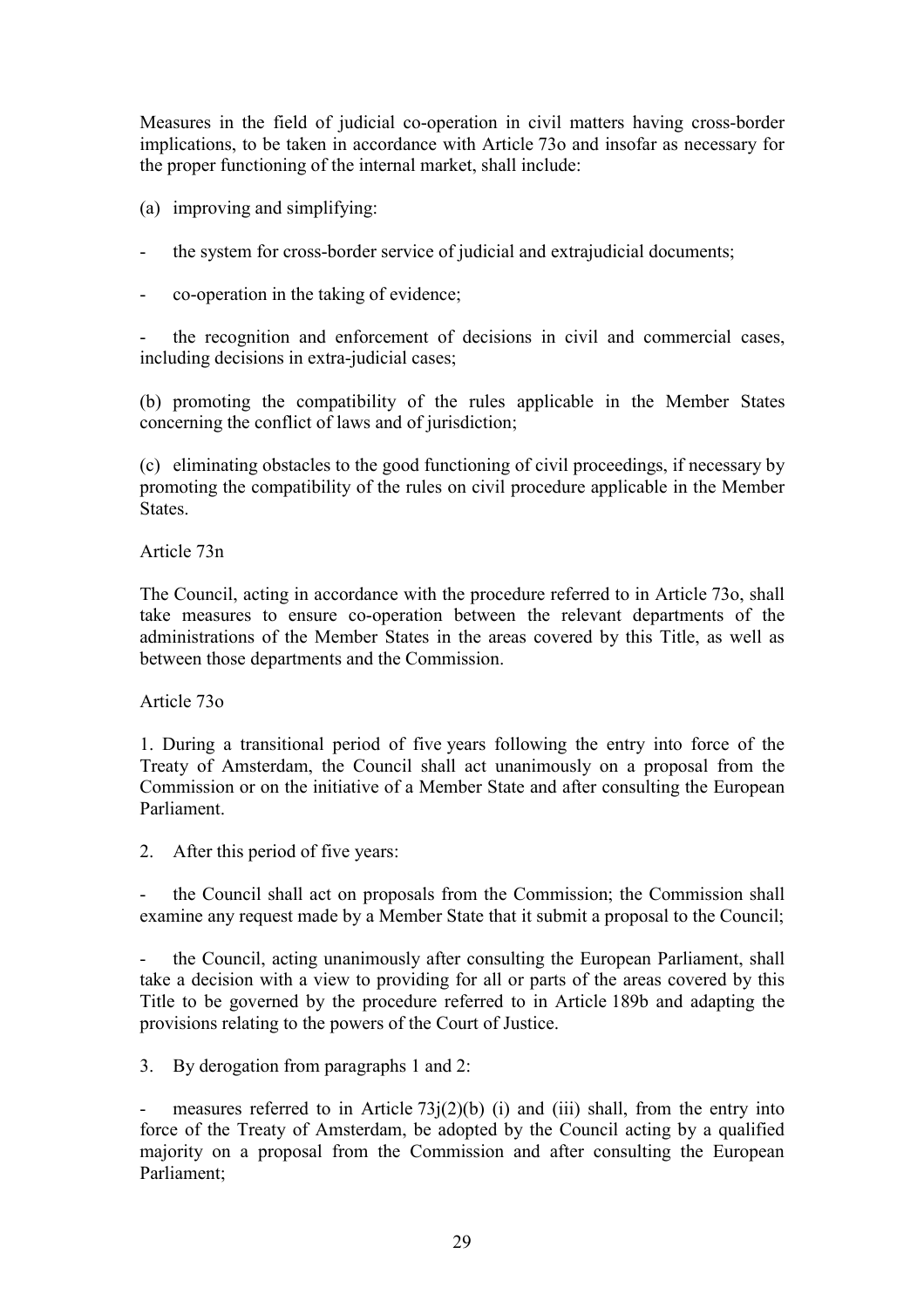Measures in the field of judicial co-operation in civil matters having cross-border implications, to be taken in accordance with Article 73o and insofar as necessary for the proper functioning of the internal market, shall include:

(a) improving and simplifying:

- the system for cross-border service of judicial and extrajudicial documents;

- co-operation in the taking of evidence;

- the recognition and enforcement of decisions in civil and commercial cases, including decisions in extra-judicial cases;

(b) promoting the compatibility of the rules applicable in the Member States concerning the conflict of laws and of jurisdiction;

(c) eliminating obstacles to the good functioning of civil proceedings, if necessary by promoting the compatibility of the rules on civil procedure applicable in the Member States.

Article 73n

The Council, acting in accordance with the procedure referred to in Article 73o, shall take measures to ensure co-operation between the relevant departments of the administrations of the Member States in the areas covered by this Title, as well as between those departments and the Commission.

Article 73o

1. During a transitional period of five years following the entry into force of the Treaty of Amsterdam, the Council shall act unanimously on a proposal from the Commission or on the initiative of a Member State and after consulting the European Parliament.

2. After this period of five years:

- the Council shall act on proposals from the Commission; the Commission shall examine any request made by a Member State that it submit a proposal to the Council;

- the Council, acting unanimously after consulting the European Parliament, shall take a decision with a view to providing for all or parts of the areas covered by this Title to be governed by the procedure referred to in Article 189b and adapting the provisions relating to the powers of the Court of Justice.

3. By derogation from paragraphs 1 and 2:

- measures referred to in Article 73j(2)(b) (i) and (iii) shall, from the entry into force of the Treaty of Amsterdam, be adopted by the Council acting by a qualified majority on a proposal from the Commission and after consulting the European Parliament;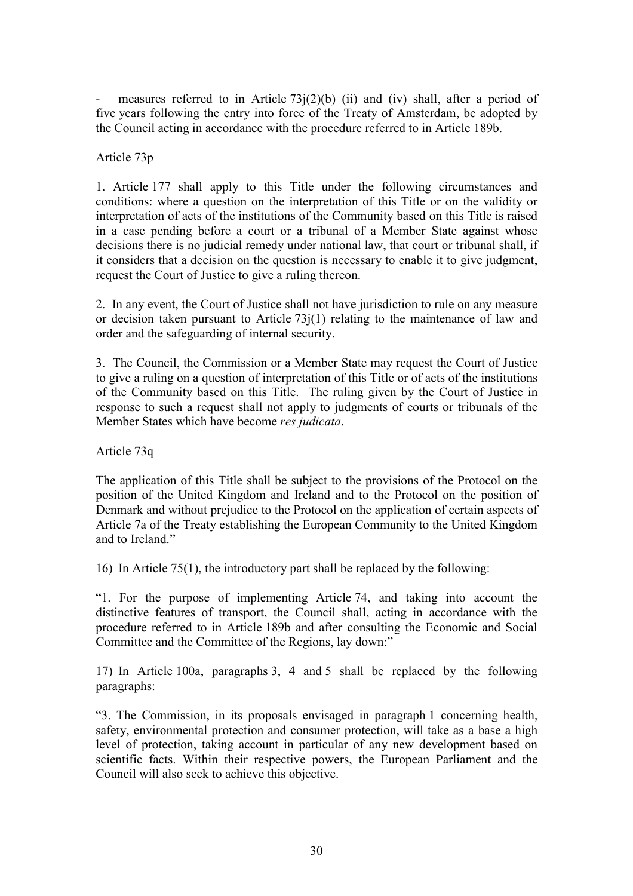- measures referred to in Article 73j(2)(b) (ii) and (iv) shall, after a period of five years following the entry into force of the Treaty of Amsterdam, be adopted by the Council acting in accordance with the procedure referred to in Article 189b.

Article 73p

1. Article 177 shall apply to this Title under the following circumstances and conditions: where a question on the interpretation of this Title or on the validity or interpretation of acts of the institutions of the Community based on this Title is raised in a case pending before a court or a tribunal of a Member State against whose decisions there is no judicial remedy under national law, that court or tribunal shall, if it considers that a decision on the question is necessary to enable it to give judgment, request the Court of Justice to give a ruling thereon.

2. In any event, the Court of Justice shall not have jurisdiction to rule on any measure or decision taken pursuant to Article 73j(1) relating to the maintenance of law and order and the safeguarding of internal security.

3. The Council, the Commission or a Member State may request the Court of Justice to give a ruling on a question of interpretation of this Title or of acts of the institutions of the Community based on this Title. The ruling given by the Court of Justice in response to such a request shall not apply to judgments of courts or tribunals of the Member States which have become *res judicata*.

Article 73q

The application of this Title shall be subject to the provisions of the Protocol on the position of the United Kingdom and Ireland and to the Protocol on the position of Denmark and without prejudice to the Protocol on the application of certain aspects of Article 7a of the Treaty establishing the European Community to the United Kingdom and to Ireland."

16) In Article 75(1), the introductory part shall be replaced by the following:

"1. For the purpose of implementing Article 74, and taking into account the distinctive features of transport, the Council shall, acting in accordance with the procedure referred to in Article 189b and after consulting the Economic and Social Committee and the Committee of the Regions, lay down:"

17) In Article 100a, paragraphs 3, 4 and 5 shall be replaced by the following paragraphs:

"3. The Commission, in its proposals envisaged in paragraph 1 concerning health, safety, environmental protection and consumer protection, will take as a base a high level of protection, taking account in particular of any new development based on scientific facts. Within their respective powers, the European Parliament and the Council will also seek to achieve this objective.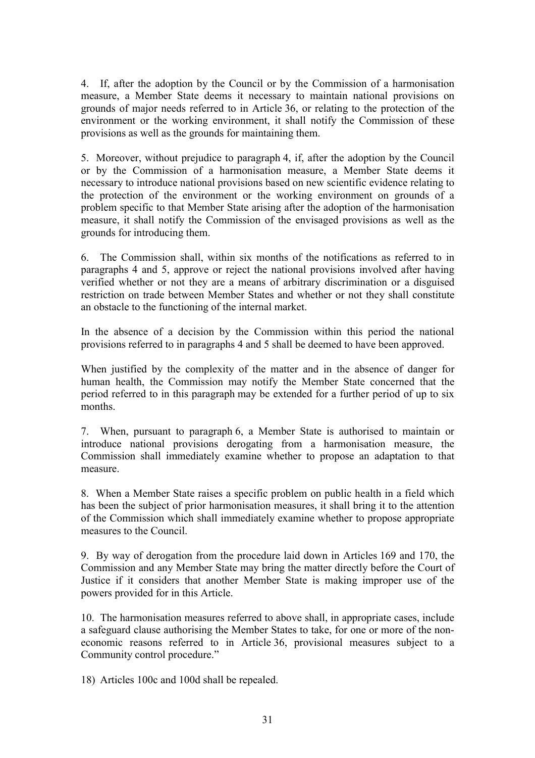4. If, after the adoption by the Council or by the Commission of a harmonisation measure, a Member State deems it necessary to maintain national provisions on grounds of major needs referred to in Article 36, or relating to the protection of the environment or the working environment, it shall notify the Commission of these provisions as well as the grounds for maintaining them.

5. Moreover, without prejudice to paragraph 4, if, after the adoption by the Council or by the Commission of a harmonisation measure, a Member State deems it necessary to introduce national provisions based on new scientific evidence relating to the protection of the environment or the working environment on grounds of a problem specific to that Member State arising after the adoption of the harmonisation measure, it shall notify the Commission of the envisaged provisions as well as the grounds for introducing them.

6. The Commission shall, within six months of the notifications as referred to in paragraphs 4 and 5, approve or reject the national provisions involved after having verified whether or not they are a means of arbitrary discrimination or a disguised restriction on trade between Member States and whether or not they shall constitute an obstacle to the functioning of the internal market.

In the absence of a decision by the Commission within this period the national provisions referred to in paragraphs 4 and 5 shall be deemed to have been approved.

When justified by the complexity of the matter and in the absence of danger for human health, the Commission may notify the Member State concerned that the period referred to in this paragraph may be extended for a further period of up to six months.

7. When, pursuant to paragraph 6, a Member State is authorised to maintain or introduce national provisions derogating from a harmonisation measure, the Commission shall immediately examine whether to propose an adaptation to that measure.

8. When a Member State raises a specific problem on public health in a field which has been the subject of prior harmonisation measures, it shall bring it to the attention of the Commission which shall immediately examine whether to propose appropriate measures to the Council.

9. By way of derogation from the procedure laid down in Articles 169 and 170, the Commission and any Member State may bring the matter directly before the Court of Justice if it considers that another Member State is making improper use of the powers provided for in this Article.

10. The harmonisation measures referred to above shall, in appropriate cases, include a safeguard clause authorising the Member States to take, for one or more of the non-economic reasons referred to in Article 36, provisional measures subject to a Community control procedure."

18) Articles 100c and 100d shall be repealed.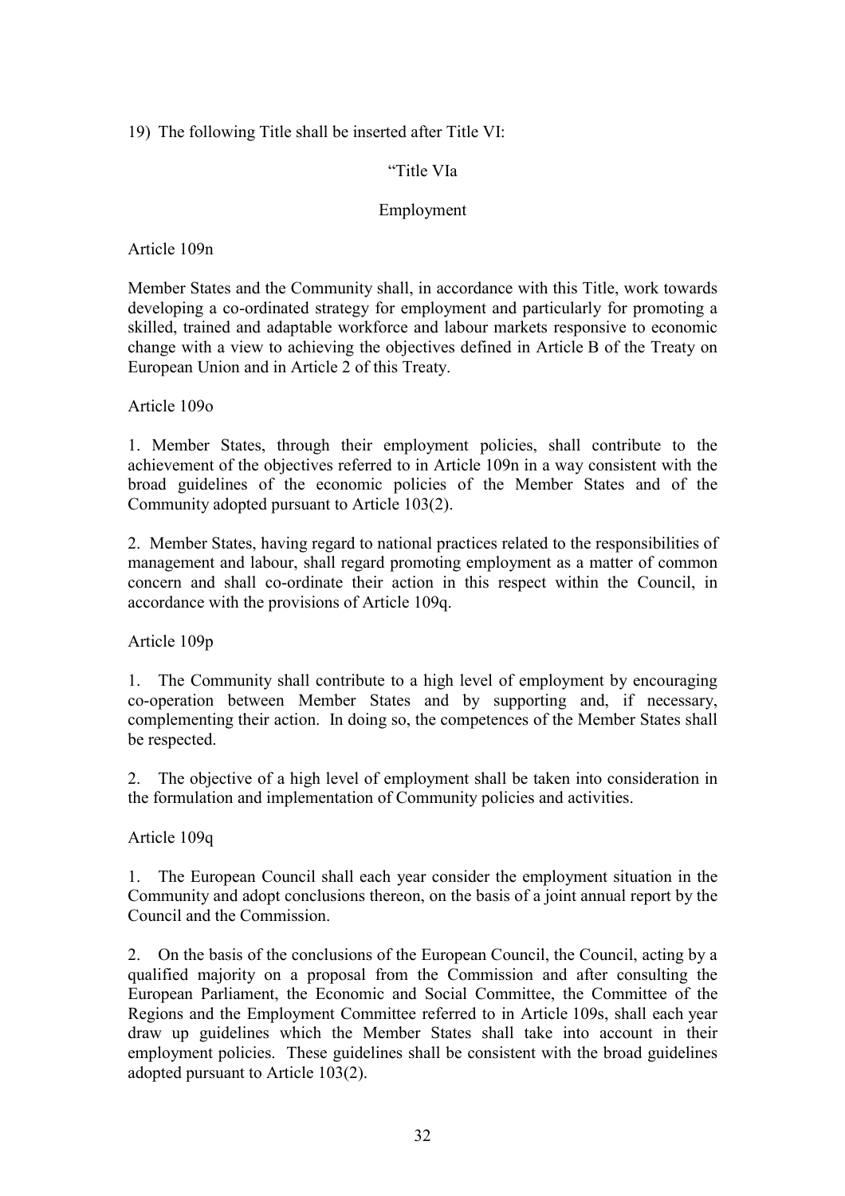19) The following Title shall be inserted after Title VI:

"Title VIa

Employment

Article 109n

Member States and the Community shall, in accordance with this Title, work towards developing a co-ordinated strategy for employment and particularly for promoting a skilled, trained and adaptable workforce and labour markets responsive to economic change with a view to achieving the objectives defined in Article B of the Treaty on European Union and in Article 2 of this Treaty.

Article 109o

1. Member States, through their employment policies, shall contribute to the achievement of the objectives referred to in Article 109n in a way consistent with the broad guidelines of the economic policies of the Member States and of the Community adopted pursuant to Article 103(2).

2. Member States, having regard to national practices related to the responsibilities of management and labour, shall regard promoting employment as a matter of common concern and shall co-ordinate their action in this respect within the Council, in accordance with the provisions of Article 109q.

Article 109p

1. The Community shall contribute to a high level of employment by encouraging co-operation between Member States and by supporting and, if necessary, complementing their action. In doing so, the competences of the Member States shall be respected.

2. The objective of a high level of employment shall be taken into consideration in the formulation and implementation of Community policies and activities.

Article 109q

1. The European Council shall each year consider the employment situation in the Community and adopt conclusions thereon, on the basis of a joint annual report by the Council and the Commission.

2. On the basis of the conclusions of the European Council, the Council, acting by a qualified majority on a proposal from the Commission and after consulting the European Parliament, the Economic and Social Committee, the Committee of the Regions and the Employment Committee referred to in Article 109s, shall each year draw up guidelines which the Member States shall take into account in their employment policies. These guidelines shall be consistent with the broad guidelines adopted pursuant to Article 103(2).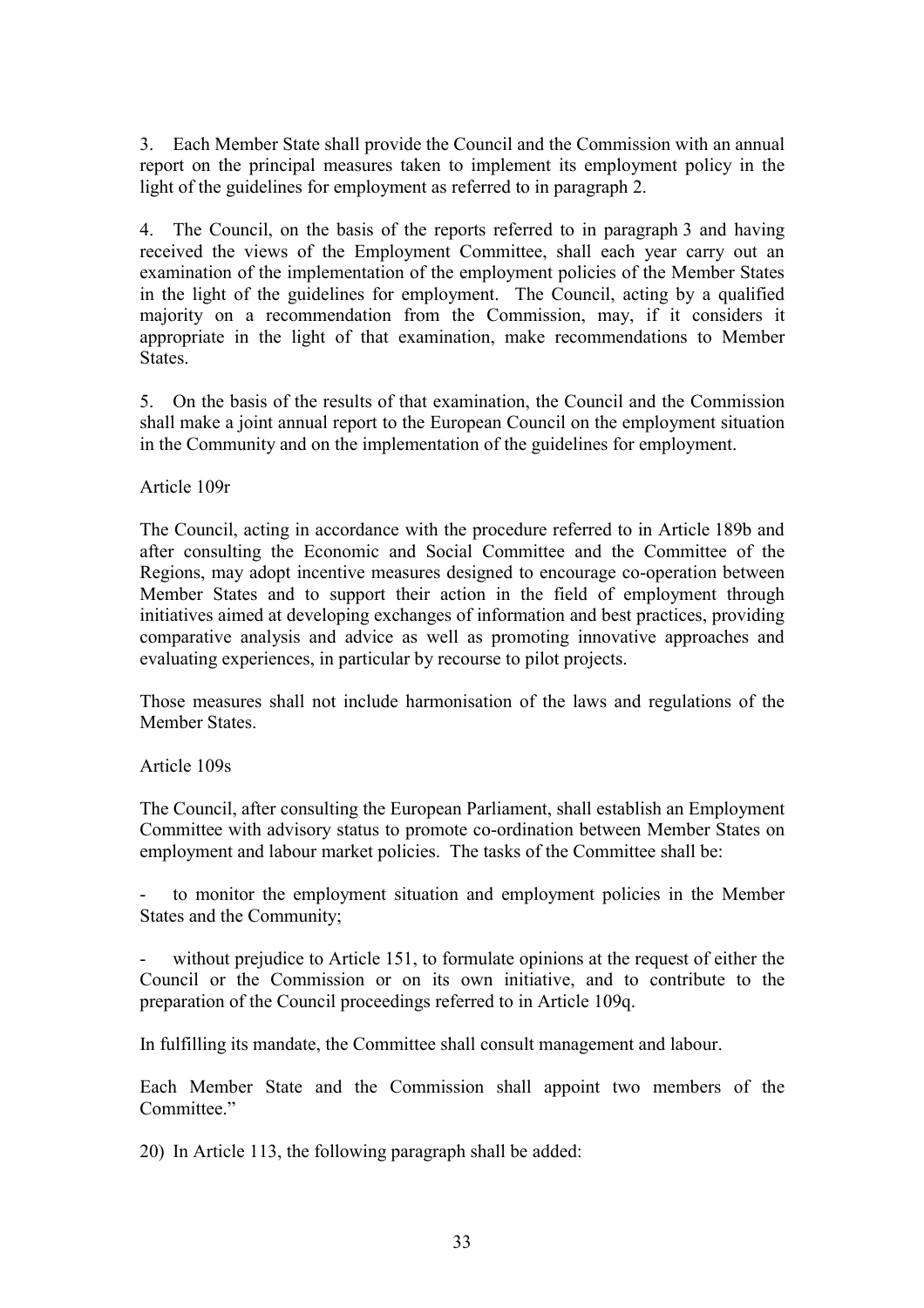3. Each Member State shall provide the Council and the Commission with an annual report on the principal measures taken to implement its employment policy in the light of the guidelines for employment as referred to in paragraph 2.

4. The Council, on the basis of the reports referred to in paragraph 3 and having received the views of the Employment Committee, shall each year carry out an examination of the implementation of the employment policies of the Member States in the light of the guidelines for employment. The Council, acting by a qualified majority on a recommendation from the Commission, may, if it considers it appropriate in the light of that examination, make recommendations to Member States.

5. On the basis of the results of that examination, the Council and the Commission shall make a joint annual report to the European Council on the employment situation in the Community and on the implementation of the guidelines for employment.

Article 109r

The Council, acting in accordance with the procedure referred to in Article 189b and after consulting the Economic and Social Committee and the Committee of the Regions, may adopt incentive measures designed to encourage co-operation between Member States and to support their action in the field of employment through initiatives aimed at developing exchanges of information and best practices, providing comparative analysis and advice as well as promoting innovative approaches and evaluating experiences, in particular by recourse to pilot projects.

Those measures shall not include harmonisation of the laws and regulations of the Member States.

Article 109s

The Council, after consulting the European Parliament, shall establish an Employment Committee with advisory status to promote co-ordination between Member States on employment and labour market policies. The tasks of the Committee shall be:

- to monitor the employment situation and employment policies in the Member States and the Community;

- without prejudice to Article 151, to formulate opinions at the request of either the Council or the Commission or on its own initiative, and to contribute to the preparation of the Council proceedings referred to in Article 109q.

In fulfilling its mandate, the Committee shall consult management and labour.

Each Member State and the Commission shall appoint two members of the Committee."

20) In Article 113, the following paragraph shall be added: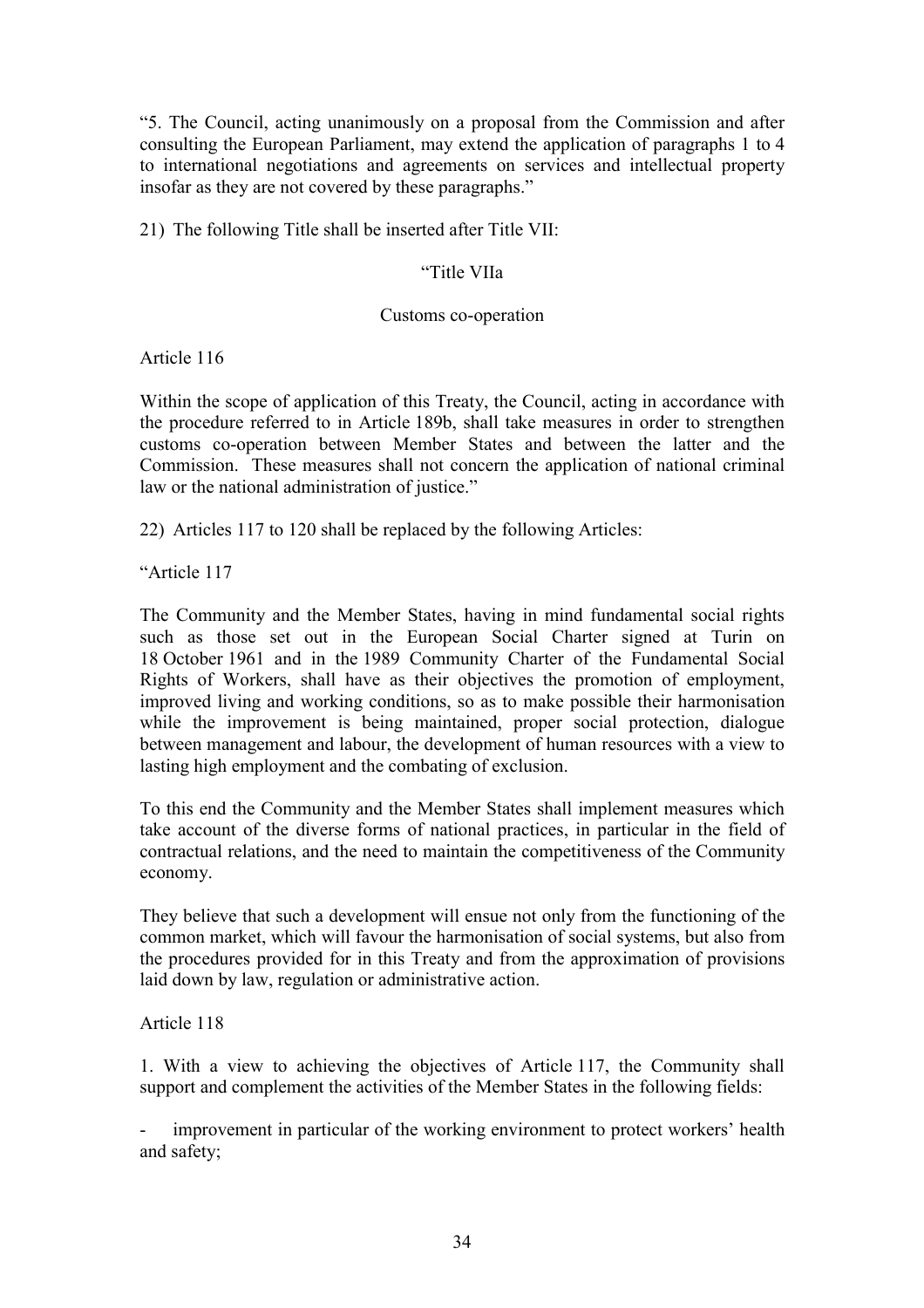"5. The Council, acting unanimously on a proposal from the Commission and after consulting the European Parliament, may extend the application of paragraphs 1 to 4 to international negotiations and agreements on services and intellectual property insofar as they are not covered by these paragraphs."

21) The following Title shall be inserted after Title VII:

"Title VIIa

Customs co-operation

Article 116

Within the scope of application of this Treaty, the Council, acting in accordance with the procedure referred to in Article 189b, shall take measures in order to strengthen customs co-operation between Member States and between the latter and the Commission. These measures shall not concern the application of national criminal law or the national administration of justice."

22) Articles 117 to 120 shall be replaced by the following Articles:

"Article 117

The Community and the Member States, having in mind fundamental social rights such as those set out in the European Social Charter signed at Turin on 18 October 1961 and in the 1989 Community Charter of the Fundamental Social Rights of Workers, shall have as their objectives the promotion of employment, improved living and working conditions, so as to make possible their harmonisation while the improvement is being maintained, proper social protection, dialogue between management and labour, the development of human resources with a view to lasting high employment and the combating of exclusion.

To this end the Community and the Member States shall implement measures which take account of the diverse forms of national practices, in particular in the field of contractual relations, and the need to maintain the competitiveness of the Community economy.

They believe that such a development will ensue not only from the functioning of the common market, which will favour the harmonisation of social systems, but also from the procedures provided for in this Treaty and from the approximation of provisions laid down by law, regulation or administrative action.

Article 118

1. With a view to achieving the objectives of Article 117, the Community shall support and complement the activities of the Member States in the following fields:

- improvement in particular of the working environment to protect workers' health and safety;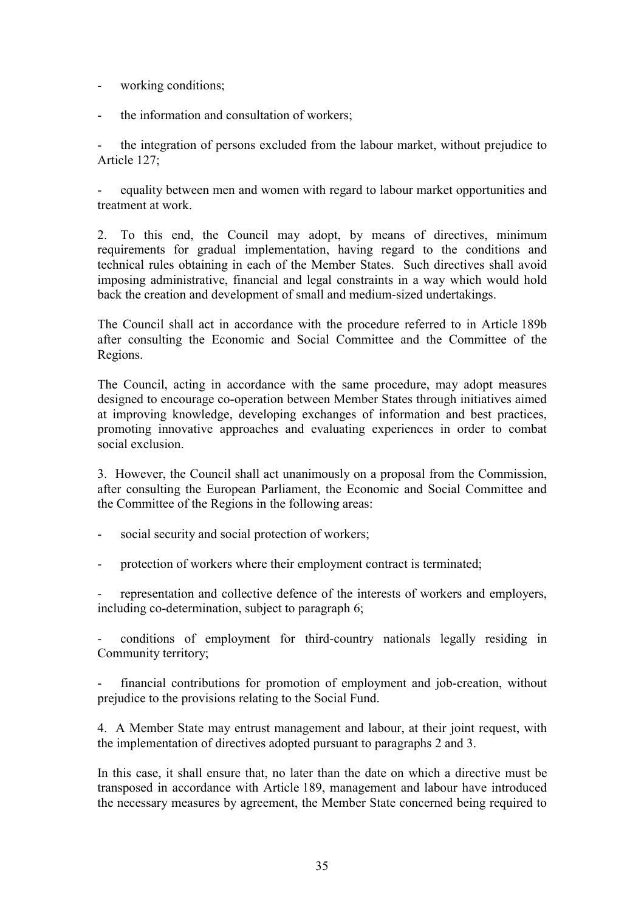- working conditions;

- the information and consultation of workers;

- the integration of persons excluded from the labour market, without prejudice to Article 127;

- equality between men and women with regard to labour market opportunities and treatment at work.

2. To this end, the Council may adopt, by means of directives, minimum requirements for gradual implementation, having regard to the conditions and technical rules obtaining in each of the Member States. Such directives shall avoid imposing administrative, financial and legal constraints in a way which would hold back the creation and development of small and medium-sized undertakings.

The Council shall act in accordance with the procedure referred to in Article 189b after consulting the Economic and Social Committee and the Committee of the Regions.

The Council, acting in accordance with the same procedure, may adopt measures designed to encourage co-operation between Member States through initiatives aimed at improving knowledge, developing exchanges of information and best practices, promoting innovative approaches and evaluating experiences in order to combat social exclusion.

3. However, the Council shall act unanimously on a proposal from the Commission, after consulting the European Parliament, the Economic and Social Committee and the Committee of the Regions in the following areas:

- social security and social protection of workers;

- protection of workers where their employment contract is terminated;

- representation and collective defence of the interests of workers and employers, including co-determination, subject to paragraph 6;

- conditions of employment for third-country nationals legally residing in Community territory;

- financial contributions for promotion of employment and job-creation, without prejudice to the provisions relating to the Social Fund.

4. A Member State may entrust management and labour, at their joint request, with the implementation of directives adopted pursuant to paragraphs 2 and 3.

In this case, it shall ensure that, no later than the date on which a directive must be transposed in accordance with Article 189, management and labour have introduced the necessary measures by agreement, the Member State concerned being required to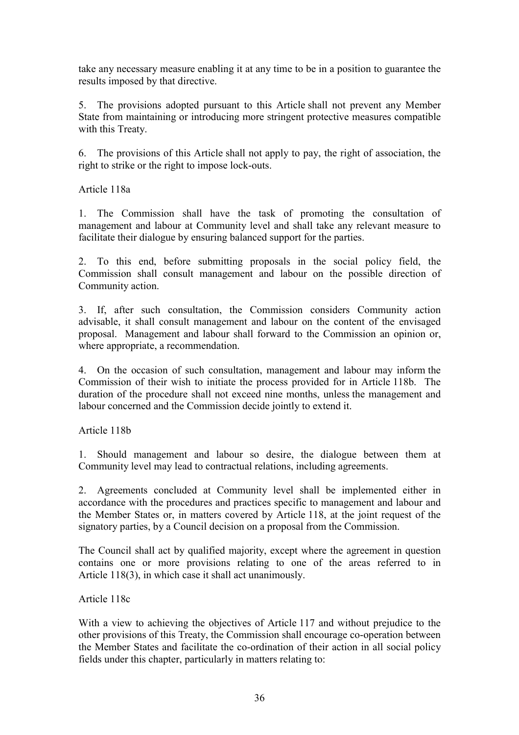take any necessary measure enabling it at any time to be in a position to guarantee the results imposed by that directive.

5. The provisions adopted pursuant to this Article shall not prevent any Member State from maintaining or introducing more stringent protective measures compatible with this Treaty.

6. The provisions of this Article shall not apply to pay, the right of association, the right to strike or the right to impose lock-outs.

Article 118a

1. The Commission shall have the task of promoting the consultation of management and labour at Community level and shall take any relevant measure to facilitate their dialogue by ensuring balanced support for the parties.

2. To this end, before submitting proposals in the social policy field, the Commission shall consult management and labour on the possible direction of Community action.

3. If, after such consultation, the Commission considers Community action advisable, it shall consult management and labour on the content of the envisaged proposal. Management and labour shall forward to the Commission an opinion or, where appropriate, a recommendation.

4. On the occasion of such consultation, management and labour may inform the Commission of their wish to initiate the process provided for in Article 118b. The duration of the procedure shall not exceed nine months, unless the management and labour concerned and the Commission decide jointly to extend it.

Article 118b

1. Should management and labour so desire, the dialogue between them at Community level may lead to contractual relations, including agreements.

2. Agreements concluded at Community level shall be implemented either in accordance with the procedures and practices specific to management and labour and the Member States or, in matters covered by Article 118, at the joint request of the signatory parties, by a Council decision on a proposal from the Commission.

The Council shall act by qualified majority, except where the agreement in question contains one or more provisions relating to one of the areas referred to in Article 118(3), in which case it shall act unanimously.

Article 118c

With a view to achieving the objectives of Article 117 and without prejudice to the other provisions of this Treaty, the Commission shall encourage co-operation between the Member States and facilitate the co-ordination of their action in all social policy fields under this chapter, particularly in matters relating to: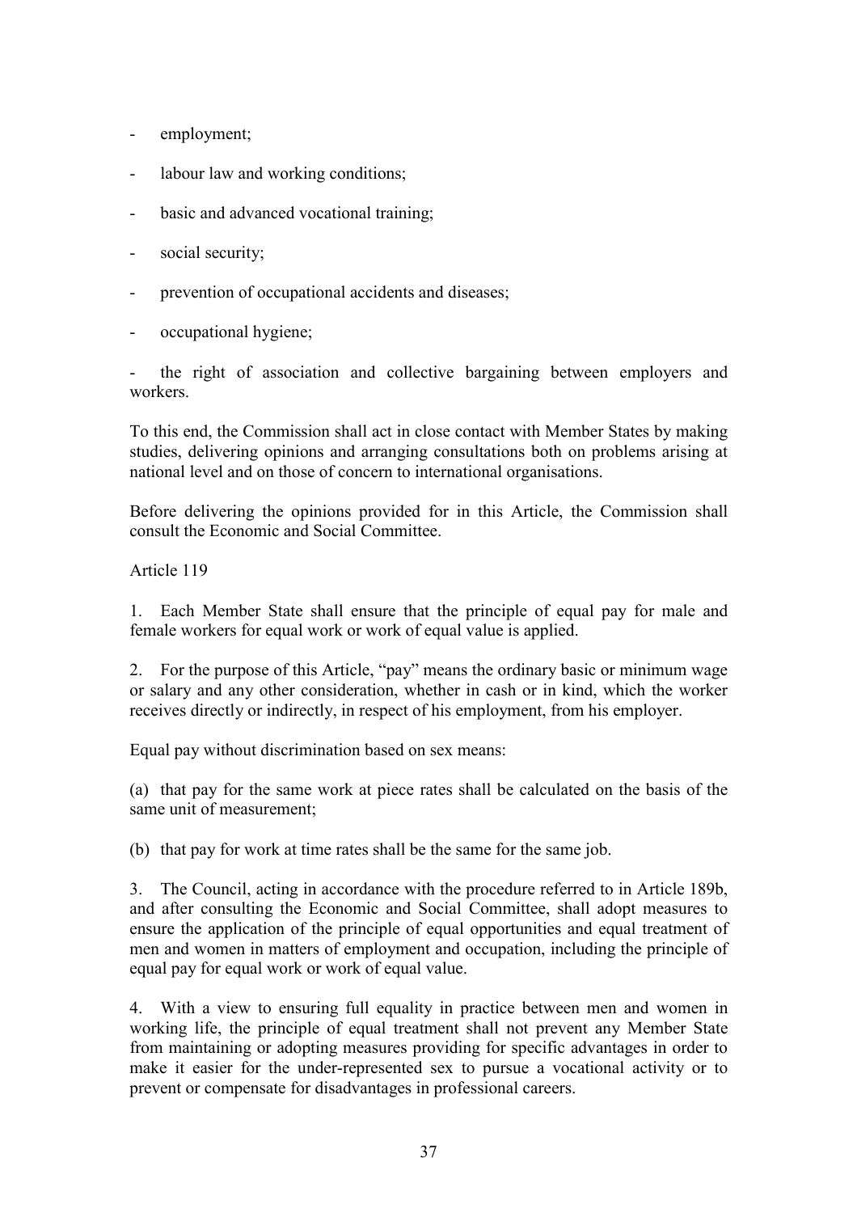- employment;
- labour law and working conditions;
- basic and advanced vocational training;
- social security;
- prevention of occupational accidents and diseases;
- occupational hygiene;
- the right of association and collective bargaining between employers and workers.

To this end, the Commission shall act in close contact with Member States by making studies, delivering opinions and arranging consultations both on problems arising at national level and on those of concern to international organisations.

Before delivering the opinions provided for in this Article, the Commission shall consult the Economic and Social Committee.

Article 119

1. Each Member State shall ensure that the principle of equal pay for male and female workers for equal work or work of equal value is applied.

2. For the purpose of this Article, "pay" means the ordinary basic or minimum wage or salary and any other consideration, whether in cash or in kind, which the worker receives directly or indirectly, in respect of his employment, from his employer.

Equal pay without discrimination based on sex means:

(a) that pay for the same work at piece rates shall be calculated on the basis of the same unit of measurement;

(b) that pay for work at time rates shall be the same for the same job.

3. The Council, acting in accordance with the procedure referred to in Article 189b, and after consulting the Economic and Social Committee, shall adopt measures to ensure the application of the principle of equal opportunities and equal treatment of men and women in matters of employment and occupation, including the principle of equal pay for equal work or work of equal value.

4. With a view to ensuring full equality in practice between men and women in working life, the principle of equal treatment shall not prevent any Member State from maintaining or adopting measures providing for specific advantages in order to make it easier for the under-represented sex to pursue a vocational activity or to prevent or compensate for disadvantages in professional careers.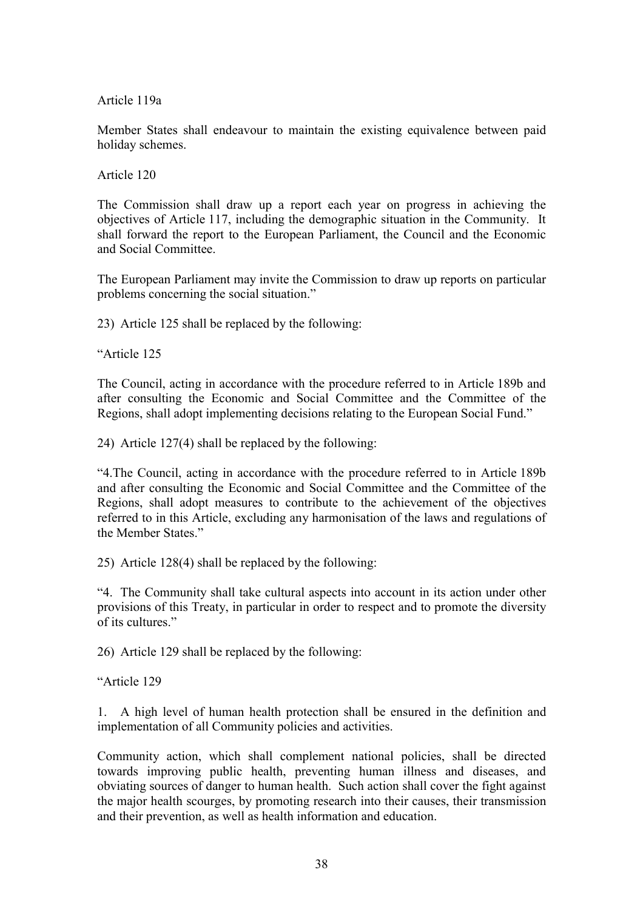Article 119a

Member States shall endeavour to maintain the existing equivalence between paid holiday schemes.

Article 120

The Commission shall draw up a report each year on progress in achieving the objectives of Article 117, including the demographic situation in the Community. It shall forward the report to the European Parliament, the Council and the Economic and Social Committee.

The European Parliament may invite the Commission to draw up reports on particular problems concerning the social situation."

23) Article 125 shall be replaced by the following:

"Article 125

The Council, acting in accordance with the procedure referred to in Article 189b and after consulting the Economic and Social Committee and the Committee of the Regions, shall adopt implementing decisions relating to the European Social Fund."

24) Article 127(4) shall be replaced by the following:

"4.The Council, acting in accordance with the procedure referred to in Article 189b and after consulting the Economic and Social Committee and the Committee of the Regions, shall adopt measures to contribute to the achievement of the objectives referred to in this Article, excluding any harmonisation of the laws and regulations of the Member States."

25) Article 128(4) shall be replaced by the following:

"4. The Community shall take cultural aspects into account in its action under other provisions of this Treaty, in particular in order to respect and to promote the diversity of its cultures."

26) Article 129 shall be replaced by the following:

"Article 129

1. A high level of human health protection shall be ensured in the definition and implementation of all Community policies and activities.

Community action, which shall complement national policies, shall be directed towards improving public health, preventing human illness and diseases, and obviating sources of danger to human health. Such action shall cover the fight against the major health scourges, by promoting research into their causes, their transmission and their prevention, as well as health information and education.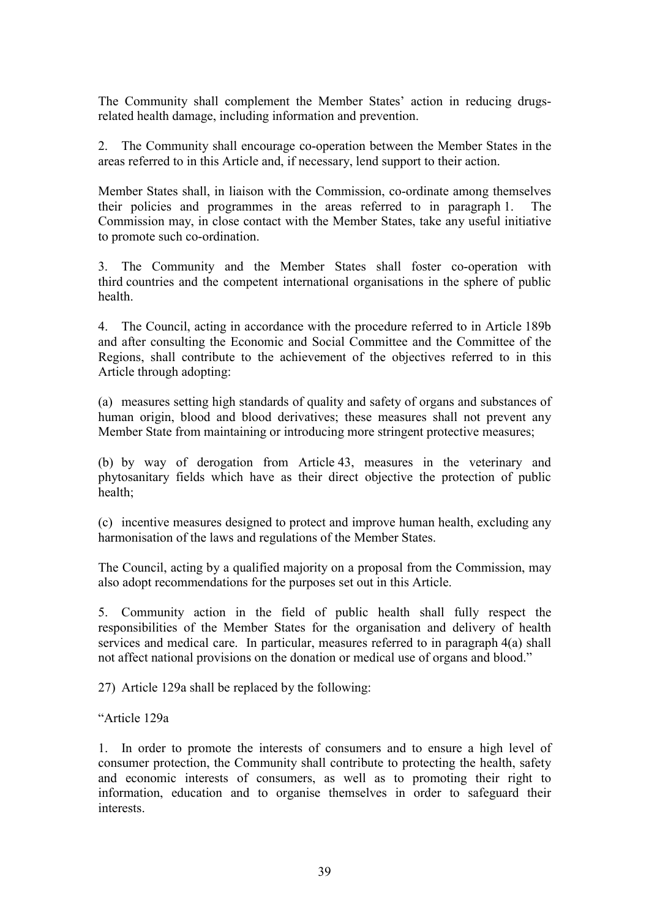The Community shall complement the Member States' action in reducing drugs-related health damage, including information and prevention.

2. The Community shall encourage co-operation between the Member States in the areas referred to in this Article and, if necessary, lend support to their action.

Member States shall, in liaison with the Commission, co-ordinate among themselves their policies and programmes in the areas referred to in paragraph 1. The Commission may, in close contact with the Member States, take any useful initiative to promote such co-ordination.

3. The Community and the Member States shall foster co-operation with third countries and the competent international organisations in the sphere of public health.

4. The Council, acting in accordance with the procedure referred to in Article 189b and after consulting the Economic and Social Committee and the Committee of the Regions, shall contribute to the achievement of the objectives referred to in this Article through adopting:

(a) measures setting high standards of quality and safety of organs and substances of human origin, blood and blood derivatives; these measures shall not prevent any Member State from maintaining or introducing more stringent protective measures;

(b) by way of derogation from Article 43, measures in the veterinary and phytosanitary fields which have as their direct objective the protection of public health;

(c) incentive measures designed to protect and improve human health, excluding any harmonisation of the laws and regulations of the Member States.

The Council, acting by a qualified majority on a proposal from the Commission, may also adopt recommendations for the purposes set out in this Article.

5. Community action in the field of public health shall fully respect the responsibilities of the Member States for the organisation and delivery of health services and medical care. In particular, measures referred to in paragraph 4(a) shall not affect national provisions on the donation or medical use of organs and blood."

27) Article 129a shall be replaced by the following:

"Article 129a

1. In order to promote the interests of consumers and to ensure a high level of consumer protection, the Community shall contribute to protecting the health, safety and economic interests of consumers, as well as to promoting their right to information, education and to organise themselves in order to safeguard their interests.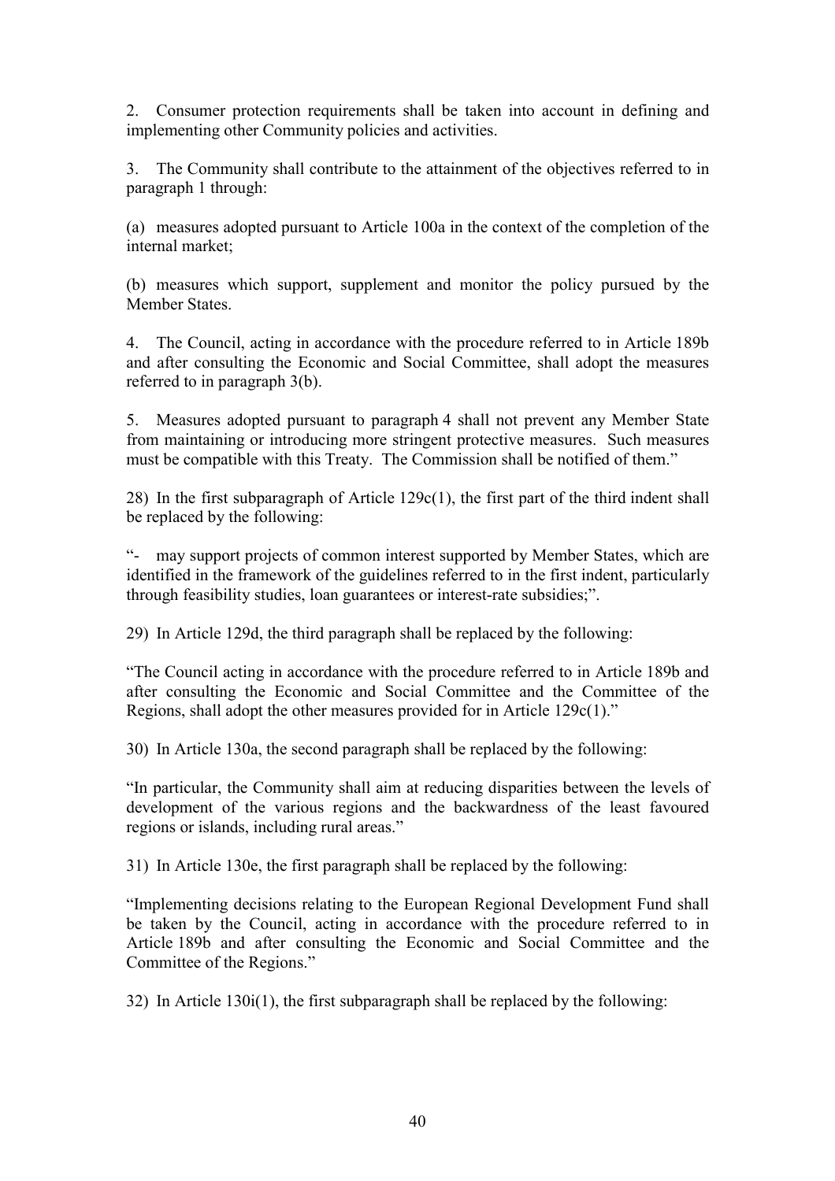2. Consumer protection requirements shall be taken into account in defining and implementing other Community policies and activities.

3. The Community shall contribute to the attainment of the objectives referred to in paragraph 1 through:

(a) measures adopted pursuant to Article 100a in the context of the completion of the internal market;

(b) measures which support, supplement and monitor the policy pursued by the Member States.

4. The Council, acting in accordance with the procedure referred to in Article 189b and after consulting the Economic and Social Committee, shall adopt the measures referred to in paragraph 3(b).

5. Measures adopted pursuant to paragraph 4 shall not prevent any Member State from maintaining or introducing more stringent protective measures. Such measures must be compatible with this Treaty. The Commission shall be notified of them."

28) In the first subparagraph of Article 129c(1), the first part of the third indent shall be replaced by the following:

"- may support projects of common interest supported by Member States, which are identified in the framework of the guidelines referred to in the first indent, particularly through feasibility studies, loan guarantees or interest-rate subsidies;".

29) In Article 129d, the third paragraph shall be replaced by the following:

"The Council acting in accordance with the procedure referred to in Article 189b and after consulting the Economic and Social Committee and the Committee of the Regions, shall adopt the other measures provided for in Article 129c(1)."

30) In Article 130a, the second paragraph shall be replaced by the following:

"In particular, the Community shall aim at reducing disparities between the levels of development of the various regions and the backwardness of the least favoured regions or islands, including rural areas."

31) In Article 130e, the first paragraph shall be replaced by the following:

"Implementing decisions relating to the European Regional Development Fund shall be taken by the Council, acting in accordance with the procedure referred to in Article 189b and after consulting the Economic and Social Committee and the Committee of the Regions."

32) In Article 130i(1), the first subparagraph shall be replaced by the following: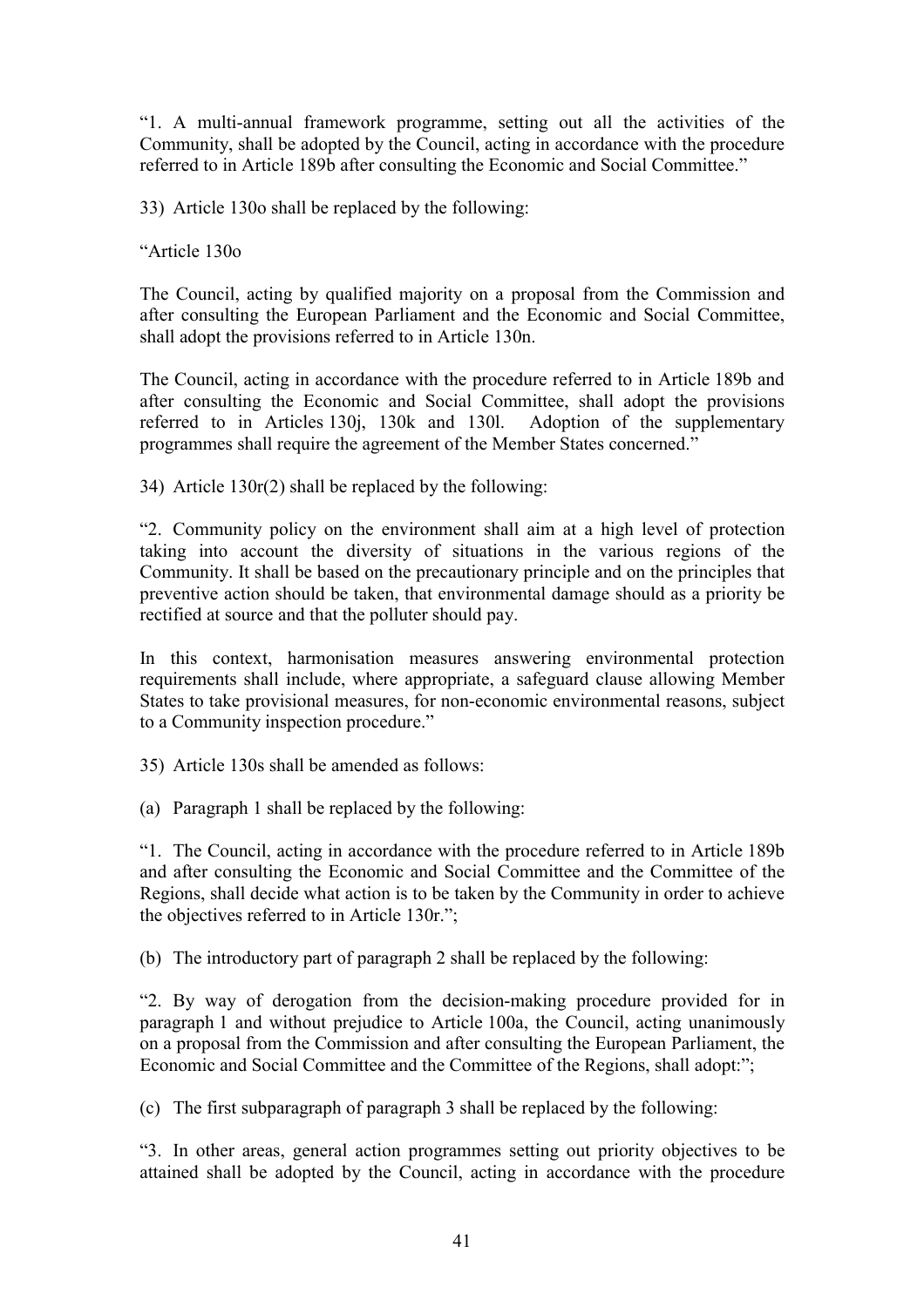"1. A multi-annual framework programme, setting out all the activities of the Community, shall be adopted by the Council, acting in accordance with the procedure referred to in Article 189b after consulting the Economic and Social Committee."

33) Article 130o shall be replaced by the following:

"Article 130o

The Council, acting by qualified majority on a proposal from the Commission and after consulting the European Parliament and the Economic and Social Committee, shall adopt the provisions referred to in Article 130n.

The Council, acting in accordance with the procedure referred to in Article 189b and after consulting the Economic and Social Committee, shall adopt the provisions referred to in Articles 130j, 130k and 130l. Adoption of the supplementary programmes shall require the agreement of the Member States concerned."

34) Article 130r(2) shall be replaced by the following:

"2. Community policy on the environment shall aim at a high level of protection taking into account the diversity of situations in the various regions of the Community. It shall be based on the precautionary principle and on the principles that preventive action should be taken, that environmental damage should as a priority be rectified at source and that the polluter should pay.

In this context, harmonisation measures answering environmental protection requirements shall include, where appropriate, a safeguard clause allowing Member States to take provisional measures, for non-economic environmental reasons, subject to a Community inspection procedure."

35) Article 130s shall be amended as follows:

(a) Paragraph 1 shall be replaced by the following:

"1. The Council, acting in accordance with the procedure referred to in Article 189b and after consulting the Economic and Social Committee and the Committee of the Regions, shall decide what action is to be taken by the Community in order to achieve the objectives referred to in Article 130r.";

(b) The introductory part of paragraph 2 shall be replaced by the following:

"2. By way of derogation from the decision-making procedure provided for in paragraph 1 and without prejudice to Article 100a, the Council, acting unanimously on a proposal from the Commission and after consulting the European Parliament, the Economic and Social Committee and the Committee of the Regions, shall adopt:";

(c) The first subparagraph of paragraph 3 shall be replaced by the following:

"3. In other areas, general action programmes setting out priority objectives to be attained shall be adopted by the Council, acting in accordance with the procedure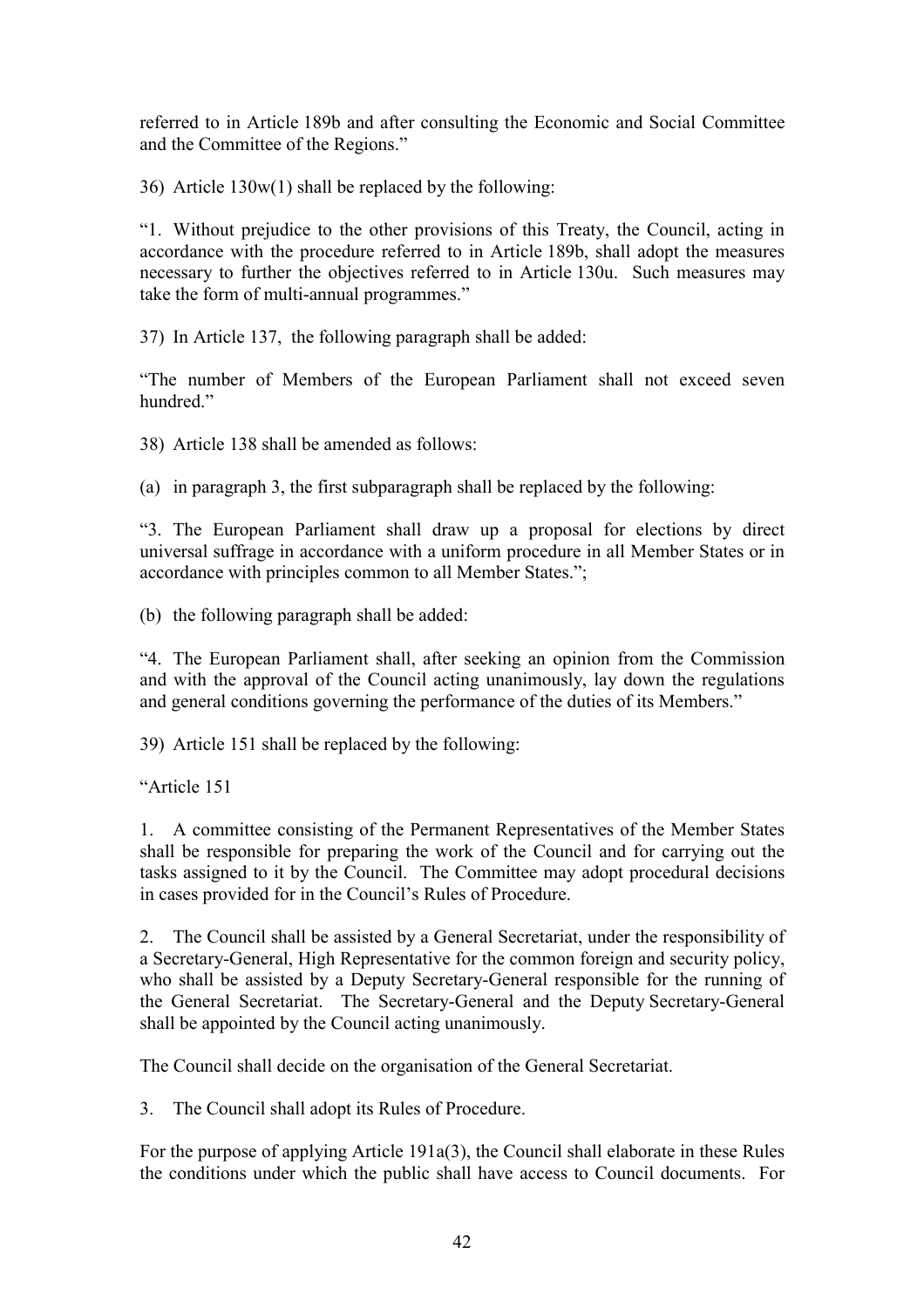referred to in Article 189b and after consulting the Economic and Social Committee and the Committee of the Regions."

36) Article 130w(1) shall be replaced by the following:

"1. Without prejudice to the other provisions of this Treaty, the Council, acting in accordance with the procedure referred to in Article 189b, shall adopt the measures necessary to further the objectives referred to in Article 130u. Such measures may take the form of multi-annual programmes."

37) In Article 137, the following paragraph shall be added:

"The number of Members of the European Parliament shall not exceed seven hundred."

38) Article 138 shall be amended as follows:

(a) in paragraph 3, the first subparagraph shall be replaced by the following:

"3. The European Parliament shall draw up a proposal for elections by direct universal suffrage in accordance with a uniform procedure in all Member States or in accordance with principles common to all Member States.";

(b) the following paragraph shall be added:

"4. The European Parliament shall, after seeking an opinion from the Commission and with the approval of the Council acting unanimously, lay down the regulations and general conditions governing the performance of the duties of its Members."

39) Article 151 shall be replaced by the following:

"Article 151

1. A committee consisting of the Permanent Representatives of the Member States shall be responsible for preparing the work of the Council and for carrying out the tasks assigned to it by the Council. The Committee may adopt procedural decisions in cases provided for in the Council's Rules of Procedure.

2. The Council shall be assisted by a General Secretariat, under the responsibility of a Secretary-General, High Representative for the common foreign and security policy, who shall be assisted by a Deputy Secretary-General responsible for the running of the General Secretariat. The Secretary-General and the Deputy Secretary-General shall be appointed by the Council acting unanimously.

The Council shall decide on the organisation of the General Secretariat.

3. The Council shall adopt its Rules of Procedure.

For the purpose of applying Article 191a(3), the Council shall elaborate in these Rules the conditions under which the public shall have access to Council documents. For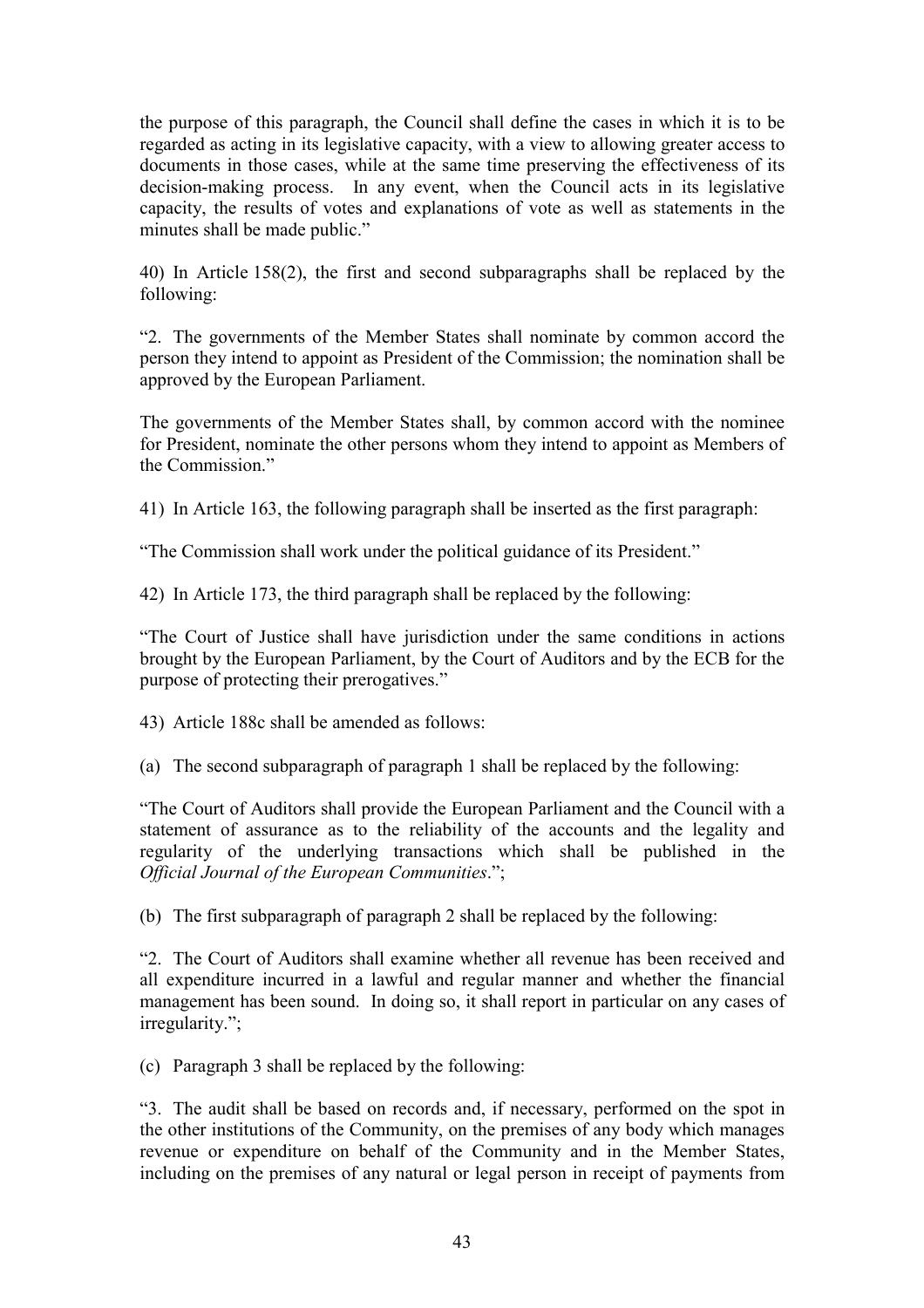the purpose of this paragraph, the Council shall define the cases in which it is to be regarded as acting in its legislative capacity, with a view to allowing greater access to documents in those cases, while at the same time preserving the effectiveness of its decision-making process. In any event, when the Council acts in its legislative capacity, the results of votes and explanations of vote as well as statements in the minutes shall be made public."

40) In Article 158(2), the first and second subparagraphs shall be replaced by the following:

"2. The governments of the Member States shall nominate by common accord the person they intend to appoint as President of the Commission; the nomination shall be approved by the European Parliament.

The governments of the Member States shall, by common accord with the nominee for President, nominate the other persons whom they intend to appoint as Members of the Commission."

41) In Article 163, the following paragraph shall be inserted as the first paragraph:

"The Commission shall work under the political guidance of its President."

42) In Article 173, the third paragraph shall be replaced by the following:

"The Court of Justice shall have jurisdiction under the same conditions in actions brought by the European Parliament, by the Court of Auditors and by the ECB for the purpose of protecting their prerogatives."

43) Article 188c shall be amended as follows:

(a) The second subparagraph of paragraph 1 shall be replaced by the following:

"The Court of Auditors shall provide the European Parliament and the Council with a statement of assurance as to the reliability of the accounts and the legality and regularity of the underlying transactions which shall be published in the *Official Journal of the European Communities*.";

(b) The first subparagraph of paragraph 2 shall be replaced by the following:

"2. The Court of Auditors shall examine whether all revenue has been received and all expenditure incurred in a lawful and regular manner and whether the financial management has been sound. In doing so, it shall report in particular on any cases of irregularity.";

(c) Paragraph 3 shall be replaced by the following:

"3. The audit shall be based on records and, if necessary, performed on the spot in the other institutions of the Community, on the premises of any body which manages revenue or expenditure on behalf of the Community and in the Member States, including on the premises of any natural or legal person in receipt of payments from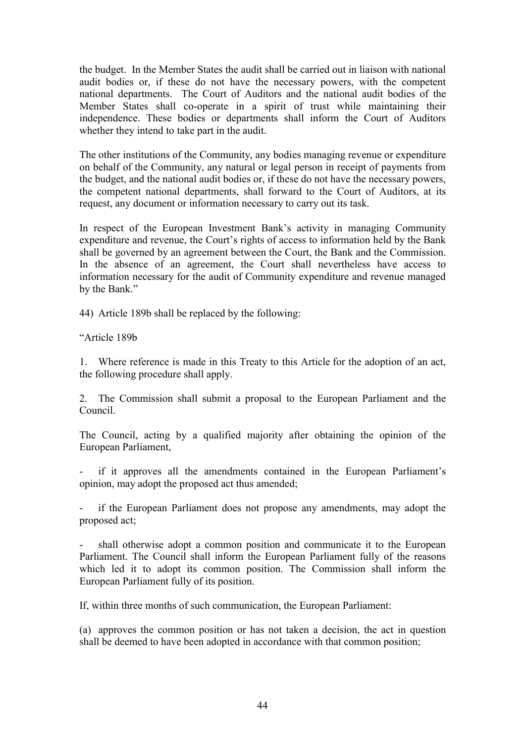the budget. In the Member States the audit shall be carried out in liaison with national audit bodies or, if these do not have the necessary powers, with the competent national departments. The Court of Auditors and the national audit bodies of the Member States shall co-operate in a spirit of trust while maintaining their independence. These bodies or departments shall inform the Court of Auditors whether they intend to take part in the audit.

The other institutions of the Community, any bodies managing revenue or expenditure on behalf of the Community, any natural or legal person in receipt of payments from the budget, and the national audit bodies or, if these do not have the necessary powers, the competent national departments, shall forward to the Court of Auditors, at its request, any document or information necessary to carry out its task.

In respect of the European Investment Bank's activity in managing Community expenditure and revenue, the Court's rights of access to information held by the Bank shall be governed by an agreement between the Court, the Bank and the Commission. In the absence of an agreement, the Court shall nevertheless have access to information necessary for the audit of Community expenditure and revenue managed by the Bank."

44) Article 189b shall be replaced by the following:

"Article 189b

1. Where reference is made in this Treaty to this Article for the adoption of an act, the following procedure shall apply.

2. The Commission shall submit a proposal to the European Parliament and the Council.

The Council, acting by a qualified majority after obtaining the opinion of the European Parliament,

- if it approves all the amendments contained in the European Parliament's opinion, may adopt the proposed act thus amended;

- if the European Parliament does not propose any amendments, may adopt the proposed act;

- shall otherwise adopt a common position and communicate it to the European Parliament. The Council shall inform the European Parliament fully of the reasons which led it to adopt its common position. The Commission shall inform the European Parliament fully of its position.

If, within three months of such communication, the European Parliament:

(a) approves the common position or has not taken a decision, the act in question shall be deemed to have been adopted in accordance with that common position;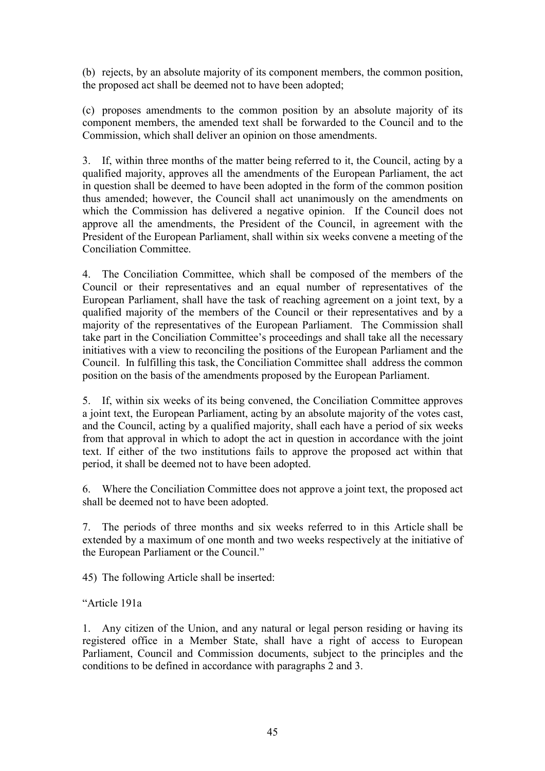(b) rejects, by an absolute majority of its component members, the common position, the proposed act shall be deemed not to have been adopted;

(c) proposes amendments to the common position by an absolute majority of its component members, the amended text shall be forwarded to the Council and to the Commission, which shall deliver an opinion on those amendments.

3. If, within three months of the matter being referred to it, the Council, acting by a qualified majority, approves all the amendments of the European Parliament, the act in question shall be deemed to have been adopted in the form of the common position thus amended; however, the Council shall act unanimously on the amendments on which the Commission has delivered a negative opinion. If the Council does not approve all the amendments, the President of the Council, in agreement with the President of the European Parliament, shall within six weeks convene a meeting of the Conciliation Committee.

4. The Conciliation Committee, which shall be composed of the members of the Council or their representatives and an equal number of representatives of the European Parliament, shall have the task of reaching agreement on a joint text, by a qualified majority of the members of the Council or their representatives and by a majority of the representatives of the European Parliament. The Commission shall take part in the Conciliation Committee's proceedings and shall take all the necessary initiatives with a view to reconciling the positions of the European Parliament and the Council. In fulfilling this task, the Conciliation Committee shall address the common position on the basis of the amendments proposed by the European Parliament.

5. If, within six weeks of its being convened, the Conciliation Committee approves a joint text, the European Parliament, acting by an absolute majority of the votes cast, and the Council, acting by a qualified majority, shall each have a period of six weeks from that approval in which to adopt the act in question in accordance with the joint text. If either of the two institutions fails to approve the proposed act within that period, it shall be deemed not to have been adopted.

6. Where the Conciliation Committee does not approve a joint text, the proposed act shall be deemed not to have been adopted.

7. The periods of three months and six weeks referred to in this Article shall be extended by a maximum of one month and two weeks respectively at the initiative of the European Parliament or the Council."

45) The following Article shall be inserted:

"Article 191a

1. Any citizen of the Union, and any natural or legal person residing or having its registered office in a Member State, shall have a right of access to European Parliament, Council and Commission documents, subject to the principles and the conditions to be defined in accordance with paragraphs 2 and 3.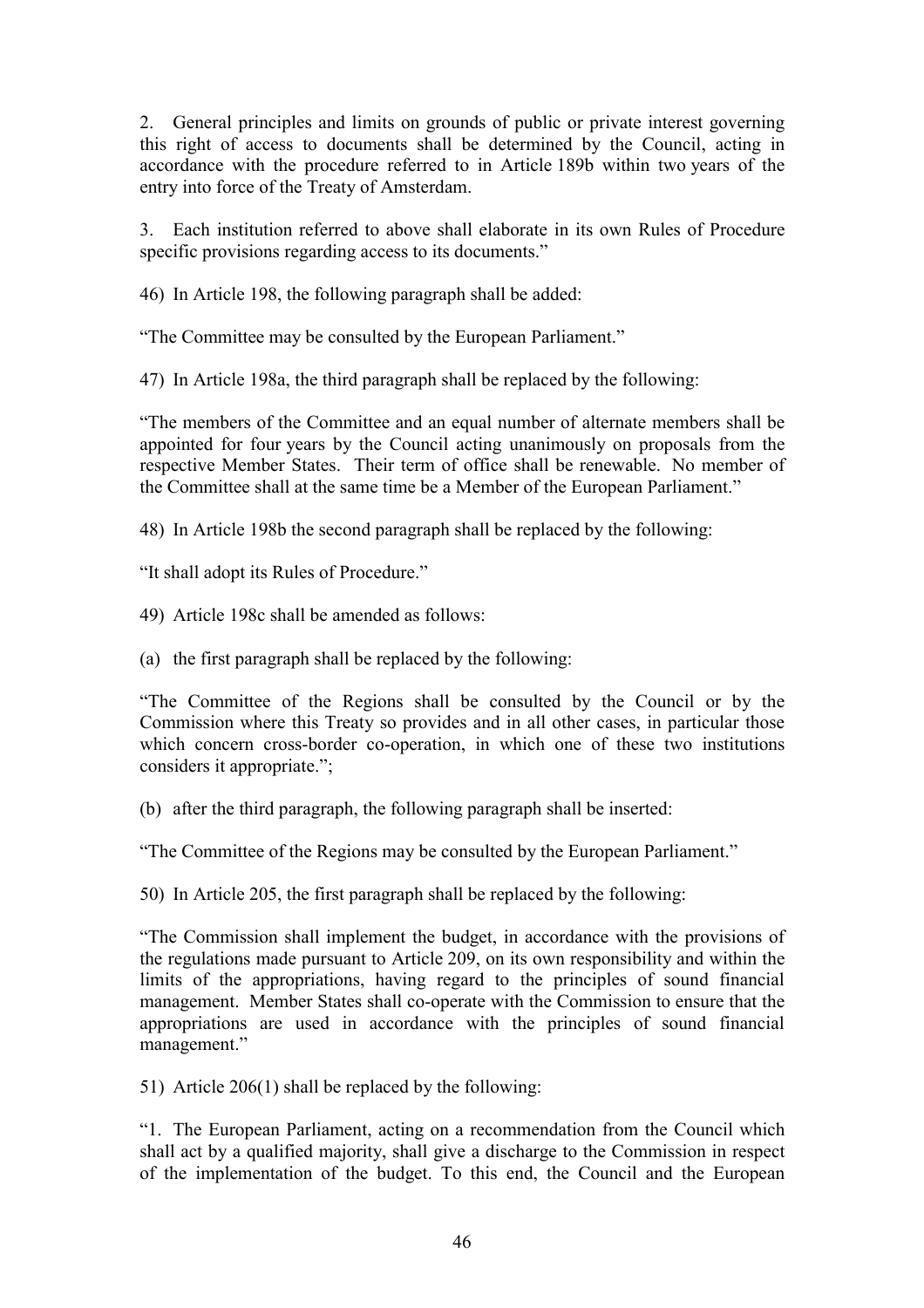2. General principles and limits on grounds of public or private interest governing this right of access to documents shall be determined by the Council, acting in accordance with the procedure referred to in Article 189b within two years of the entry into force of the Treaty of Amsterdam.

3. Each institution referred to above shall elaborate in its own Rules of Procedure specific provisions regarding access to its documents."

46) In Article 198, the following paragraph shall be added:

"The Committee may be consulted by the European Parliament."

47) In Article 198a, the third paragraph shall be replaced by the following:

"The members of the Committee and an equal number of alternate members shall be appointed for four years by the Council acting unanimously on proposals from the respective Member States. Their term of office shall be renewable. No member of the Committee shall at the same time be a Member of the European Parliament."

48) In Article 198b the second paragraph shall be replaced by the following:

"It shall adopt its Rules of Procedure."

49) Article 198c shall be amended as follows:

(a) the first paragraph shall be replaced by the following:

"The Committee of the Regions shall be consulted by the Council or by the Commission where this Treaty so provides and in all other cases, in particular those which concern cross-border co-operation, in which one of these two institutions considers it appropriate.";

(b) after the third paragraph, the following paragraph shall be inserted:

"The Committee of the Regions may be consulted by the European Parliament."

50) In Article 205, the first paragraph shall be replaced by the following:

"The Commission shall implement the budget, in accordance with the provisions of the regulations made pursuant to Article 209, on its own responsibility and within the limits of the appropriations, having regard to the principles of sound financial management. Member States shall co-operate with the Commission to ensure that the appropriations are used in accordance with the principles of sound financial management."

51) Article 206(1) shall be replaced by the following:

"1. The European Parliament, acting on a recommendation from the Council which shall act by a qualified majority, shall give a discharge to the Commission in respect of the implementation of the budget. To this end, the Council and the European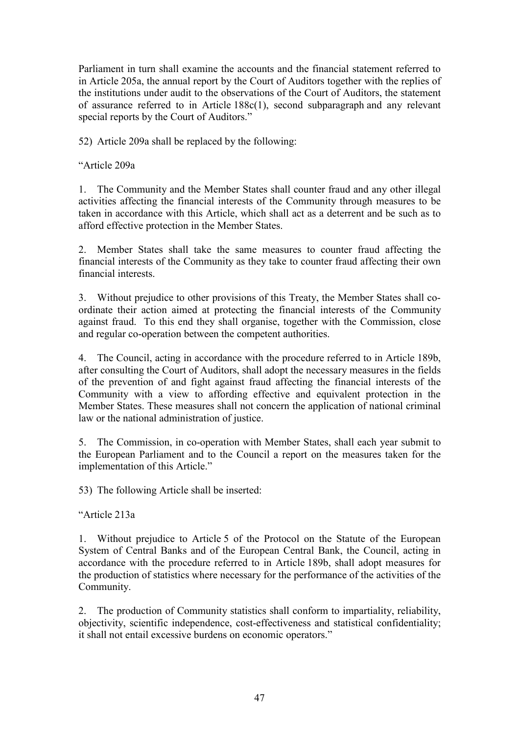Parliament in turn shall examine the accounts and the financial statement referred to in Article 205a, the annual report by the Court of Auditors together with the replies of the institutions under audit to the observations of the Court of Auditors, the statement of assurance referred to in Article 188c(1), second subparagraph and any relevant special reports by the Court of Auditors."

52) Article 209a shall be replaced by the following:

"Article 209a

1. The Community and the Member States shall counter fraud and any other illegal activities affecting the financial interests of the Community through measures to be taken in accordance with this Article, which shall act as a deterrent and be such as to afford effective protection in the Member States.

2. Member States shall take the same measures to counter fraud affecting the financial interests of the Community as they take to counter fraud affecting their own financial interests.

3. Without prejudice to other provisions of this Treaty, the Member States shall co-ordinate their action aimed at protecting the financial interests of the Community against fraud. To this end they shall organise, together with the Commission, close and regular co-operation between the competent authorities.

4. The Council, acting in accordance with the procedure referred to in Article 189b, after consulting the Court of Auditors, shall adopt the necessary measures in the fields of the prevention of and fight against fraud affecting the financial interests of the Community with a view to affording effective and equivalent protection in the Member States. These measures shall not concern the application of national criminal law or the national administration of justice.

5. The Commission, in co-operation with Member States, shall each year submit to the European Parliament and to the Council a report on the measures taken for the implementation of this Article."

53) The following Article shall be inserted:

"Article 213a

1. Without prejudice to Article 5 of the Protocol on the Statute of the European System of Central Banks and of the European Central Bank, the Council, acting in accordance with the procedure referred to in Article 189b, shall adopt measures for the production of statistics where necessary for the performance of the activities of the Community.

2. The production of Community statistics shall conform to impartiality, reliability, objectivity, scientific independence, cost-effectiveness and statistical confidentiality; it shall not entail excessive burdens on economic operators."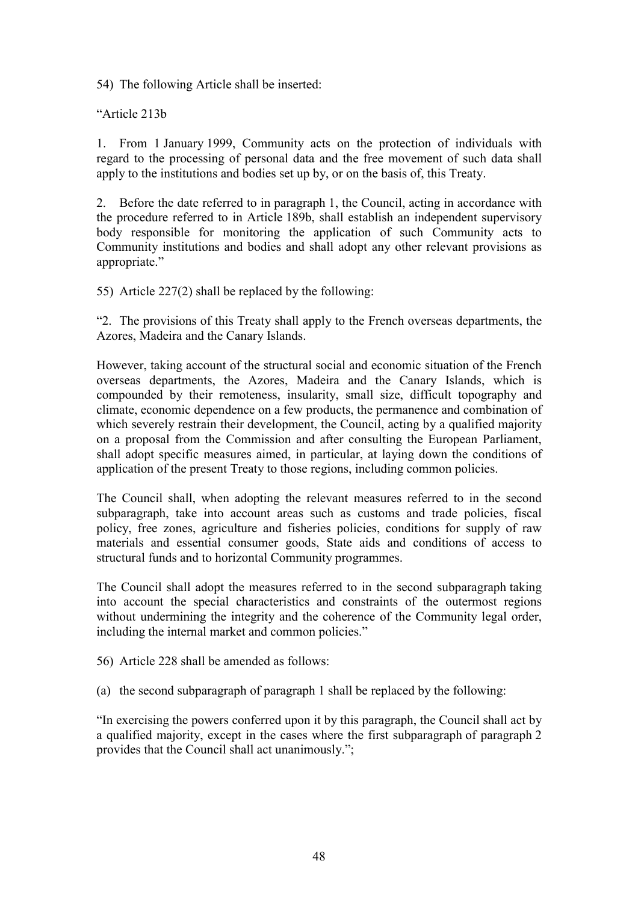54) The following Article shall be inserted:

"Article 213b

1. From 1 January 1999, Community acts on the protection of individuals with regard to the processing of personal data and the free movement of such data shall apply to the institutions and bodies set up by, or on the basis of, this Treaty.

2. Before the date referred to in paragraph 1, the Council, acting in accordance with the procedure referred to in Article 189b, shall establish an independent supervisory body responsible for monitoring the application of such Community acts to Community institutions and bodies and shall adopt any other relevant provisions as appropriate."

55) Article 227(2) shall be replaced by the following:

"2. The provisions of this Treaty shall apply to the French overseas departments, the Azores, Madeira and the Canary Islands.

However, taking account of the structural social and economic situation of the French overseas departments, the Azores, Madeira and the Canary Islands, which is compounded by their remoteness, insularity, small size, difficult topography and climate, economic dependence on a few products, the permanence and combination of which severely restrain their development, the Council, acting by a qualified majority on a proposal from the Commission and after consulting the European Parliament, shall adopt specific measures aimed, in particular, at laying down the conditions of application of the present Treaty to those regions, including common policies.

The Council shall, when adopting the relevant measures referred to in the second subparagraph, take into account areas such as customs and trade policies, fiscal policy, free zones, agriculture and fisheries policies, conditions for supply of raw materials and essential consumer goods, State aids and conditions of access to structural funds and to horizontal Community programmes.

The Council shall adopt the measures referred to in the second subparagraph taking into account the special characteristics and constraints of the outermost regions without undermining the integrity and the coherence of the Community legal order, including the internal market and common policies."

56) Article 228 shall be amended as follows:

(a) the second subparagraph of paragraph 1 shall be replaced by the following:

"In exercising the powers conferred upon it by this paragraph, the Council shall act by a qualified majority, except in the cases where the first subparagraph of paragraph 2 provides that the Council shall act unanimously.";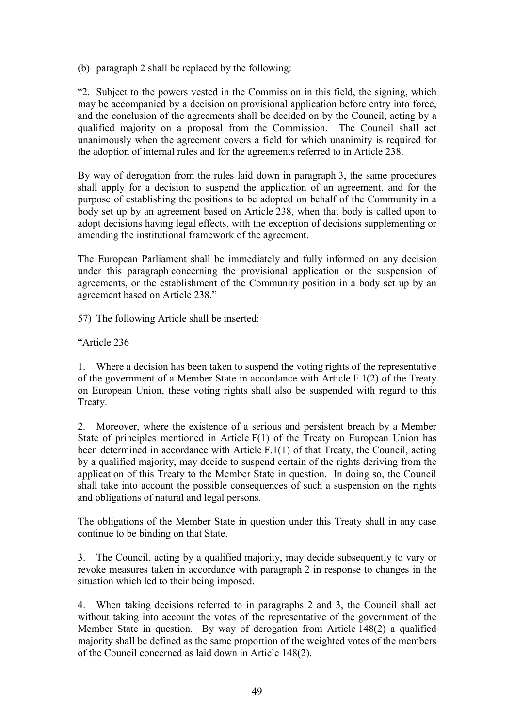(b) paragraph 2 shall be replaced by the following:

"2. Subject to the powers vested in the Commission in this field, the signing, which may be accompanied by a decision on provisional application before entry into force, and the conclusion of the agreements shall be decided on by the Council, acting by a qualified majority on a proposal from the Commission. The Council shall act unanimously when the agreement covers a field for which unanimity is required for the adoption of internal rules and for the agreements referred to in Article 238.

By way of derogation from the rules laid down in paragraph 3, the same procedures shall apply for a decision to suspend the application of an agreement, and for the purpose of establishing the positions to be adopted on behalf of the Community in a body set up by an agreement based on Article 238, when that body is called upon to adopt decisions having legal effects, with the exception of decisions supplementing or amending the institutional framework of the agreement.

The European Parliament shall be immediately and fully informed on any decision under this paragraph concerning the provisional application or the suspension of agreements, or the establishment of the Community position in a body set up by an agreement based on Article 238."

57) The following Article shall be inserted:

"Article 236

1. Where a decision has been taken to suspend the voting rights of the representative of the government of a Member State in accordance with Article F.1(2) of the Treaty on European Union, these voting rights shall also be suspended with regard to this Treaty.

2. Moreover, where the existence of a serious and persistent breach by a Member State of principles mentioned in Article F(1) of the Treaty on European Union has been determined in accordance with Article F.1(1) of that Treaty, the Council, acting by a qualified majority, may decide to suspend certain of the rights deriving from the application of this Treaty to the Member State in question. In doing so, the Council shall take into account the possible consequences of such a suspension on the rights and obligations of natural and legal persons.

The obligations of the Member State in question under this Treaty shall in any case continue to be binding on that State.

3. The Council, acting by a qualified majority, may decide subsequently to vary or revoke measures taken in accordance with paragraph 2 in response to changes in the situation which led to their being imposed.

4. When taking decisions referred to in paragraphs 2 and 3, the Council shall act without taking into account the votes of the representative of the government of the Member State in question. By way of derogation from Article 148(2) a qualified majority shall be defined as the same proportion of the weighted votes of the members of the Council concerned as laid down in Article 148(2).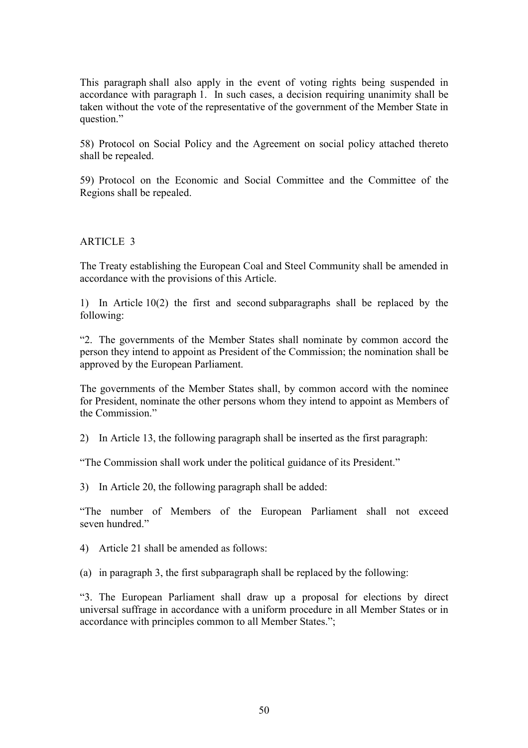This paragraph shall also apply in the event of voting rights being suspended in accordance with paragraph 1. In such cases, a decision requiring unanimity shall be taken without the vote of the representative of the government of the Member State in question."

58) Protocol on Social Policy and the Agreement on social policy attached thereto shall be repealed.

59) Protocol on the Economic and Social Committee and the Committee of the Regions shall be repealed.

ARTICLE 3

The Treaty establishing the European Coal and Steel Community shall be amended in accordance with the provisions of this Article.

1) In Article 10(2) the first and second subparagraphs shall be replaced by the following:

"2. The governments of the Member States shall nominate by common accord the person they intend to appoint as President of the Commission; the nomination shall be approved by the European Parliament.

The governments of the Member States shall, by common accord with the nominee for President, nominate the other persons whom they intend to appoint as Members of the Commission."

2) In Article 13, the following paragraph shall be inserted as the first paragraph:

"The Commission shall work under the political guidance of its President."

3) In Article 20, the following paragraph shall be added:

"The number of Members of the European Parliament shall not exceed seven hundred."

4) Article 21 shall be amended as follows:

(a) in paragraph 3, the first subparagraph shall be replaced by the following:

"3. The European Parliament shall draw up a proposal for elections by direct universal suffrage in accordance with a uniform procedure in all Member States or in accordance with principles common to all Member States.";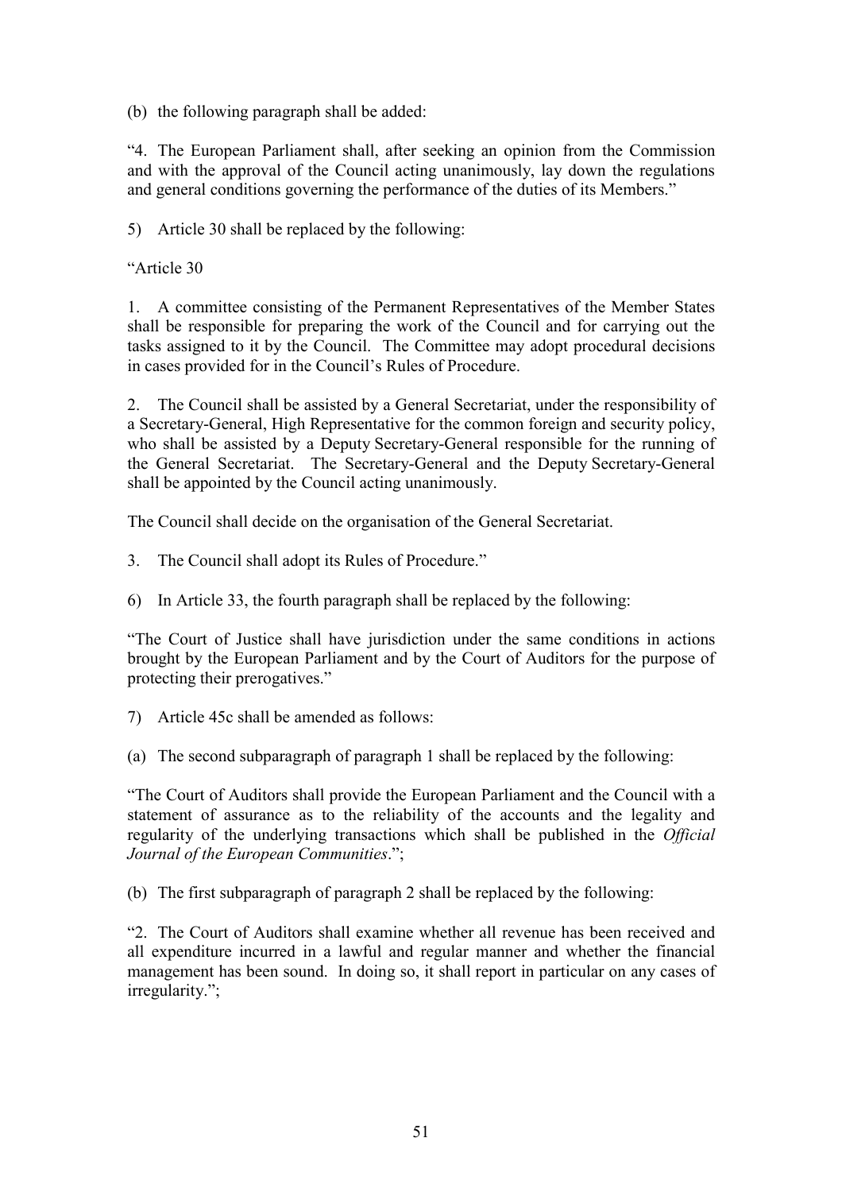(b) the following paragraph shall be added:

"4. The European Parliament shall, after seeking an opinion from the Commission and with the approval of the Council acting unanimously, lay down the regulations and general conditions governing the performance of the duties of its Members."

5) Article 30 shall be replaced by the following:

"Article 30

1. A committee consisting of the Permanent Representatives of the Member States shall be responsible for preparing the work of the Council and for carrying out the tasks assigned to it by the Council. The Committee may adopt procedural decisions in cases provided for in the Council's Rules of Procedure.

2. The Council shall be assisted by a General Secretariat, under the responsibility of a Secretary-General, High Representative for the common foreign and security policy, who shall be assisted by a Deputy Secretary-General responsible for the running of the General Secretariat. The Secretary-General and the Deputy Secretary-General shall be appointed by the Council acting unanimously.

The Council shall decide on the organisation of the General Secretariat.

3. The Council shall adopt its Rules of Procedure."

6) In Article 33, the fourth paragraph shall be replaced by the following:

"The Court of Justice shall have jurisdiction under the same conditions in actions brought by the European Parliament and by the Court of Auditors for the purpose of protecting their prerogatives."

7) Article 45c shall be amended as follows:

(a) The second subparagraph of paragraph 1 shall be replaced by the following:

"The Court of Auditors shall provide the European Parliament and the Council with a statement of assurance as to the reliability of the accounts and the legality and regularity of the underlying transactions which shall be published in the *Official Journal of the European Communities*.";

(b) The first subparagraph of paragraph 2 shall be replaced by the following:

"2. The Court of Auditors shall examine whether all revenue has been received and all expenditure incurred in a lawful and regular manner and whether the financial management has been sound. In doing so, it shall report in particular on any cases of irregularity.";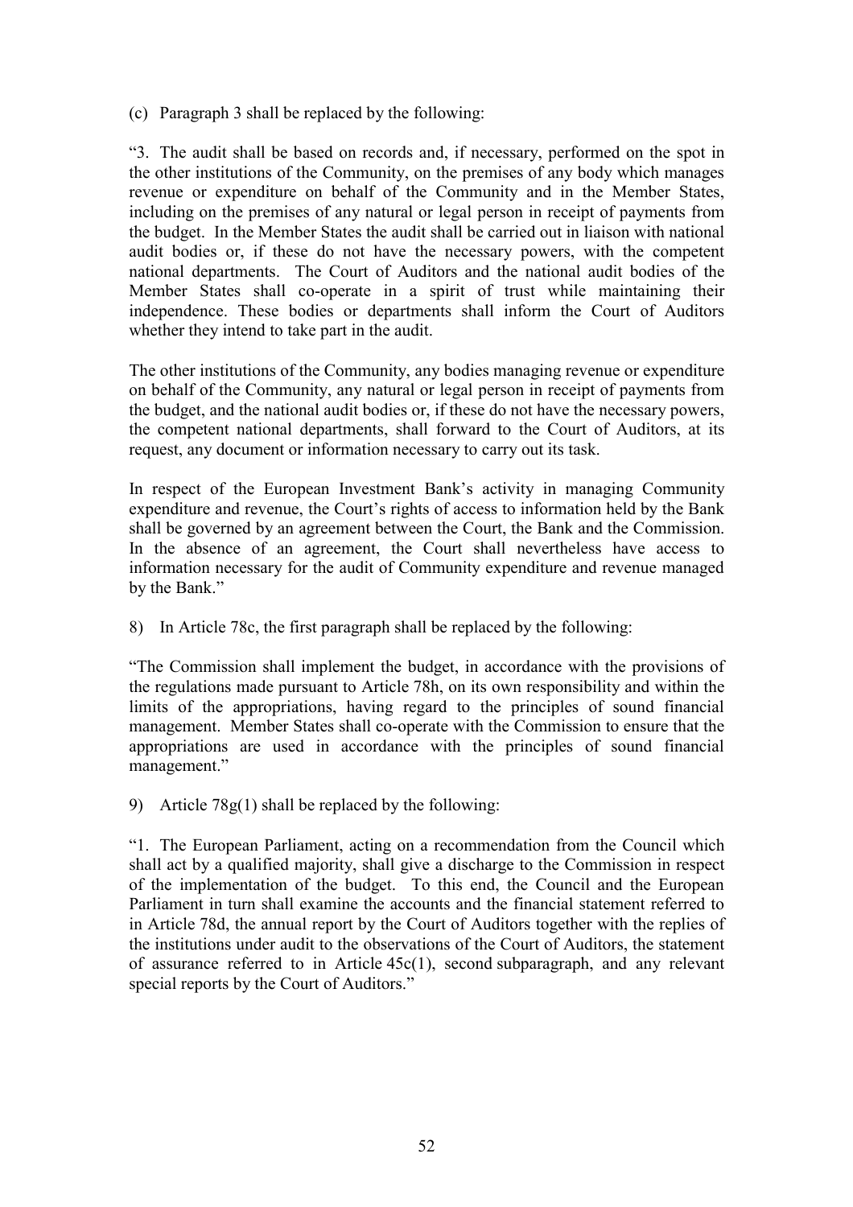(c) Paragraph 3 shall be replaced by the following:

"3. The audit shall be based on records and, if necessary, performed on the spot in the other institutions of the Community, on the premises of any body which manages revenue or expenditure on behalf of the Community and in the Member States, including on the premises of any natural or legal person in receipt of payments from the budget. In the Member States the audit shall be carried out in liaison with national audit bodies or, if these do not have the necessary powers, with the competent national departments. The Court of Auditors and the national audit bodies of the Member States shall co-operate in a spirit of trust while maintaining their independence. These bodies or departments shall inform the Court of Auditors whether they intend to take part in the audit.

The other institutions of the Community, any bodies managing revenue or expenditure on behalf of the Community, any natural or legal person in receipt of payments from the budget, and the national audit bodies or, if these do not have the necessary powers, the competent national departments, shall forward to the Court of Auditors, at its request, any document or information necessary to carry out its task.

In respect of the European Investment Bank's activity in managing Community expenditure and revenue, the Court's rights of access to information held by the Bank shall be governed by an agreement between the Court, the Bank and the Commission. In the absence of an agreement, the Court shall nevertheless have access to information necessary for the audit of Community expenditure and revenue managed by the Bank."

8) In Article 78c, the first paragraph shall be replaced by the following:

"The Commission shall implement the budget, in accordance with the provisions of the regulations made pursuant to Article 78h, on its own responsibility and within the limits of the appropriations, having regard to the principles of sound financial management. Member States shall co-operate with the Commission to ensure that the appropriations are used in accordance with the principles of sound financial management."

9) Article 78g(1) shall be replaced by the following:

"1. The European Parliament, acting on a recommendation from the Council which shall act by a qualified majority, shall give a discharge to the Commission in respect of the implementation of the budget. To this end, the Council and the European Parliament in turn shall examine the accounts and the financial statement referred to in Article 78d, the annual report by the Court of Auditors together with the replies of the institutions under audit to the observations of the Court of Auditors, the statement of assurance referred to in Article 45c(1), second subparagraph, and any relevant special reports by the Court of Auditors."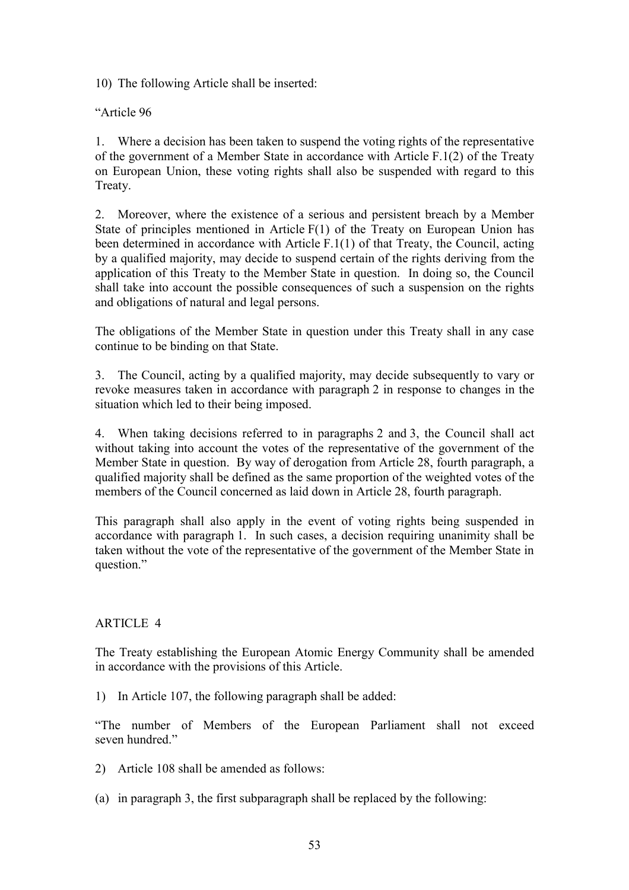10) The following Article shall be inserted:

"Article 96

1. Where a decision has been taken to suspend the voting rights of the representative of the government of a Member State in accordance with Article F.1(2) of the Treaty on European Union, these voting rights shall also be suspended with regard to this Treaty.

2. Moreover, where the existence of a serious and persistent breach by a Member State of principles mentioned in Article F(1) of the Treaty on European Union has been determined in accordance with Article F.1(1) of that Treaty, the Council, acting by a qualified majority, may decide to suspend certain of the rights deriving from the application of this Treaty to the Member State in question. In doing so, the Council shall take into account the possible consequences of such a suspension on the rights and obligations of natural and legal persons.

The obligations of the Member State in question under this Treaty shall in any case continue to be binding on that State.

3. The Council, acting by a qualified majority, may decide subsequently to vary or revoke measures taken in accordance with paragraph 2 in response to changes in the situation which led to their being imposed.

4. When taking decisions referred to in paragraphs 2 and 3, the Council shall act without taking into account the votes of the representative of the government of the Member State in question. By way of derogation from Article 28, fourth paragraph, a qualified majority shall be defined as the same proportion of the weighted votes of the members of the Council concerned as laid down in Article 28, fourth paragraph.

This paragraph shall also apply in the event of voting rights being suspended in accordance with paragraph 1. In such cases, a decision requiring unanimity shall be taken without the vote of the representative of the government of the Member State in question."

## ARTICLE 4

The Treaty establishing the European Atomic Energy Community shall be amended in accordance with the provisions of this Article.

1) In Article 107, the following paragraph shall be added:

"The number of Members of the European Parliament shall not exceed seven hundred."

2) Article 108 shall be amended as follows:

(a) in paragraph 3, the first subparagraph shall be replaced by the following: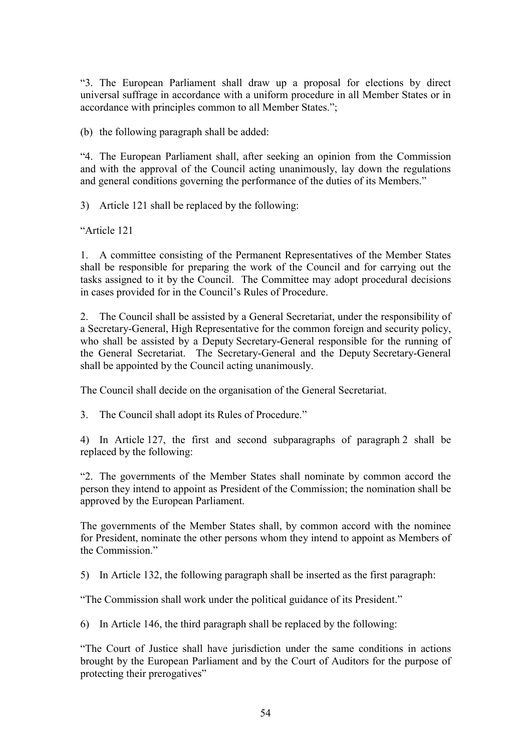"3. The European Parliament shall draw up a proposal for elections by direct universal suffrage in accordance with a uniform procedure in all Member States or in accordance with principles common to all Member States.";

(b) the following paragraph shall be added:

"4. The European Parliament shall, after seeking an opinion from the Commission and with the approval of the Council acting unanimously, lay down the regulations and general conditions governing the performance of the duties of its Members."

3) Article 121 shall be replaced by the following:

"Article 121

1. A committee consisting of the Permanent Representatives of the Member States shall be responsible for preparing the work of the Council and for carrying out the tasks assigned to it by the Council. The Committee may adopt procedural decisions in cases provided for in the Council's Rules of Procedure.

2. The Council shall be assisted by a General Secretariat, under the responsibility of a Secretary-General, High Representative for the common foreign and security policy, who shall be assisted by a Deputy Secretary-General responsible for the running of the General Secretariat. The Secretary-General and the Deputy Secretary-General shall be appointed by the Council acting unanimously.

The Council shall decide on the organisation of the General Secretariat.

3. The Council shall adopt its Rules of Procedure."

4) In Article 127, the first and second subparagraphs of paragraph 2 shall be replaced by the following:

"2. The governments of the Member States shall nominate by common accord the person they intend to appoint as President of the Commission; the nomination shall be approved by the European Parliament.

The governments of the Member States shall, by common accord with the nominee for President, nominate the other persons whom they intend to appoint as Members of the Commission."

5) In Article 132, the following paragraph shall be inserted as the first paragraph:

"The Commission shall work under the political guidance of its President."

6) In Article 146, the third paragraph shall be replaced by the following:

"The Court of Justice shall have jurisdiction under the same conditions in actions brought by the European Parliament and by the Court of Auditors for the purpose of protecting their prerogatives"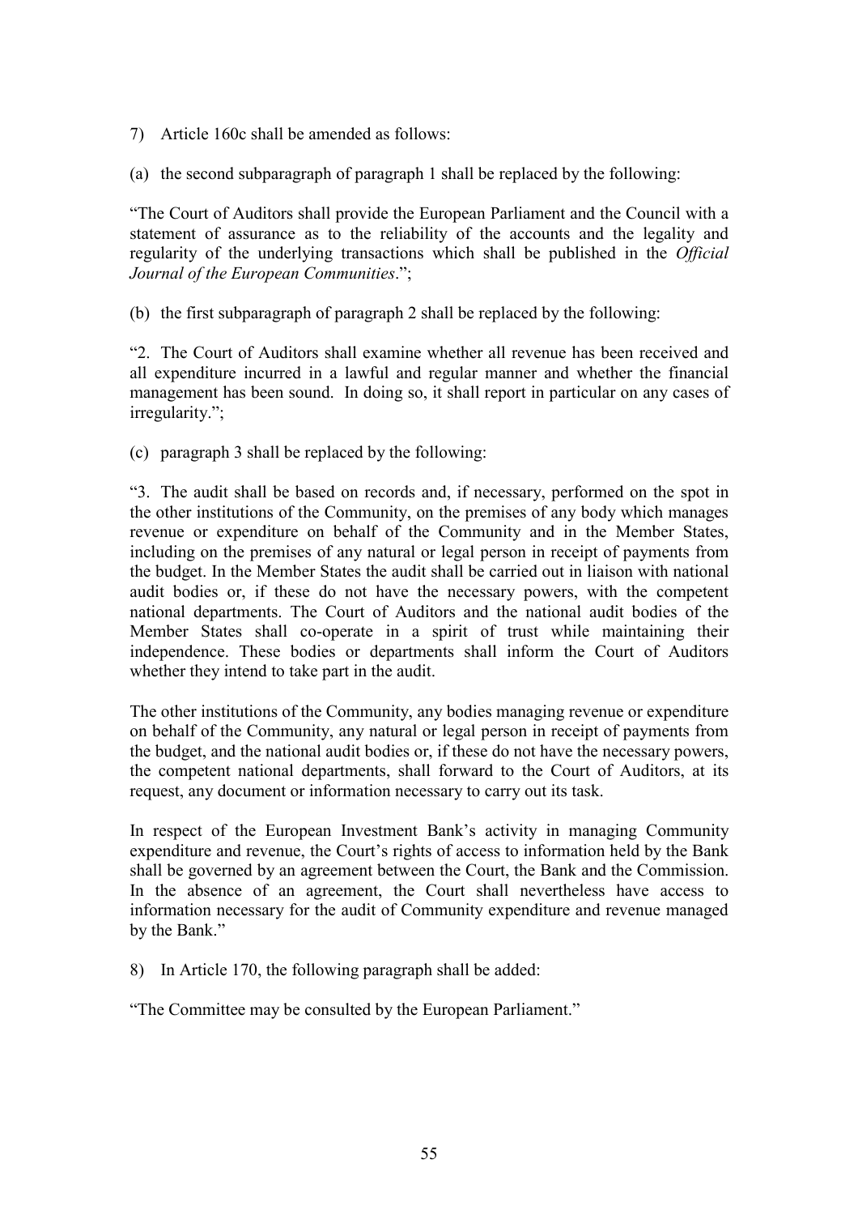7) Article 160c shall be amended as follows:

(a) the second subparagraph of paragraph 1 shall be replaced by the following:

"The Court of Auditors shall provide the European Parliament and the Council with a statement of assurance as to the reliability of the accounts and the legality and regularity of the underlying transactions which shall be published in the *Official Journal of the European Communities*.";

(b) the first subparagraph of paragraph 2 shall be replaced by the following:

"2. The Court of Auditors shall examine whether all revenue has been received and all expenditure incurred in a lawful and regular manner and whether the financial management has been sound. In doing so, it shall report in particular on any cases of irregularity.";

(c) paragraph 3 shall be replaced by the following:

"3. The audit shall be based on records and, if necessary, performed on the spot in the other institutions of the Community, on the premises of any body which manages revenue or expenditure on behalf of the Community and in the Member States, including on the premises of any natural or legal person in receipt of payments from the budget. In the Member States the audit shall be carried out in liaison with national audit bodies or, if these do not have the necessary powers, with the competent national departments. The Court of Auditors and the national audit bodies of the Member States shall co-operate in a spirit of trust while maintaining their independence. These bodies or departments shall inform the Court of Auditors whether they intend to take part in the audit.

The other institutions of the Community, any bodies managing revenue or expenditure on behalf of the Community, any natural or legal person in receipt of payments from the budget, and the national audit bodies or, if these do not have the necessary powers, the competent national departments, shall forward to the Court of Auditors, at its request, any document or information necessary to carry out its task.

In respect of the European Investment Bank's activity in managing Community expenditure and revenue, the Court's rights of access to information held by the Bank shall be governed by an agreement between the Court, the Bank and the Commission. In the absence of an agreement, the Court shall nevertheless have access to information necessary for the audit of Community expenditure and revenue managed by the Bank."

8) In Article 170, the following paragraph shall be added:

"The Committee may be consulted by the European Parliament."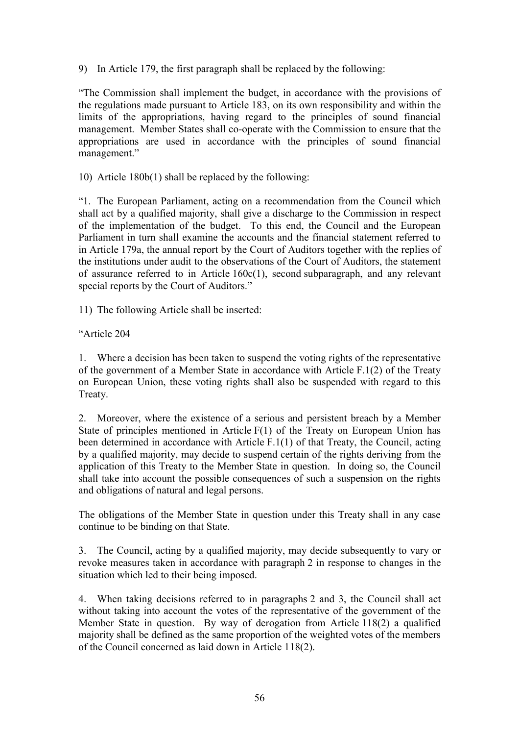9) In Article 179, the first paragraph shall be replaced by the following:

"The Commission shall implement the budget, in accordance with the provisions of the regulations made pursuant to Article 183, on its own responsibility and within the limits of the appropriations, having regard to the principles of sound financial management. Member States shall co-operate with the Commission to ensure that the appropriations are used in accordance with the principles of sound financial management."

10) Article 180b(1) shall be replaced by the following:

"1. The European Parliament, acting on a recommendation from the Council which shall act by a qualified majority, shall give a discharge to the Commission in respect of the implementation of the budget. To this end, the Council and the European Parliament in turn shall examine the accounts and the financial statement referred to in Article 179a, the annual report by the Court of Auditors together with the replies of the institutions under audit to the observations of the Court of Auditors, the statement of assurance referred to in Article 160c(1), second subparagraph, and any relevant special reports by the Court of Auditors."

11) The following Article shall be inserted:

"Article 204

1. Where a decision has been taken to suspend the voting rights of the representative of the government of a Member State in accordance with Article F.1(2) of the Treaty on European Union, these voting rights shall also be suspended with regard to this Treaty.

2. Moreover, where the existence of a serious and persistent breach by a Member State of principles mentioned in Article F(1) of the Treaty on European Union has been determined in accordance with Article F.1(1) of that Treaty, the Council, acting by a qualified majority, may decide to suspend certain of the rights deriving from the application of this Treaty to the Member State in question. In doing so, the Council shall take into account the possible consequences of such a suspension on the rights and obligations of natural and legal persons.

The obligations of the Member State in question under this Treaty shall in any case continue to be binding on that State.

3. The Council, acting by a qualified majority, may decide subsequently to vary or revoke measures taken in accordance with paragraph 2 in response to changes in the situation which led to their being imposed.

4. When taking decisions referred to in paragraphs 2 and 3, the Council shall act without taking into account the votes of the representative of the government of the Member State in question. By way of derogation from Article 118(2) a qualified majority shall be defined as the same proportion of the weighted votes of the members of the Council concerned as laid down in Article 118(2).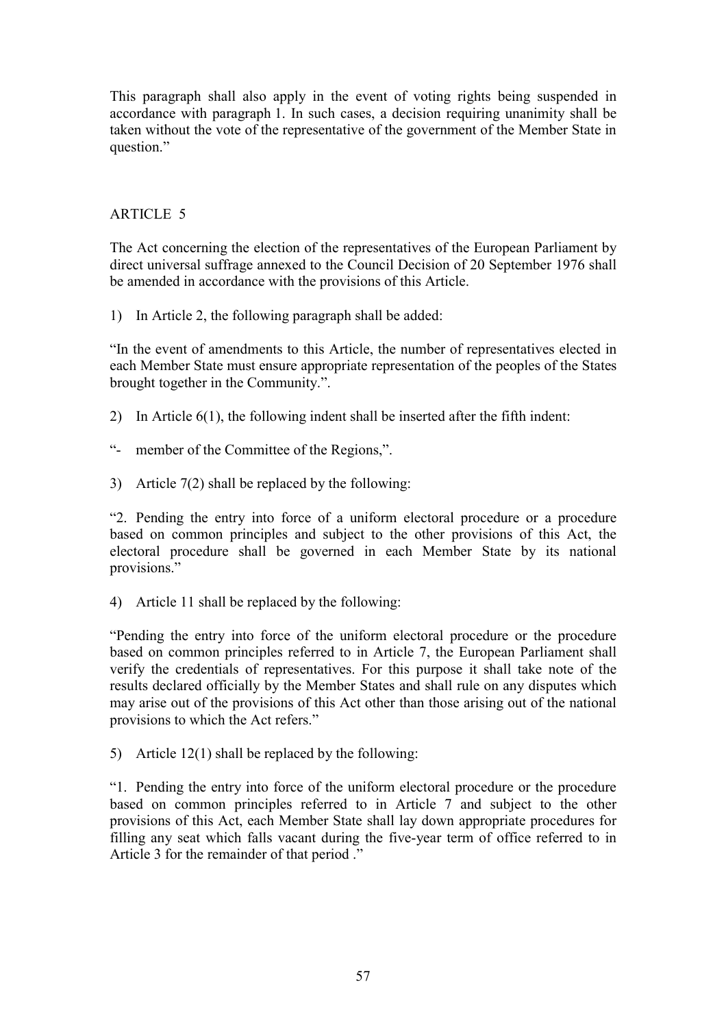This paragraph shall also apply in the event of voting rights being suspended in accordance with paragraph 1. In such cases, a decision requiring unanimity shall be taken without the vote of the representative of the government of the Member State in question."

ARTICLE 5

The Act concerning the election of the representatives of the European Parliament by direct universal suffrage annexed to the Council Decision of 20 September 1976 shall be amended in accordance with the provisions of this Article.

1) In Article 2, the following paragraph shall be added:

"In the event of amendments to this Article, the number of representatives elected in each Member State must ensure appropriate representation of the peoples of the States brought together in the Community.".

2) In Article 6(1), the following indent shall be inserted after the fifth indent:

"- member of the Committee of the Regions,".

3) Article 7(2) shall be replaced by the following:

"2. Pending the entry into force of a uniform electoral procedure or a procedure based on common principles and subject to the other provisions of this Act, the electoral procedure shall be governed in each Member State by its national provisions."

4) Article 11 shall be replaced by the following:

"Pending the entry into force of the uniform electoral procedure or the procedure based on common principles referred to in Article 7, the European Parliament shall verify the credentials of representatives. For this purpose it shall take note of the results declared officially by the Member States and shall rule on any disputes which may arise out of the provisions of this Act other than those arising out of the national provisions to which the Act refers."

5) Article 12(1) shall be replaced by the following:

"1. Pending the entry into force of the uniform electoral procedure or the procedure based on common principles referred to in Article 7 and subject to the other provisions of this Act, each Member State shall lay down appropriate procedures for filling any seat which falls vacant during the five-year term of office referred to in Article 3 for the remainder of that period ."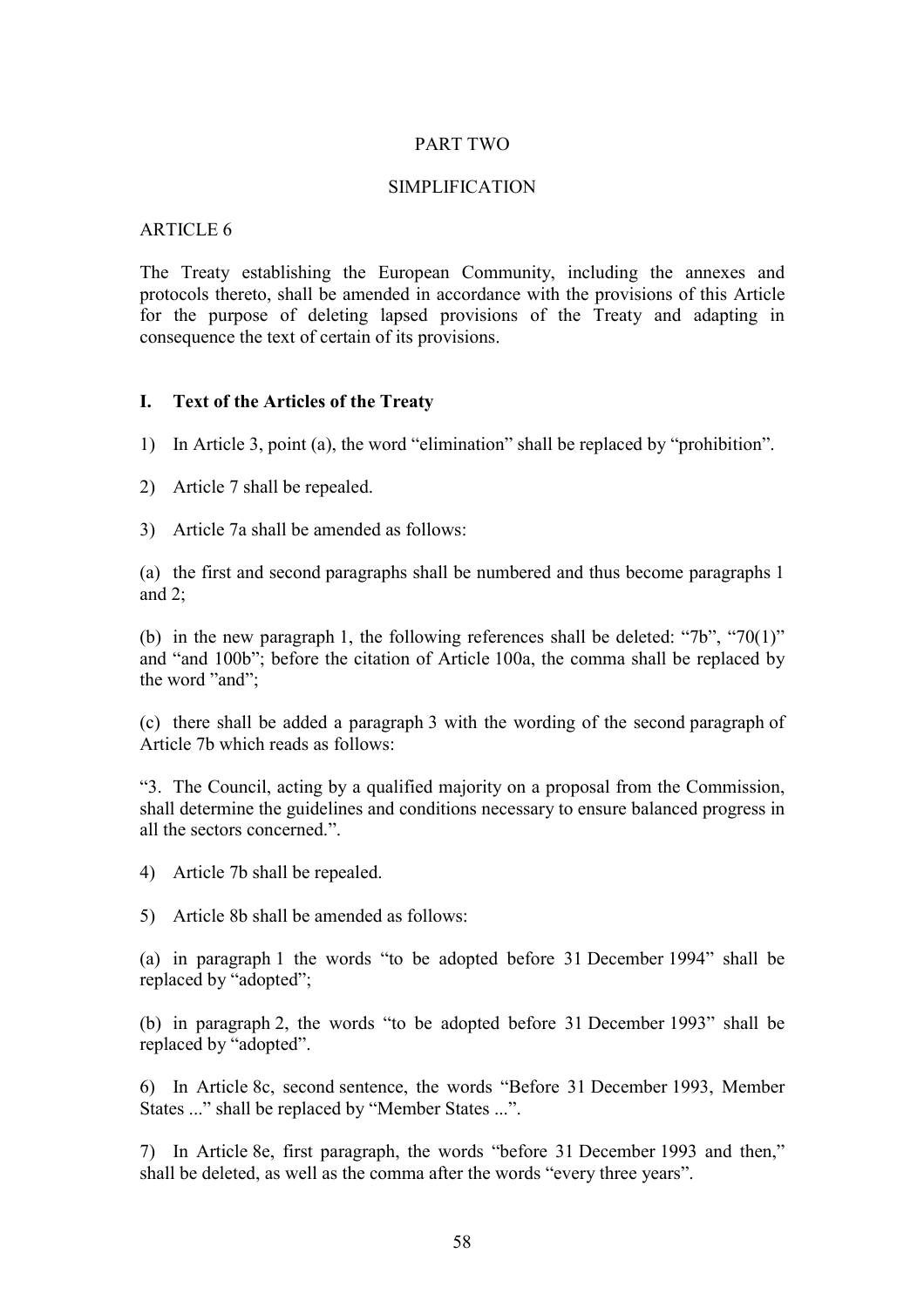PART TWO

SIMPLIFICATION

ARTICLE 6

The Treaty establishing the European Community, including the annexes and protocols thereto, shall be amended in accordance with the provisions of this Article for the purpose of deleting lapsed provisions of the Treaty and adapting in consequence the text of certain of its provisions.

## I. Text of the Articles of the Treaty

1) In Article 3, point (a), the word "elimination" shall be replaced by "prohibition".

2) Article 7 shall be repealed.

3) Article 7a shall be amended as follows:

(a) the first and second paragraphs shall be numbered and thus become paragraphs 1 and 2;

(b) in the new paragraph 1, the following references shall be deleted: "7b", "70(1)" and "and 100b"; before the citation of Article 100a, the comma shall be replaced by the word "and";

(c) there shall be added a paragraph 3 with the wording of the second paragraph of Article 7b which reads as follows:

"3. The Council, acting by a qualified majority on a proposal from the Commission, shall determine the guidelines and conditions necessary to ensure balanced progress in all the sectors concerned.".

4) Article 7b shall be repealed.

5) Article 8b shall be amended as follows:

(a) in paragraph 1 the words "to be adopted before 31 December 1994" shall be replaced by "adopted";

(b) in paragraph 2, the words "to be adopted before 31 December 1993" shall be replaced by "adopted".

6) In Article 8c, second sentence, the words "Before 31 December 1993, Member States ..." shall be replaced by "Member States ...".

7) In Article 8e, first paragraph, the words "before 31 December 1993 and then," shall be deleted, as well as the comma after the words "every three years".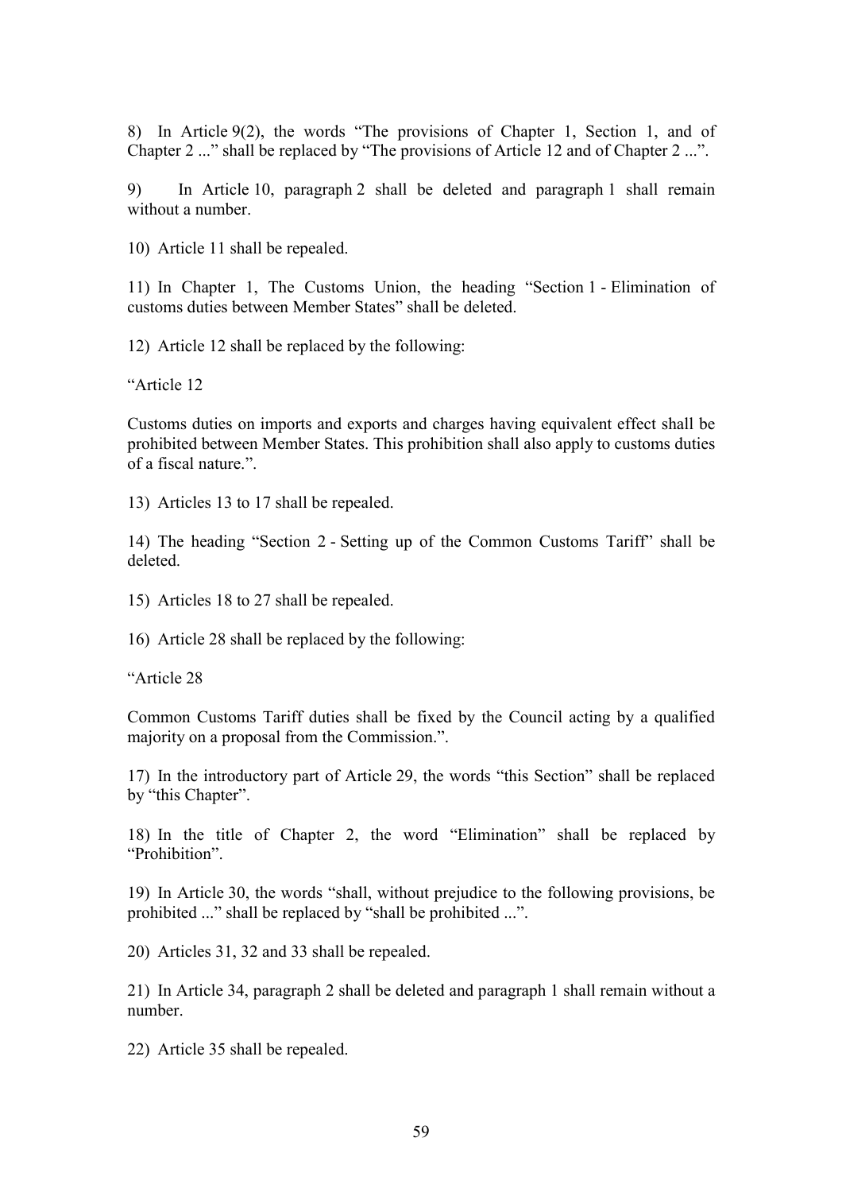8) In Article 9(2), the words “The provisions of Chapter 1, Section 1, and of Chapter 2 ...” shall be replaced by “The provisions of Article 12 and of Chapter 2 ...”.

9) In Article 10, paragraph 2 shall be deleted and paragraph 1 shall remain without a number.

10) Article 11 shall be repealed.

11) In Chapter 1, The Customs Union, the heading “Section 1 - Elimination of customs duties between Member States” shall be deleted.

12) Article 12 shall be replaced by the following:

“Article 12

Customs duties on imports and exports and charges having equivalent effect shall be prohibited between Member States. This prohibition shall also apply to customs duties of a fiscal nature.”.

13) Articles 13 to 17 shall be repealed.

14) The heading “Section 2 - Setting up of the Common Customs Tariff” shall be deleted.

15) Articles 18 to 27 shall be repealed.

16) Article 28 shall be replaced by the following:

“Article 28

Common Customs Tariff duties shall be fixed by the Council acting by a qualified majority on a proposal from the Commission.”.

17) In the introductory part of Article 29, the words “this Section” shall be replaced by “this Chapter”.

18) In the title of Chapter 2, the word “Elimination” shall be replaced by “Prohibition”.

19) In Article 30, the words “shall, without prejudice to the following provisions, be prohibited ...” shall be replaced by “shall be prohibited ...”.

20) Articles 31, 32 and 33 shall be repealed.

21) In Article 34, paragraph 2 shall be deleted and paragraph 1 shall remain without a number.

22) Article 35 shall be repealed.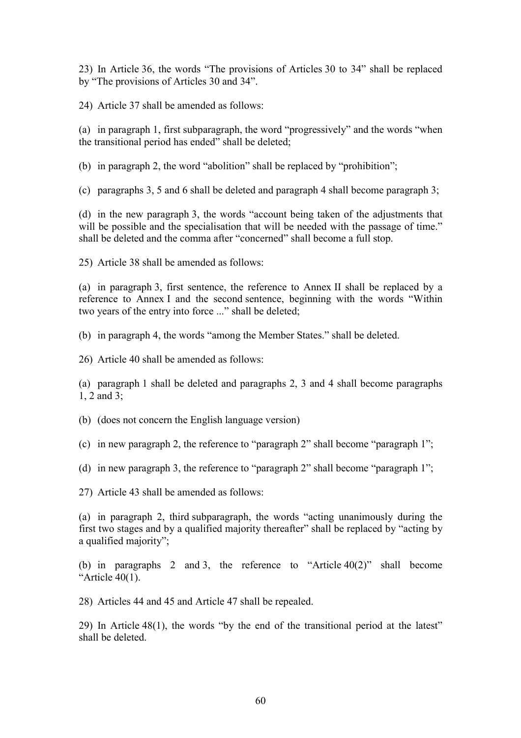23) In Article 36, the words "The provisions of Articles 30 to 34" shall be replaced by "The provisions of Articles 30 and 34".

24) Article 37 shall be amended as follows:

(a) in paragraph 1, first subparagraph, the word "progressively" and the words "when the transitional period has ended" shall be deleted;

(b) in paragraph 2, the word "abolition" shall be replaced by "prohibition";

(c) paragraphs 3, 5 and 6 shall be deleted and paragraph 4 shall become paragraph 3;

(d) in the new paragraph 3, the words "account being taken of the adjustments that will be possible and the specialisation that will be needed with the passage of time." shall be deleted and the comma after "concerned" shall become a full stop.

25) Article 38 shall be amended as follows:

(a) in paragraph 3, first sentence, the reference to Annex II shall be replaced by a reference to Annex I and the second sentence, beginning with the words "Within two years of the entry into force ..." shall be deleted;

(b) in paragraph 4, the words "among the Member States." shall be deleted.

26) Article 40 shall be amended as follows:

(a) paragraph 1 shall be deleted and paragraphs 2, 3 and 4 shall become paragraphs 1, 2 and 3;

(b) (does not concern the English language version)

(c) in new paragraph 2, the reference to "paragraph 2" shall become "paragraph 1";

(d) in new paragraph 3, the reference to "paragraph 2" shall become "paragraph 1";

27) Article 43 shall be amended as follows:

(a) in paragraph 2, third subparagraph, the words "acting unanimously during the first two stages and by a qualified majority thereafter" shall be replaced by "acting by a qualified majority";

(b) in paragraphs 2 and 3, the reference to "Article 40(2)" shall become "Article 40(1).

28) Articles 44 and 45 and Article 47 shall be repealed.

29) In Article 48(1), the words "by the end of the transitional period at the latest" shall be deleted.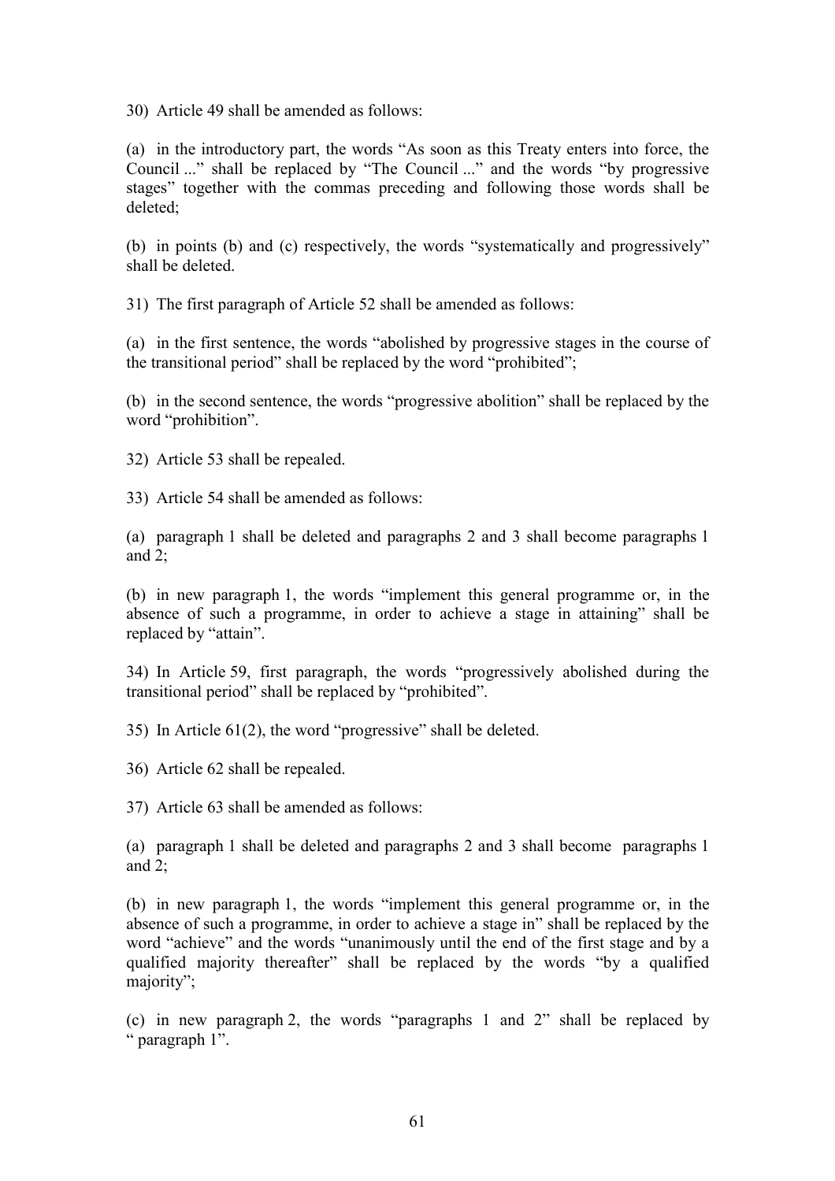30) Article 49 shall be amended as follows:

(a) in the introductory part, the words "As soon as this Treaty enters into force, the Council ..." shall be replaced by "The Council ..." and the words "by progressive stages" together with the commas preceding and following those words shall be deleted;

(b) in points (b) and (c) respectively, the words "systematically and progressively" shall be deleted.

31) The first paragraph of Article 52 shall be amended as follows:

(a) in the first sentence, the words "abolished by progressive stages in the course of the transitional period" shall be replaced by the word "prohibited";

(b) in the second sentence, the words "progressive abolition" shall be replaced by the word "prohibition".

32) Article 53 shall be repealed.

33) Article 54 shall be amended as follows:

(a) paragraph 1 shall be deleted and paragraphs 2 and 3 shall become paragraphs 1 and 2;

(b) in new paragraph 1, the words "implement this general programme or, in the absence of such a programme, in order to achieve a stage in attaining" shall be replaced by "attain".

34) In Article 59, first paragraph, the words "progressively abolished during the transitional period" shall be replaced by "prohibited".

35) In Article 61(2), the word "progressive" shall be deleted.

36) Article 62 shall be repealed.

37) Article 63 shall be amended as follows:

(a) paragraph 1 shall be deleted and paragraphs 2 and 3 shall become paragraphs 1 and 2;

(b) in new paragraph 1, the words "implement this general programme or, in the absence of such a programme, in order to achieve a stage in" shall be replaced by the word "achieve" and the words "unanimously until the end of the first stage and by a qualified majority thereafter" shall be replaced by the words "by a qualified majority";

(c) in new paragraph 2, the words "paragraphs 1 and 2" shall be replaced by " paragraph 1".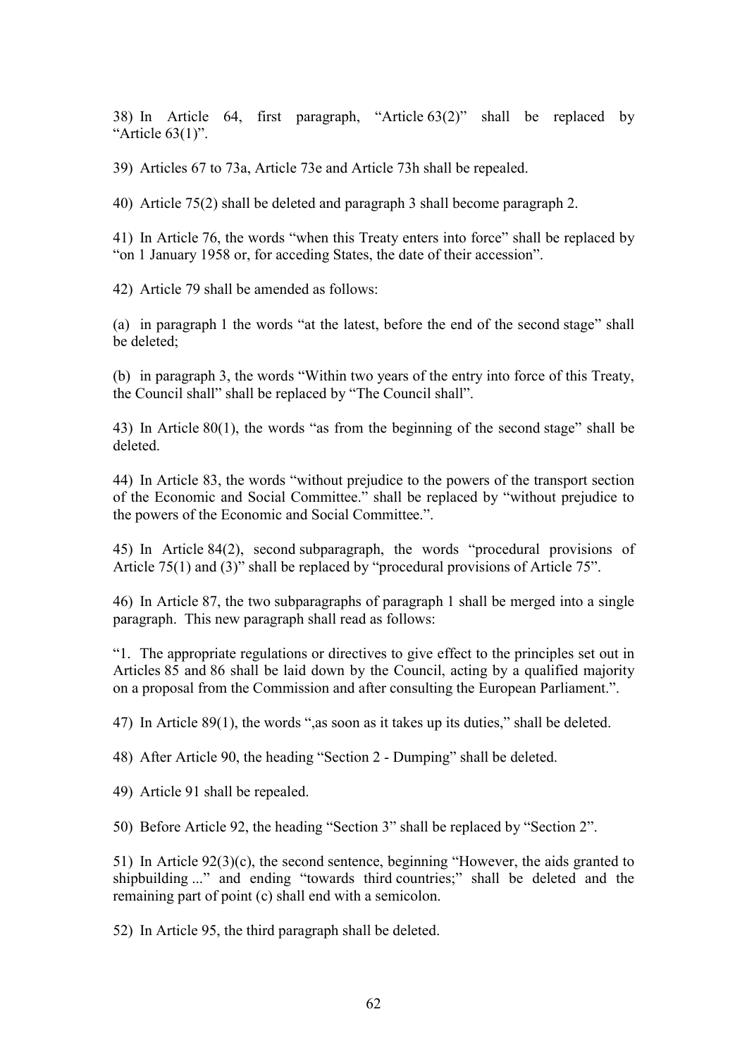38) In Article 64, first paragraph, “Article 63(2)” shall be replaced by “Article 63(1)”.

39) Articles 67 to 73a, Article 73e and Article 73h shall be repealed.

40) Article 75(2) shall be deleted and paragraph 3 shall become paragraph 2.

41) In Article 76, the words “when this Treaty enters into force” shall be replaced by “on 1 January 1958 or, for acceding States, the date of their accession”.

42) Article 79 shall be amended as follows:

(a) in paragraph 1 the words “at the latest, before the end of the second stage” shall be deleted;

(b) in paragraph 3, the words “Within two years of the entry into force of this Treaty, the Council shall” shall be replaced by “The Council shall”.

43) In Article 80(1), the words “as from the beginning of the second stage” shall be deleted.

44) In Article 83, the words “without prejudice to the powers of the transport section of the Economic and Social Committee.” shall be replaced by “without prejudice to the powers of the Economic and Social Committee.”.

45) In Article 84(2), second subparagraph, the words “procedural provisions of Article 75(1) and (3)” shall be replaced by “procedural provisions of Article 75”.

46) In Article 87, the two subparagraphs of paragraph 1 shall be merged into a single paragraph. This new paragraph shall read as follows:

“1. The appropriate regulations or directives to give effect to the principles set out in Articles 85 and 86 shall be laid down by the Council, acting by a qualified majority on a proposal from the Commission and after consulting the European Parliament.”.

47) In Article 89(1), the words “,as soon as it takes up its duties,” shall be deleted.

48) After Article 90, the heading “Section 2 - Dumping” shall be deleted.

49) Article 91 shall be repealed.

50) Before Article 92, the heading “Section 3” shall be replaced by “Section 2”.

51) In Article 92(3)(c), the second sentence, beginning “However, the aids granted to shipbuilding ...” and ending “towards third countries;” shall be deleted and the remaining part of point (c) shall end with a semicolon.

52) In Article 95, the third paragraph shall be deleted.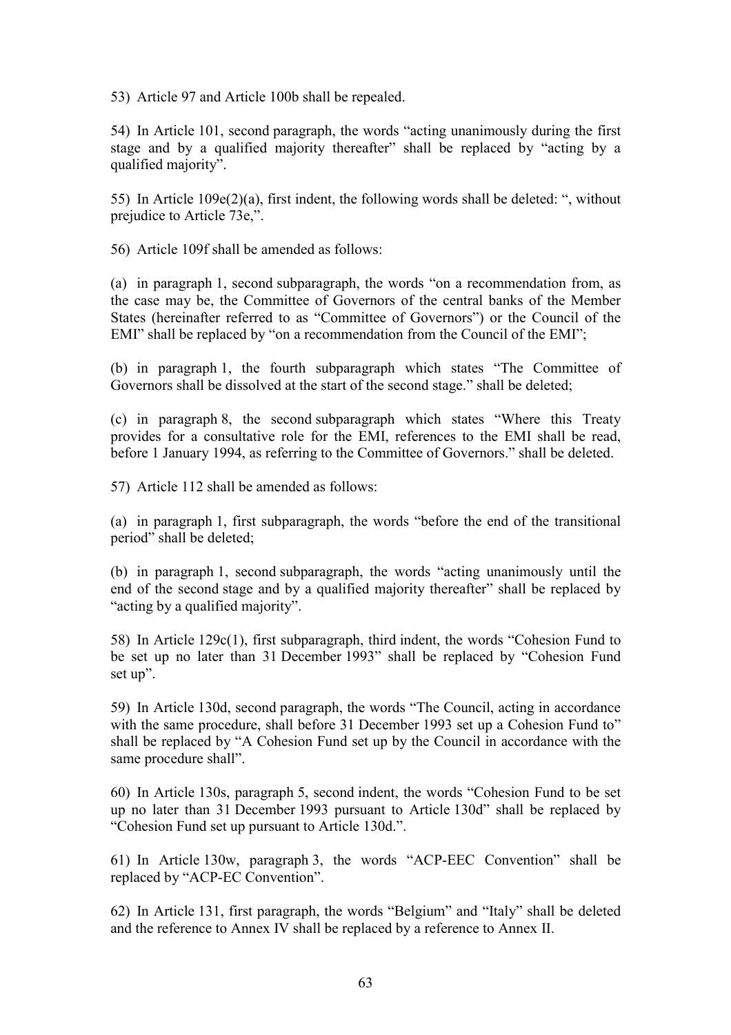53) Article 97 and Article 100b shall be repealed.

54) In Article 101, second paragraph, the words "acting unanimously during the first stage and by a qualified majority thereafter" shall be replaced by "acting by a qualified majority".

55) In Article 109e(2)(a), first indent, the following words shall be deleted: ", without prejudice to Article 73e,".

56) Article 109f shall be amended as follows:

(a) in paragraph 1, second subparagraph, the words "on a recommendation from, as the case may be, the Committee of Governors of the central banks of the Member States (hereinafter referred to as "Committee of Governors") or the Council of the EMI" shall be replaced by "on a recommendation from the Council of the EMI";

(b) in paragraph 1, the fourth subparagraph which states "The Committee of Governors shall be dissolved at the start of the second stage." shall be deleted;

(c) in paragraph 8, the second subparagraph which states "Where this Treaty provides for a consultative role for the EMI, references to the EMI shall be read, before 1 January 1994, as referring to the Committee of Governors." shall be deleted.

57) Article 112 shall be amended as follows:

(a) in paragraph 1, first subparagraph, the words "before the end of the transitional period" shall be deleted;

(b) in paragraph 1, second subparagraph, the words "acting unanimously until the end of the second stage and by a qualified majority thereafter" shall be replaced by "acting by a qualified majority".

58) In Article 129c(1), first subparagraph, third indent, the words "Cohesion Fund to be set up no later than 31 December 1993" shall be replaced by "Cohesion Fund set up".

59) In Article 130d, second paragraph, the words "The Council, acting in accordance with the same procedure, shall before 31 December 1993 set up a Cohesion Fund to" shall be replaced by "A Cohesion Fund set up by the Council in accordance with the same procedure shall".

60) In Article 130s, paragraph 5, second indent, the words "Cohesion Fund to be set up no later than 31 December 1993 pursuant to Article 130d" shall be replaced by "Cohesion Fund set up pursuant to Article 130d.".

61) In Article 130w, paragraph 3, the words "ACP-EEC Convention" shall be replaced by "ACP-EC Convention".

62) In Article 131, first paragraph, the words "Belgium" and "Italy" shall be deleted and the reference to Annex IV shall be replaced by a reference to Annex II.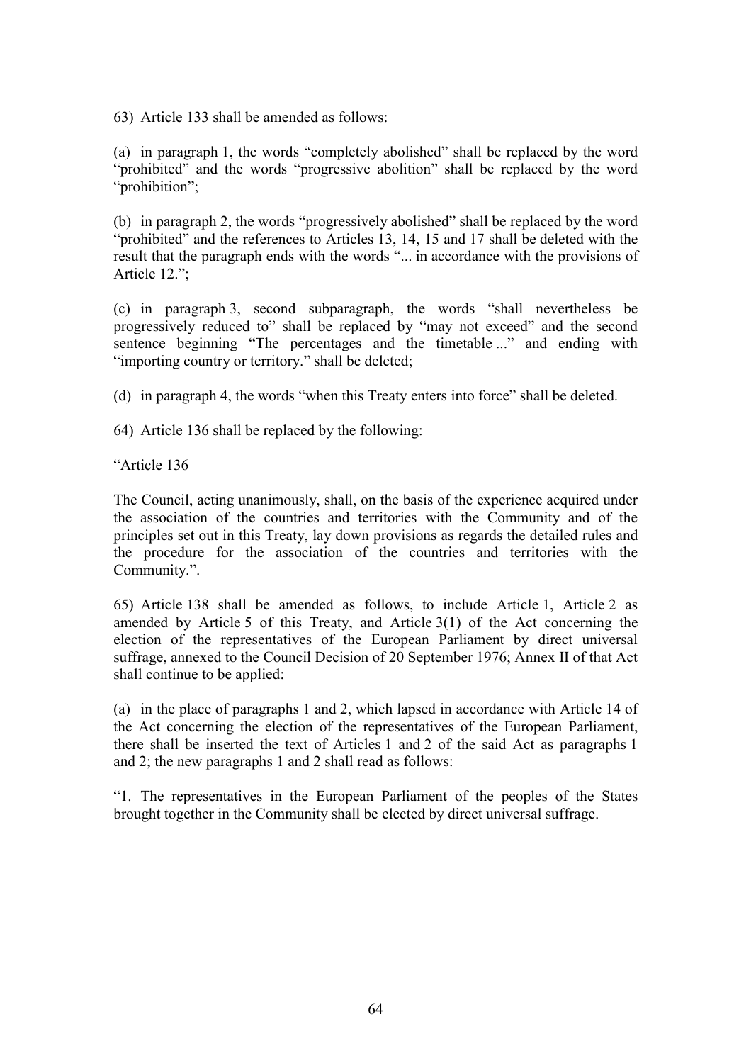63) Article 133 shall be amended as follows:

(a) in paragraph 1, the words "completely abolished" shall be replaced by the word "prohibited" and the words "progressive abolition" shall be replaced by the word "prohibition";

(b) in paragraph 2, the words "progressively abolished" shall be replaced by the word "prohibited" and the references to Articles 13, 14, 15 and 17 shall be deleted with the result that the paragraph ends with the words "... in accordance with the provisions of Article 12.";

(c) in paragraph 3, second subparagraph, the words "shall nevertheless be progressively reduced to" shall be replaced by "may not exceed" and the second sentence beginning "The percentages and the timetable ..." and ending with "importing country or territory." shall be deleted;

(d) in paragraph 4, the words "when this Treaty enters into force" shall be deleted.

64) Article 136 shall be replaced by the following:

"Article 136

The Council, acting unanimously, shall, on the basis of the experience acquired under the association of the countries and territories with the Community and of the principles set out in this Treaty, lay down provisions as regards the detailed rules and the procedure for the association of the countries and territories with the Community.".

65) Article 138 shall be amended as follows, to include Article 1, Article 2 as amended by Article 5 of this Treaty, and Article 3(1) of the Act concerning the election of the representatives of the European Parliament by direct universal suffrage, annexed to the Council Decision of 20 September 1976; Annex II of that Act shall continue to be applied:

(a) in the place of paragraphs 1 and 2, which lapsed in accordance with Article 14 of the Act concerning the election of the representatives of the European Parliament, there shall be inserted the text of Articles 1 and 2 of the said Act as paragraphs 1 and 2; the new paragraphs 1 and 2 shall read as follows:

"1. The representatives in the European Parliament of the peoples of the States brought together in the Community shall be elected by direct universal suffrage.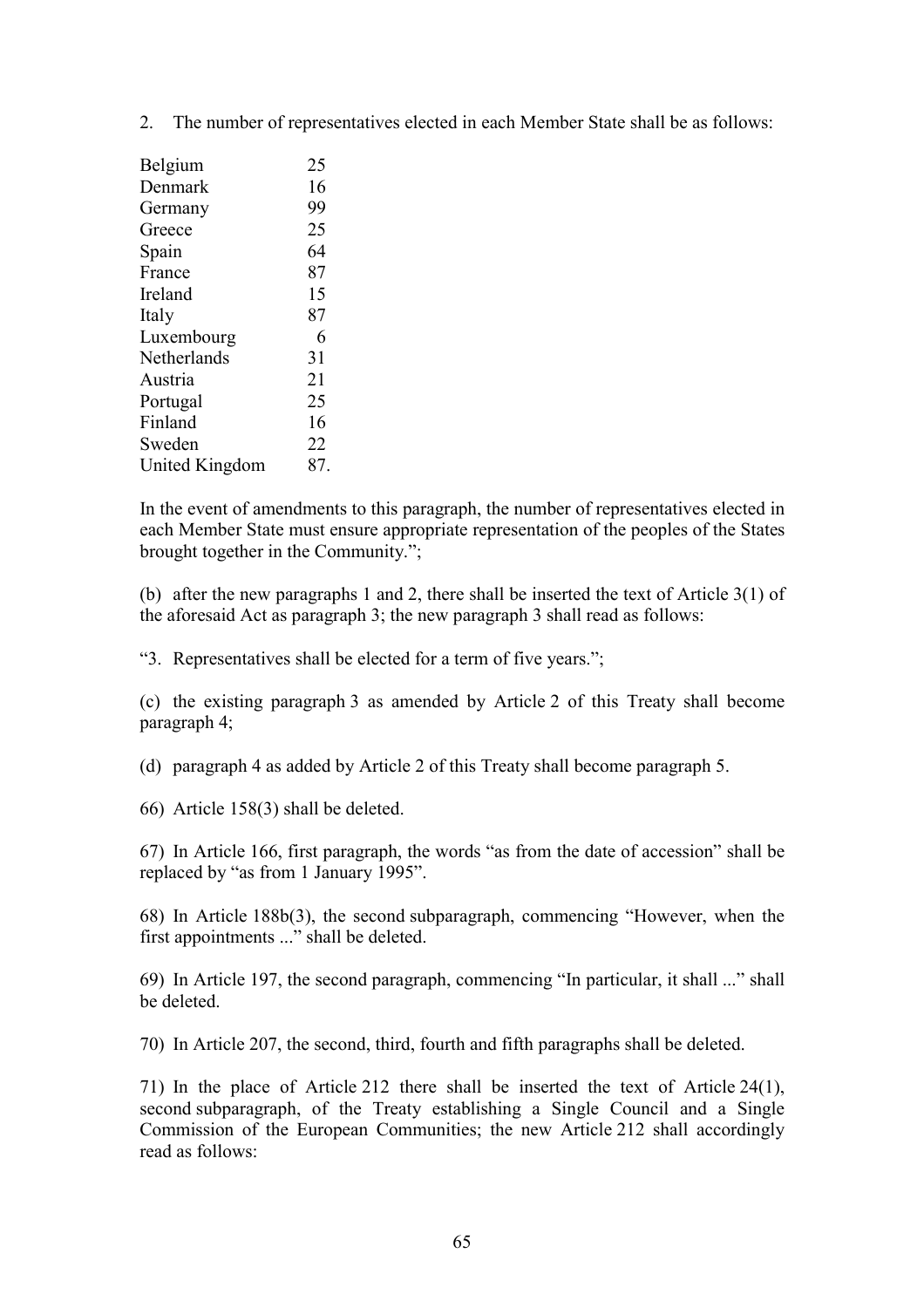2. The number of representatives elected in each Member State shall be as follows:

| | |
|---|---|
| Belgium | 25 |
| Denmark | 16 |
| Germany | 99 |
| Greece | 25 |
| Spain | 64 |
| France | 87 |
| Ireland | 15 |
| Italy | 87 |
| Luxembourg | 6 |
| Netherlands | 31 |
| Austria | 21 |
| Portugal | 25 |
| Finland | 16 |
| Sweden | 22 |
| United Kingdom | 87. |

In the event of amendments to this paragraph, the number of representatives elected in each Member State must ensure appropriate representation of the peoples of the States brought together in the Community.";

(b) after the new paragraphs 1 and 2, there shall be inserted the text of Article 3(1) of the aforesaid Act as paragraph 3; the new paragraph 3 shall read as follows:

"3. Representatives shall be elected for a term of five years.";

(c) the existing paragraph 3 as amended by Article 2 of this Treaty shall become paragraph 4;

(d) paragraph 4 as added by Article 2 of this Treaty shall become paragraph 5.

66) Article 158(3) shall be deleted.

67) In Article 166, first paragraph, the words "as from the date of accession" shall be replaced by "as from 1 January 1995".

68) In Article 188b(3), the second subparagraph, commencing "However, when the first appointments ..." shall be deleted.

69) In Article 197, the second paragraph, commencing "In particular, it shall ..." shall be deleted.

70) In Article 207, the second, third, fourth and fifth paragraphs shall be deleted.

71) In the place of Article 212 there shall be inserted the text of Article 24(1), second subparagraph, of the Treaty establishing a Single Council and a Single Commission of the European Communities; the new Article 212 shall accordingly read as follows: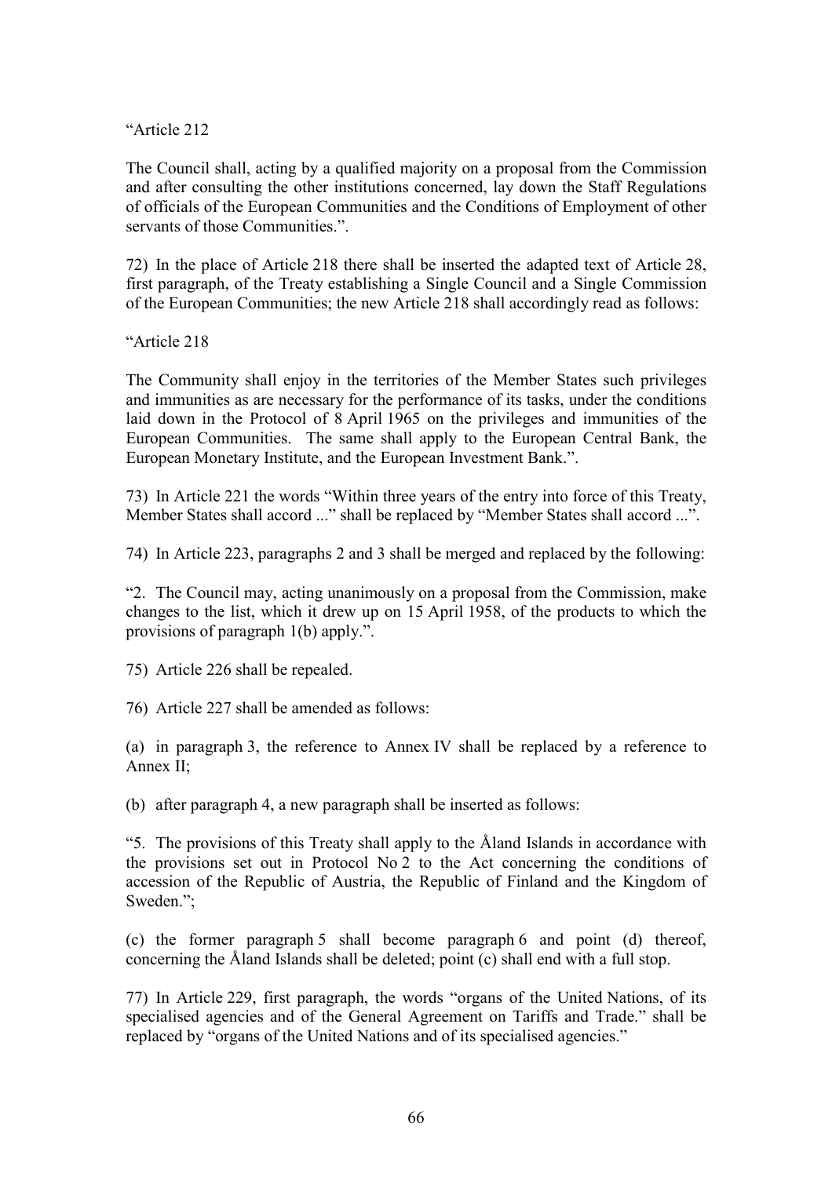"Article 212

The Council shall, acting by a qualified majority on a proposal from the Commission and after consulting the other institutions concerned, lay down the Staff Regulations of officials of the European Communities and the Conditions of Employment of other servants of those Communities.".

72) In the place of Article 218 there shall be inserted the adapted text of Article 28, first paragraph, of the Treaty establishing a Single Council and a Single Commission of the European Communities; the new Article 218 shall accordingly read as follows:

"Article 218

The Community shall enjoy in the territories of the Member States such privileges and immunities as are necessary for the performance of its tasks, under the conditions laid down in the Protocol of 8 April 1965 on the privileges and immunities of the European Communities. The same shall apply to the European Central Bank, the European Monetary Institute, and the European Investment Bank.".

73) In Article 221 the words "Within three years of the entry into force of this Treaty, Member States shall accord ..." shall be replaced by "Member States shall accord ...".

74) In Article 223, paragraphs 2 and 3 shall be merged and replaced by the following:

"2. The Council may, acting unanimously on a proposal from the Commission, make changes to the list, which it drew up on 15 April 1958, of the products to which the provisions of paragraph 1(b) apply.".

75) Article 226 shall be repealed.

76) Article 227 shall be amended as follows:

(a) in paragraph 3, the reference to Annex IV shall be replaced by a reference to Annex II;

(b) after paragraph 4, a new paragraph shall be inserted as follows:

"5. The provisions of this Treaty shall apply to the Åland Islands in accordance with the provisions set out in Protocol No 2 to the Act concerning the conditions of accession of the Republic of Austria, the Republic of Finland and the Kingdom of Sweden.";

(c) the former paragraph 5 shall become paragraph 6 and point (d) thereof, concerning the Åland Islands shall be deleted; point (c) shall end with a full stop.

77) In Article 229, first paragraph, the words "organs of the United Nations, of its specialised agencies and of the General Agreement on Tariffs and Trade." shall be replaced by "organs of the United Nations and of its specialised agencies."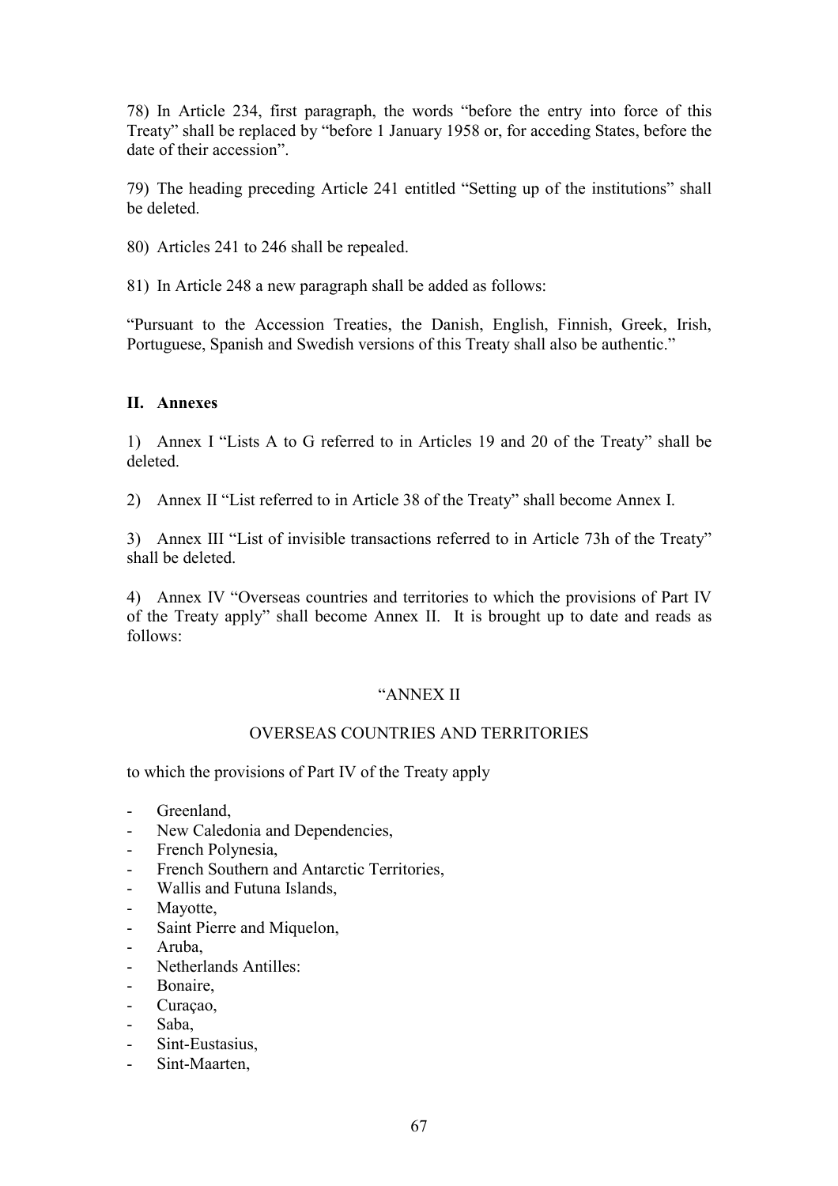78) In Article 234, first paragraph, the words "before the entry into force of this Treaty" shall be replaced by "before 1 January 1958 or, for acceding States, before the date of their accession".

79) The heading preceding Article 241 entitled "Setting up of the institutions" shall be deleted.

80) Articles 241 to 246 shall be repealed.

81) In Article 248 a new paragraph shall be added as follows:

"Pursuant to the Accession Treaties, the Danish, English, Finnish, Greek, Irish, Portuguese, Spanish and Swedish versions of this Treaty shall also be authentic."

## II. Annexes

1) Annex I "Lists A to G referred to in Articles 19 and 20 of the Treaty" shall be deleted.

2) Annex II "List referred to in Article 38 of the Treaty" shall become Annex I.

3) Annex III "List of invisible transactions referred to in Article 73h of the Treaty" shall be deleted.

4) Annex IV "Overseas countries and territories to which the provisions of Part IV of the Treaty apply" shall become Annex II. It is brought up to date and reads as follows:

"ANNEX II

OVERSEAS COUNTRIES AND TERRITORIES

to which the provisions of Part IV of the Treaty apply

- Greenland,
- New Caledonia and Dependencies,
- French Polynesia,
- French Southern and Antarctic Territories,
- Wallis and Futuna Islands,
- Mayotte,
- Saint Pierre and Miquelon,
- Aruba,
- Netherlands Antilles:
- Bonaire,
- Curaçao,
- Saba,
- Sint-Eustasius,
- Sint-Maarten,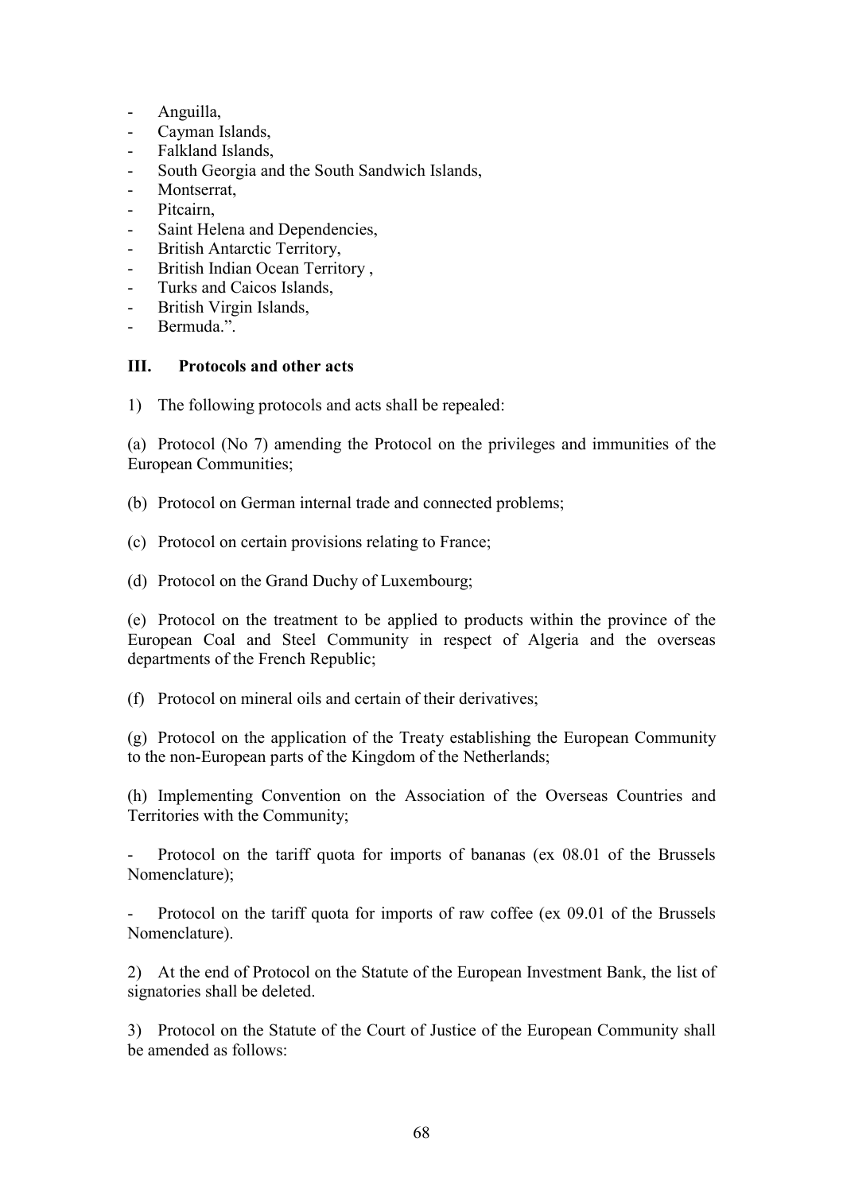- Anguilla,
- Cayman Islands,
- Falkland Islands,
- South Georgia and the South Sandwich Islands,
- Montserrat,
- Pitcairn,
- Saint Helena and Dependencies,
- British Antarctic Territory,
- British Indian Ocean Territory ,
- Turks and Caicos Islands,
- British Virgin Islands,
- Bermuda.".

### III. Protocols and other acts

1) The following protocols and acts shall be repealed:

(a) Protocol (No 7) amending the Protocol on the privileges and immunities of the European Communities;

(b) Protocol on German internal trade and connected problems;

(c) Protocol on certain provisions relating to France;

(d) Protocol on the Grand Duchy of Luxembourg;

(e) Protocol on the treatment to be applied to products within the province of the European Coal and Steel Community in respect of Algeria and the overseas departments of the French Republic;

(f) Protocol on mineral oils and certain of their derivatives;

(g) Protocol on the application of the Treaty establishing the European Community to the non-European parts of the Kingdom of the Netherlands;

(h) Implementing Convention on the Association of the Overseas Countries and Territories with the Community;

- Protocol on the tariff quota for imports of bananas (ex 08.01 of the Brussels Nomenclature);

- Protocol on the tariff quota for imports of raw coffee (ex 09.01 of the Brussels Nomenclature).

2) At the end of Protocol on the Statute of the European Investment Bank, the list of signatories shall be deleted.

3) Protocol on the Statute of the Court of Justice of the European Community shall be amended as follows: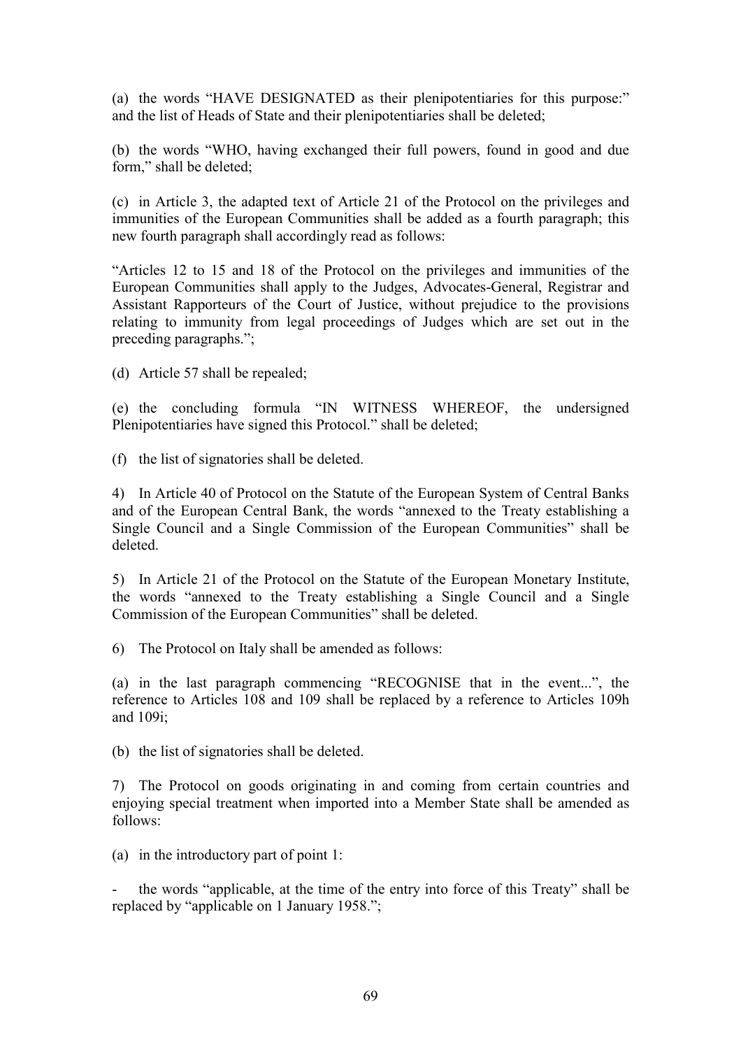(a) the words "HAVE DESIGNATED as their plenipotentiaries for this purpose:" and the list of Heads of State and their plenipotentiaries shall be deleted;

(b) the words "WHO, having exchanged their full powers, found in good and due form," shall be deleted;

(c) in Article 3, the adapted text of Article 21 of the Protocol on the privileges and immunities of the European Communities shall be added as a fourth paragraph; this new fourth paragraph shall accordingly read as follows:

"Articles 12 to 15 and 18 of the Protocol on the privileges and immunities of the European Communities shall apply to the Judges, Advocates-General, Registrar and Assistant Rapporteurs of the Court of Justice, without prejudice to the provisions relating to immunity from legal proceedings of Judges which are set out in the preceding paragraphs.";

(d) Article 57 shall be repealed;

(e) the concluding formula "IN WITNESS WHEREOF, the undersigned Plenipotentiaries have signed this Protocol." shall be deleted;

(f) the list of signatories shall be deleted.

4) In Article 40 of Protocol on the Statute of the European System of Central Banks and of the European Central Bank, the words "annexed to the Treaty establishing a Single Council and a Single Commission of the European Communities" shall be deleted.

5) In Article 21 of the Protocol on the Statute of the European Monetary Institute, the words "annexed to the Treaty establishing a Single Council and a Single Commission of the European Communities" shall be deleted.

6) The Protocol on Italy shall be amended as follows:

(a) in the last paragraph commencing "RECOGNISE that in the event...", the reference to Articles 108 and 109 shall be replaced by a reference to Articles 109h and 109i;

(b) the list of signatories shall be deleted.

7) The Protocol on goods originating in and coming from certain countries and enjoying special treatment when imported into a Member State shall be amended as follows:

(a) in the introductory part of point 1:

- the words "applicable, at the time of the entry into force of this Treaty" shall be replaced by "applicable on 1 January 1958.";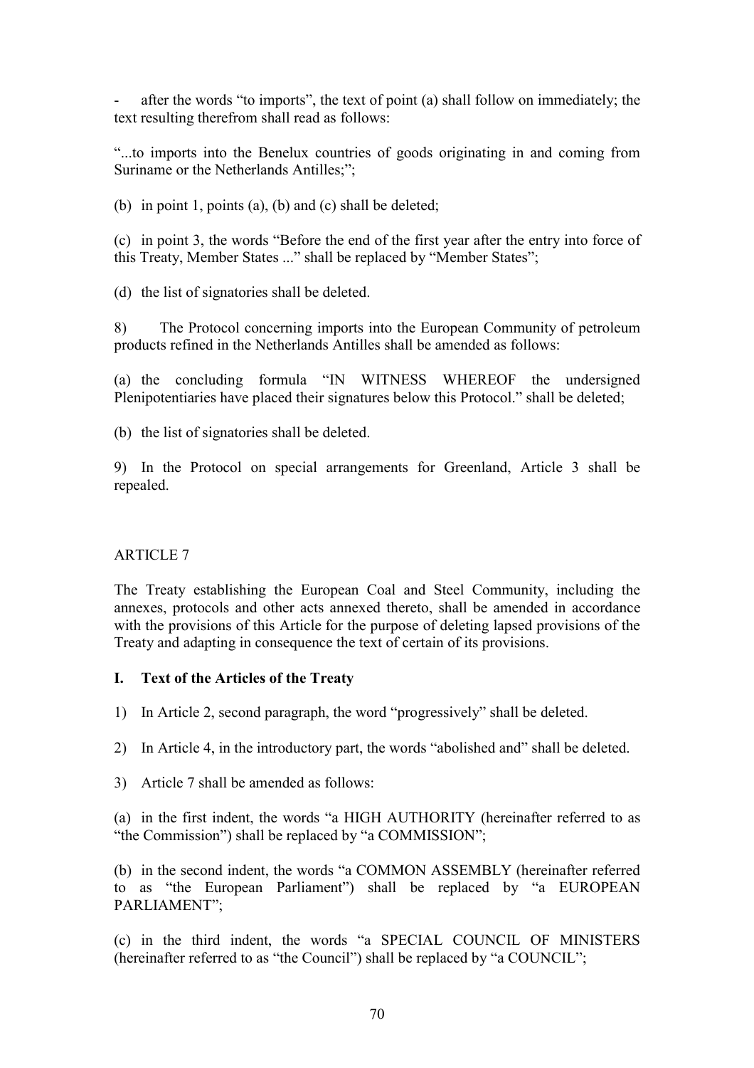- after the words “to imports”, the text of point (a) shall follow on immediately; the text resulting therefrom shall read as follows:

“...to imports into the Benelux countries of goods originating in and coming from Suriname or the Netherlands Antilles;”;

(b) in point 1, points (a), (b) and (c) shall be deleted;

(c) in point 3, the words “Before the end of the first year after the entry into force of this Treaty, Member States ...” shall be replaced by “Member States”;

(d) the list of signatories shall be deleted.

8) The Protocol concerning imports into the European Community of petroleum products refined in the Netherlands Antilles shall be amended as follows:

(a) the concluding formula “IN WITNESS WHEREOF the undersigned Plenipotentiaries have placed their signatures below this Protocol.” shall be deleted;

(b) the list of signatories shall be deleted.

9) In the Protocol on special arrangements for Greenland, Article 3 shall be repealed.

ARTICLE 7

The Treaty establishing the European Coal and Steel Community, including the annexes, protocols and other acts annexed thereto, shall be amended in accordance with the provisions of this Article for the purpose of deleting lapsed provisions of the Treaty and adapting in consequence the text of certain of its provisions.

**I. Text of the Articles of the Treaty**

1) In Article 2, second paragraph, the word “progressively” shall be deleted.

2) In Article 4, in the introductory part, the words “abolished and” shall be deleted.

3) Article 7 shall be amended as follows:

(a) in the first indent, the words “a HIGH AUTHORITY (hereinafter referred to as “the Commission”) shall be replaced by “a COMMISSION”;

(b) in the second indent, the words “a COMMON ASSEMBLY (hereinafter referred to as “the European Parliament”) shall be replaced by “a EUROPEAN PARLIAMENT”;

(c) in the third indent, the words “a SPECIAL COUNCIL OF MINISTERS (hereinafter referred to as “the Council”) shall be replaced by “a COUNCIL”;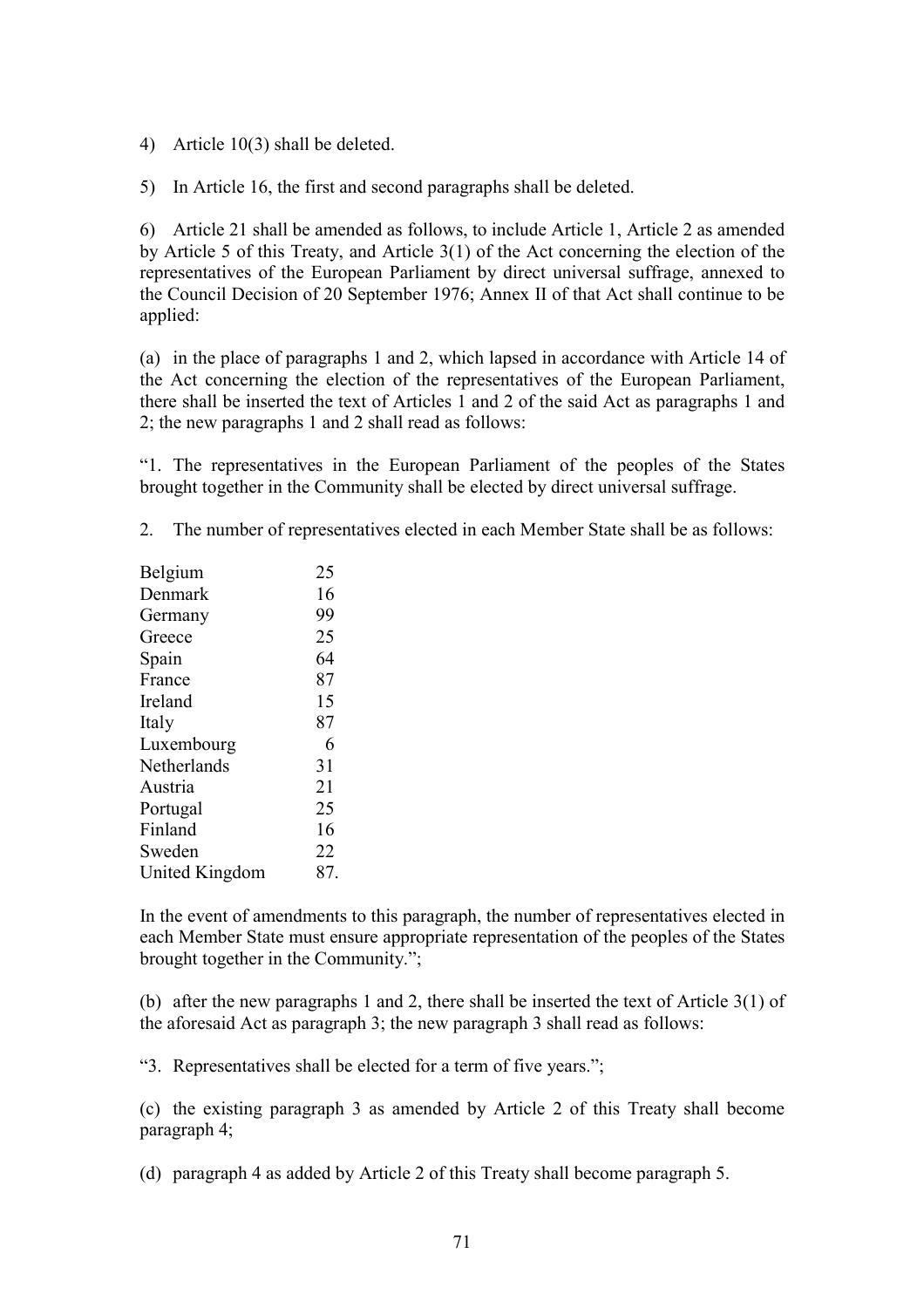4) Article 10(3) shall be deleted.

5) In Article 16, the first and second paragraphs shall be deleted.

6) Article 21 shall be amended as follows, to include Article 1, Article 2 as amended by Article 5 of this Treaty, and Article 3(1) of the Act concerning the election of the representatives of the European Parliament by direct universal suffrage, annexed to the Council Decision of 20 September 1976; Annex II of that Act shall continue to be applied:

(a) in the place of paragraphs 1 and 2, which lapsed in accordance with Article 14 of the Act concerning the election of the representatives of the European Parliament, there shall be inserted the text of Articles 1 and 2 of the said Act as paragraphs 1 and 2; the new paragraphs 1 and 2 shall read as follows:

"1. The representatives in the European Parliament of the peoples of the States brought together in the Community shall be elected by direct universal suffrage.

2. The number of representatives elected in each Member State shall be as follows:

| | |
|---|---|
| Belgium | 25 |
| Denmark | 16 |
| Germany | 99 |
| Greece | 25 |
| Spain | 64 |
| France | 87 |
| Ireland | 15 |
| Italy | 87 |
| Luxembourg | 6 |
| Netherlands | 31 |
| Austria | 21 |
| Portugal | 25 |
| Finland | 16 |
| Sweden | 22 |
| United Kingdom | 87. |

In the event of amendments to this paragraph, the number of representatives elected in each Member State must ensure appropriate representation of the peoples of the States brought together in the Community.";

(b) after the new paragraphs 1 and 2, there shall be inserted the text of Article 3(1) of the aforesaid Act as paragraph 3; the new paragraph 3 shall read as follows:

"3. Representatives shall be elected for a term of five years.";

(c) the existing paragraph 3 as amended by Article 2 of this Treaty shall become paragraph 4;

(d) paragraph 4 as added by Article 2 of this Treaty shall become paragraph 5.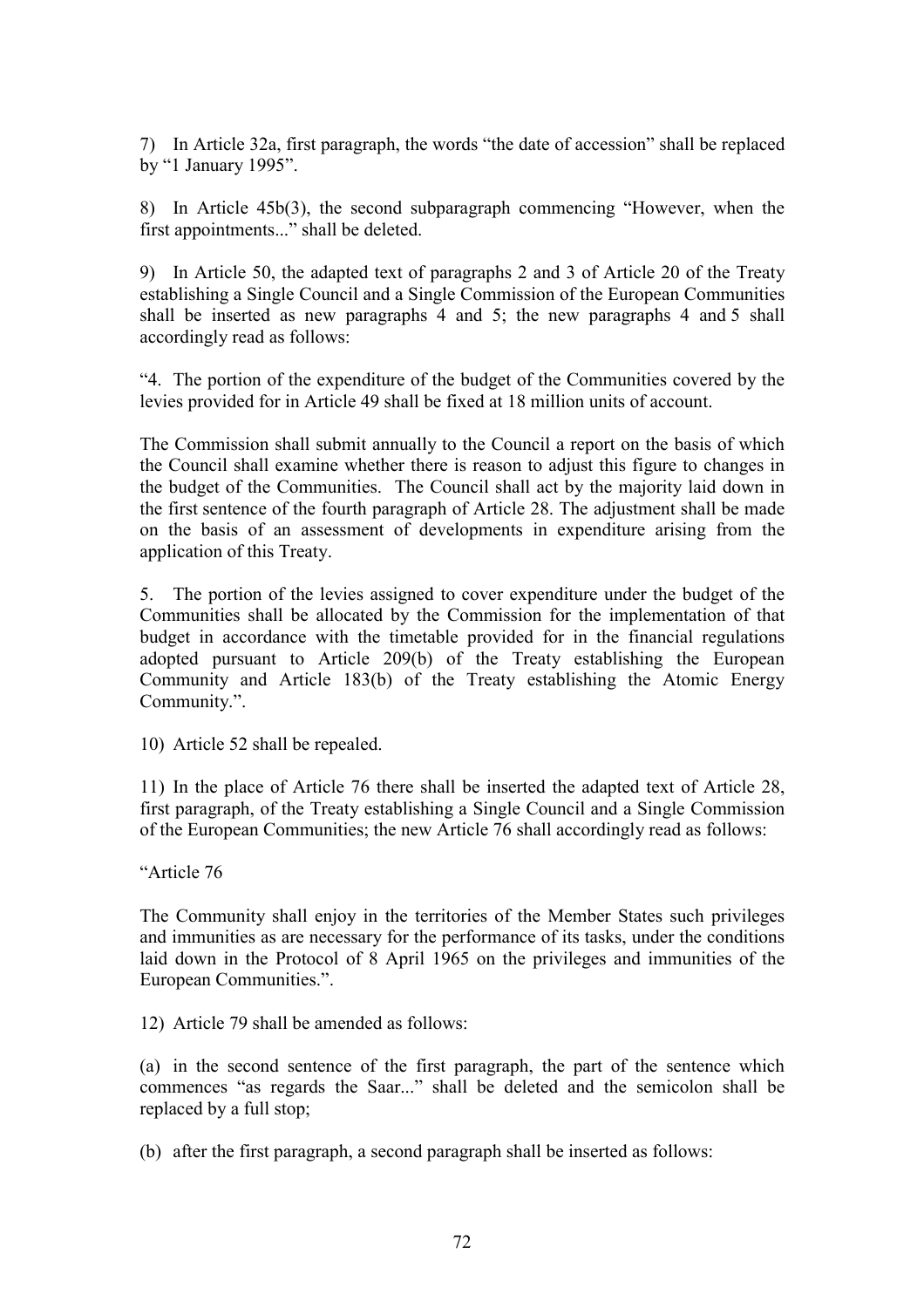7) In Article 32a, first paragraph, the words "the date of accession" shall be replaced by "1 January 1995".

8) In Article 45b(3), the second subparagraph commencing "However, when the first appointments..." shall be deleted.

9) In Article 50, the adapted text of paragraphs 2 and 3 of Article 20 of the Treaty establishing a Single Council and a Single Commission of the European Communities shall be inserted as new paragraphs 4 and 5; the new paragraphs 4 and 5 shall accordingly read as follows:

"4. The portion of the expenditure of the budget of the Communities covered by the levies provided for in Article 49 shall be fixed at 18 million units of account.

The Commission shall submit annually to the Council a report on the basis of which the Council shall examine whether there is reason to adjust this figure to changes in the budget of the Communities. The Council shall act by the majority laid down in the first sentence of the fourth paragraph of Article 28. The adjustment shall be made on the basis of an assessment of developments in expenditure arising from the application of this Treaty.

5. The portion of the levies assigned to cover expenditure under the budget of the Communities shall be allocated by the Commission for the implementation of that budget in accordance with the timetable provided for in the financial regulations adopted pursuant to Article 209(b) of the Treaty establishing the European Community and Article 183(b) of the Treaty establishing the Atomic Energy Community.".

10) Article 52 shall be repealed.

11) In the place of Article 76 there shall be inserted the adapted text of Article 28, first paragraph, of the Treaty establishing a Single Council and a Single Commission of the European Communities; the new Article 76 shall accordingly read as follows:

"Article 76

The Community shall enjoy in the territories of the Member States such privileges and immunities as are necessary for the performance of its tasks, under the conditions laid down in the Protocol of 8 April 1965 on the privileges and immunities of the European Communities.".

12) Article 79 shall be amended as follows:

(a) in the second sentence of the first paragraph, the part of the sentence which commences "as regards the Saar..." shall be deleted and the semicolon shall be replaced by a full stop;

(b) after the first paragraph, a second paragraph shall be inserted as follows: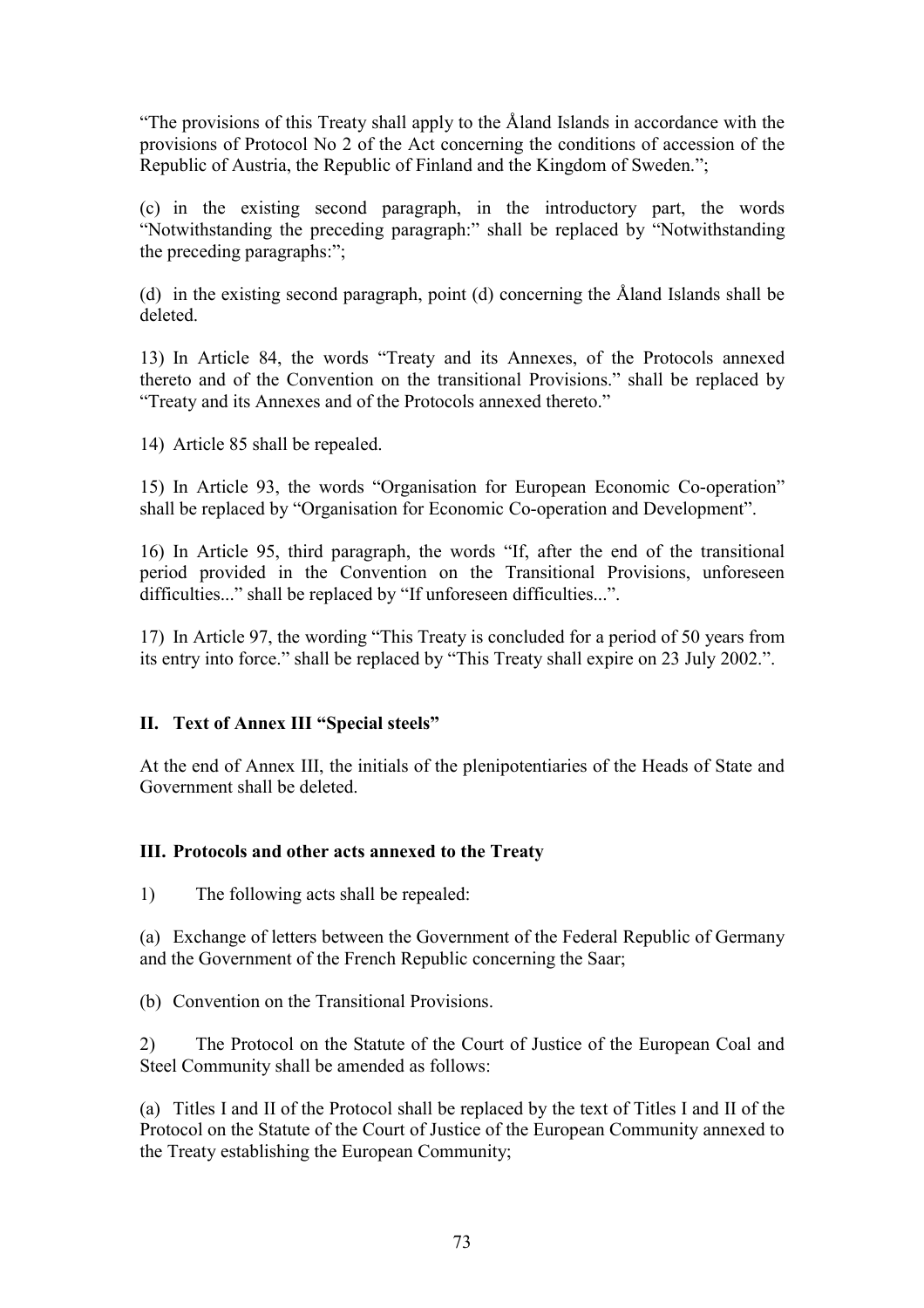"The provisions of this Treaty shall apply to the Åland Islands in accordance with the provisions of Protocol No 2 of the Act concerning the conditions of accession of the Republic of Austria, the Republic of Finland and the Kingdom of Sweden.";

(c) in the existing second paragraph, in the introductory part, the words "Notwithstanding the preceding paragraph:" shall be replaced by "Notwithstanding the preceding paragraphs:";

(d) in the existing second paragraph, point (d) concerning the Åland Islands shall be deleted.

13) In Article 84, the words "Treaty and its Annexes, of the Protocols annexed thereto and of the Convention on the transitional Provisions." shall be replaced by "Treaty and its Annexes and of the Protocols annexed thereto."

14) Article 85 shall be repealed.

15) In Article 93, the words "Organisation for European Economic Co-operation" shall be replaced by "Organisation for Economic Co-operation and Development".

16) In Article 95, third paragraph, the words "If, after the end of the transitional period provided in the Convention on the Transitional Provisions, unforeseen difficulties..." shall be replaced by "If unforeseen difficulties...".

17) In Article 97, the wording "This Treaty is concluded for a period of 50 years from its entry into force." shall be replaced by "This Treaty shall expire on 23 July 2002.".

### II. Text of Annex III "Special steels"

At the end of Annex III, the initials of the plenipotentiaries of the Heads of State and Government shall be deleted.

### III. Protocols and other acts annexed to the Treaty

1) The following acts shall be repealed:

(a) Exchange of letters between the Government of the Federal Republic of Germany and the Government of the French Republic concerning the Saar;

(b) Convention on the Transitional Provisions.

2) The Protocol on the Statute of the Court of Justice of the European Coal and Steel Community shall be amended as follows:

(a) Titles I and II of the Protocol shall be replaced by the text of Titles I and II of the Protocol on the Statute of the Court of Justice of the European Community annexed to the Treaty establishing the European Community;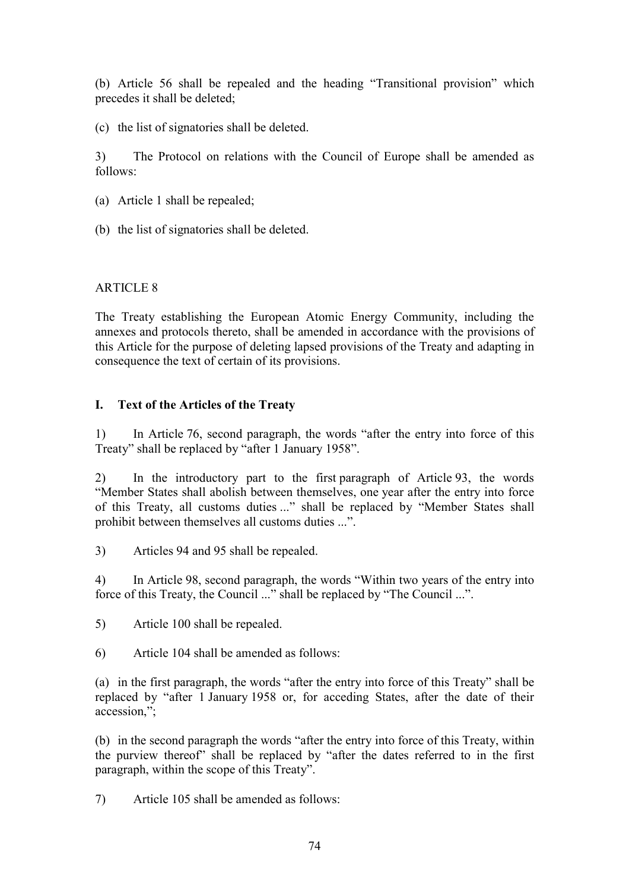(b) Article 56 shall be repealed and the heading "Transitional provision" which precedes it shall be deleted;

(c) the list of signatories shall be deleted.

3) The Protocol on relations with the Council of Europe shall be amended as follows:

(a) Article 1 shall be repealed;

(b) the list of signatories shall be deleted.

ARTICLE 8

The Treaty establishing the European Atomic Energy Community, including the annexes and protocols thereto, shall be amended in accordance with the provisions of this Article for the purpose of deleting lapsed provisions of the Treaty and adapting in consequence the text of certain of its provisions.

**I. Text of the Articles of the Treaty**

1) In Article 76, second paragraph, the words "after the entry into force of this Treaty" shall be replaced by "after 1 January 1958".

2) In the introductory part to the first paragraph of Article 93, the words "Member States shall abolish between themselves, one year after the entry into force of this Treaty, all customs duties ..." shall be replaced by "Member States shall prohibit between themselves all customs duties ...".

3) Articles 94 and 95 shall be repealed.

4) In Article 98, second paragraph, the words "Within two years of the entry into force of this Treaty, the Council ..." shall be replaced by "The Council ...".

5) Article 100 shall be repealed.

6) Article 104 shall be amended as follows:

(a) in the first paragraph, the words "after the entry into force of this Treaty" shall be replaced by "after 1 January 1958 or, for acceding States, after the date of their accession,";

(b) in the second paragraph the words "after the entry into force of this Treaty, within the purview thereof" shall be replaced by "after the dates referred to in the first paragraph, within the scope of this Treaty".

7) Article 105 shall be amended as follows: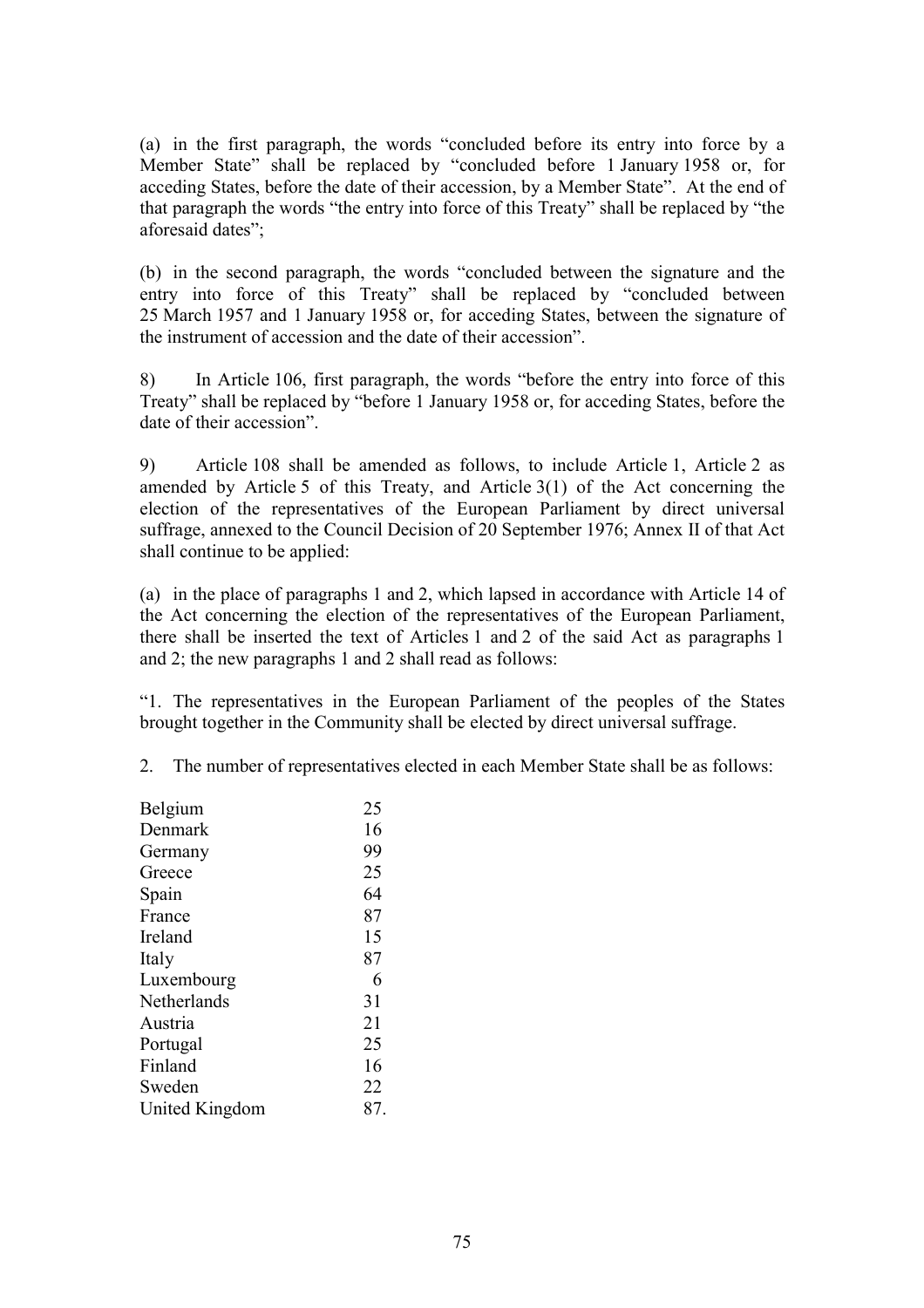(a) in the first paragraph, the words "concluded before its entry into force by a Member State" shall be replaced by "concluded before 1 January 1958 or, for acceding States, before the date of their accession, by a Member State". At the end of that paragraph the words "the entry into force of this Treaty" shall be replaced by "the aforesaid dates";

(b) in the second paragraph, the words "concluded between the signature and the entry into force of this Treaty" shall be replaced by "concluded between 25 March 1957 and 1 January 1958 or, for acceding States, between the signature of the instrument of accession and the date of their accession".

8) In Article 106, first paragraph, the words "before the entry into force of this Treaty" shall be replaced by "before 1 January 1958 or, for acceding States, before the date of their accession".

9) Article 108 shall be amended as follows, to include Article 1, Article 2 as amended by Article 5 of this Treaty, and Article 3(1) of the Act concerning the election of the representatives of the European Parliament by direct universal suffrage, annexed to the Council Decision of 20 September 1976; Annex II of that Act shall continue to be applied:

(a) in the place of paragraphs 1 and 2, which lapsed in accordance with Article 14 of the Act concerning the election of the representatives of the European Parliament, there shall be inserted the text of Articles 1 and 2 of the said Act as paragraphs 1 and 2; the new paragraphs 1 and 2 shall read as follows:

"1. The representatives in the European Parliament of the peoples of the States brought together in the Community shall be elected by direct universal suffrage.

2. The number of representatives elected in each Member State shall be as follows:

| | |
|---|---|
| Belgium | 25 |
| Denmark | 16 |
| Germany | 99 |
| Greece | 25 |
| Spain | 64 |
| France | 87 |
| Ireland | 15 |
| Italy | 87 |
| Luxembourg | 6 |
| Netherlands | 31 |
| Austria | 21 |
| Portugal | 25 |
| Finland | 16 |
| Sweden | 22 |
| United Kingdom | 87. |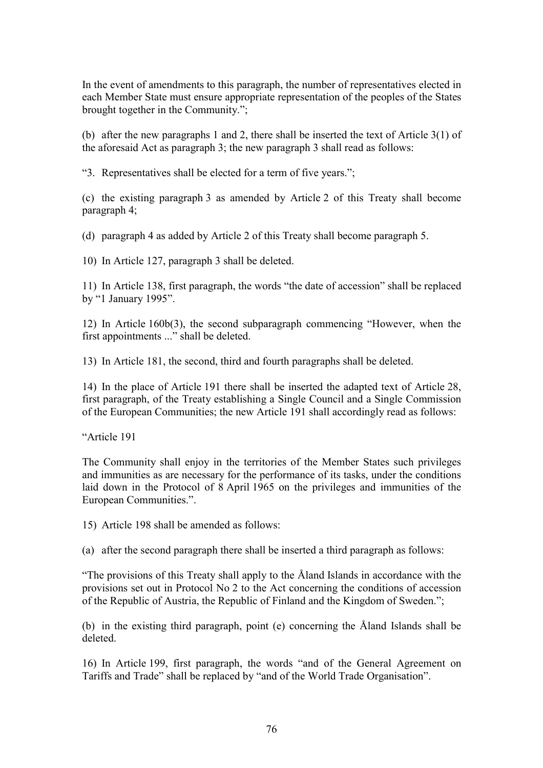In the event of amendments to this paragraph, the number of representatives elected in each Member State must ensure appropriate representation of the peoples of the States brought together in the Community.";

(b) after the new paragraphs 1 and 2, there shall be inserted the text of Article 3(1) of the aforesaid Act as paragraph 3; the new paragraph 3 shall read as follows:

"3. Representatives shall be elected for a term of five years.";

(c) the existing paragraph 3 as amended by Article 2 of this Treaty shall become paragraph 4;

(d) paragraph 4 as added by Article 2 of this Treaty shall become paragraph 5.

10) In Article 127, paragraph 3 shall be deleted.

11) In Article 138, first paragraph, the words "the date of accession" shall be replaced by "1 January 1995".

12) In Article 160b(3), the second subparagraph commencing "However, when the first appointments ..." shall be deleted.

13) In Article 181, the second, third and fourth paragraphs shall be deleted.

14) In the place of Article 191 there shall be inserted the adapted text of Article 28, first paragraph, of the Treaty establishing a Single Council and a Single Commission of the European Communities; the new Article 191 shall accordingly read as follows:

"Article 191

The Community shall enjoy in the territories of the Member States such privileges and immunities as are necessary for the performance of its tasks, under the conditions laid down in the Protocol of 8 April 1965 on the privileges and immunities of the European Communities.".

15) Article 198 shall be amended as follows:

(a) after the second paragraph there shall be inserted a third paragraph as follows:

"The provisions of this Treaty shall apply to the Åland Islands in accordance with the provisions set out in Protocol No 2 to the Act concerning the conditions of accession of the Republic of Austria, the Republic of Finland and the Kingdom of Sweden.";

(b) in the existing third paragraph, point (e) concerning the Åland Islands shall be deleted.

16) In Article 199, first paragraph, the words "and of the General Agreement on Tariffs and Trade" shall be replaced by "and of the World Trade Organisation".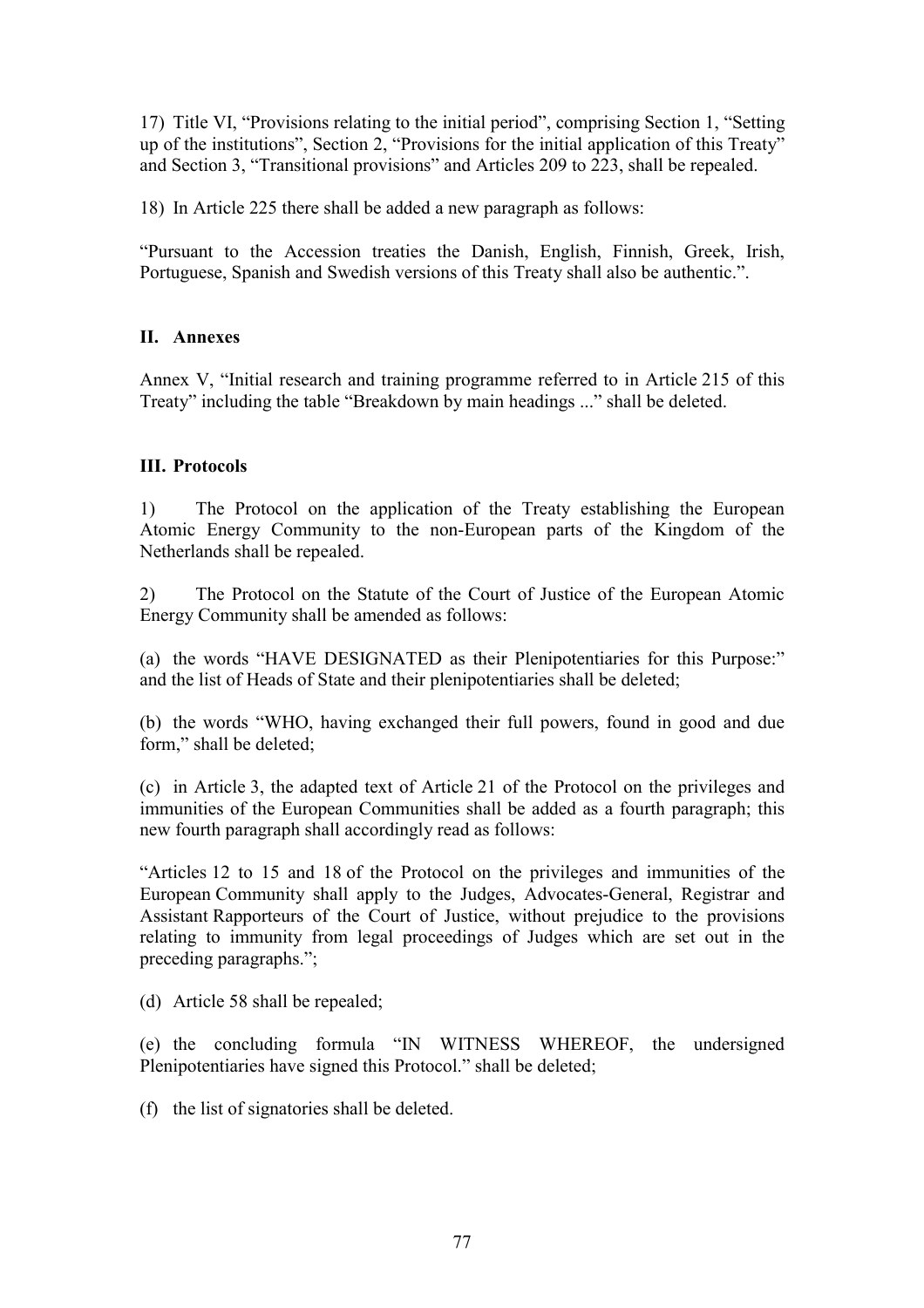17) Title VI, “Provisions relating to the initial period”, comprising Section 1, “Setting up of the institutions”, Section 2, “Provisions for the initial application of this Treaty” and Section 3, “Transitional provisions” and Articles 209 to 223, shall be repealed.

18) In Article 225 there shall be added a new paragraph as follows:

“Pursuant to the Accession treaties the Danish, English, Finnish, Greek, Irish, Portuguese, Spanish and Swedish versions of this Treaty shall also be authentic.”.

## II. Annexes

Annex V, “Initial research and training programme referred to in Article 215 of this Treaty” including the table “Breakdown by main headings ...” shall be deleted.

## III. Protocols

1) The Protocol on the application of the Treaty establishing the European Atomic Energy Community to the non-European parts of the Kingdom of the Netherlands shall be repealed.

2) The Protocol on the Statute of the Court of Justice of the European Atomic Energy Community shall be amended as follows:

(a) the words “HAVE DESIGNATED as their Plenipotentiaries for this Purpose:” and the list of Heads of State and their plenipotentiaries shall be deleted;

(b) the words “WHO, having exchanged their full powers, found in good and due form,” shall be deleted;

(c) in Article 3, the adapted text of Article 21 of the Protocol on the privileges and immunities of the European Communities shall be added as a fourth paragraph; this new fourth paragraph shall accordingly read as follows:

“Articles 12 to 15 and 18 of the Protocol on the privileges and immunities of the European Community shall apply to the Judges, Advocates-General, Registrar and Assistant Rapporteurs of the Court of Justice, without prejudice to the provisions relating to immunity from legal proceedings of Judges which are set out in the preceding paragraphs.”;

(d) Article 58 shall be repealed;

(e) the concluding formula “IN WITNESS WHEREOF, the undersigned Plenipotentiaries have signed this Protocol.” shall be deleted;

(f) the list of signatories shall be deleted.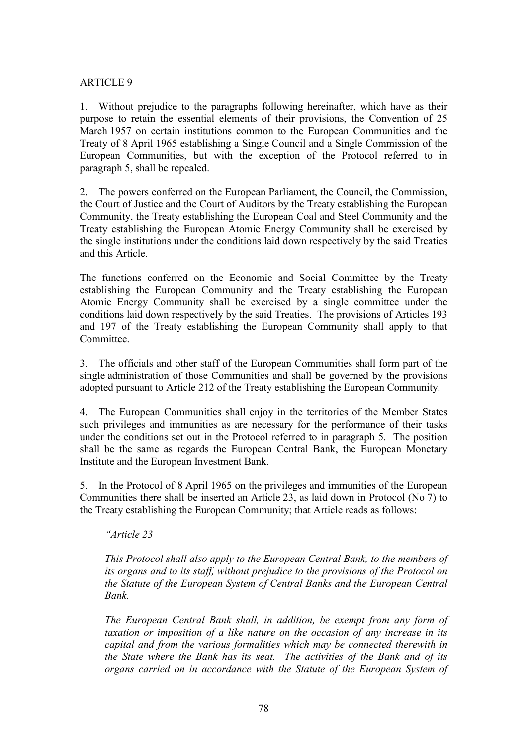ARTICLE 9

1. Without prejudice to the paragraphs following hereinafter, which have as their purpose to retain the essential elements of their provisions, the Convention of 25 March 1957 on certain institutions common to the European Communities and the Treaty of 8 April 1965 establishing a Single Council and a Single Commission of the European Communities, but with the exception of the Protocol referred to in paragraph 5, shall be repealed.

2. The powers conferred on the European Parliament, the Council, the Commission, the Court of Justice and the Court of Auditors by the Treaty establishing the European Community, the Treaty establishing the European Coal and Steel Community and the Treaty establishing the European Atomic Energy Community shall be exercised by the single institutions under the conditions laid down respectively by the said Treaties and this Article.

The functions conferred on the Economic and Social Committee by the Treaty establishing the European Community and the Treaty establishing the European Atomic Energy Community shall be exercised by a single committee under the conditions laid down respectively by the said Treaties. The provisions of Articles 193 and 197 of the Treaty establishing the European Community shall apply to that Committee.

3. The officials and other staff of the European Communities shall form part of the single administration of those Communities and shall be governed by the provisions adopted pursuant to Article 212 of the Treaty establishing the European Community.

4. The European Communities shall enjoy in the territories of the Member States such privileges and immunities as are necessary for the performance of their tasks under the conditions set out in the Protocol referred to in paragraph 5. The position shall be the same as regards the European Central Bank, the European Monetary Institute and the European Investment Bank.

5. In the Protocol of 8 April 1965 on the privileges and immunities of the European Communities there shall be inserted an Article 23, as laid down in Protocol (No 7) to the Treaty establishing the European Community; that Article reads as follows:

> *"Article 23*
>
> *This Protocol shall also apply to the European Central Bank, to the members of its organs and to its staff, without prejudice to the provisions of the Protocol on the Statute of the European System of Central Banks and the European Central Bank.*
>
> *The European Central Bank shall, in addition, be exempt from any form of taxation or imposition of a like nature on the occasion of any increase in its capital and from the various formalities which may be connected therewith in the State where the Bank has its seat. The activities of the Bank and of its organs carried on in accordance with the Statute of the European System of*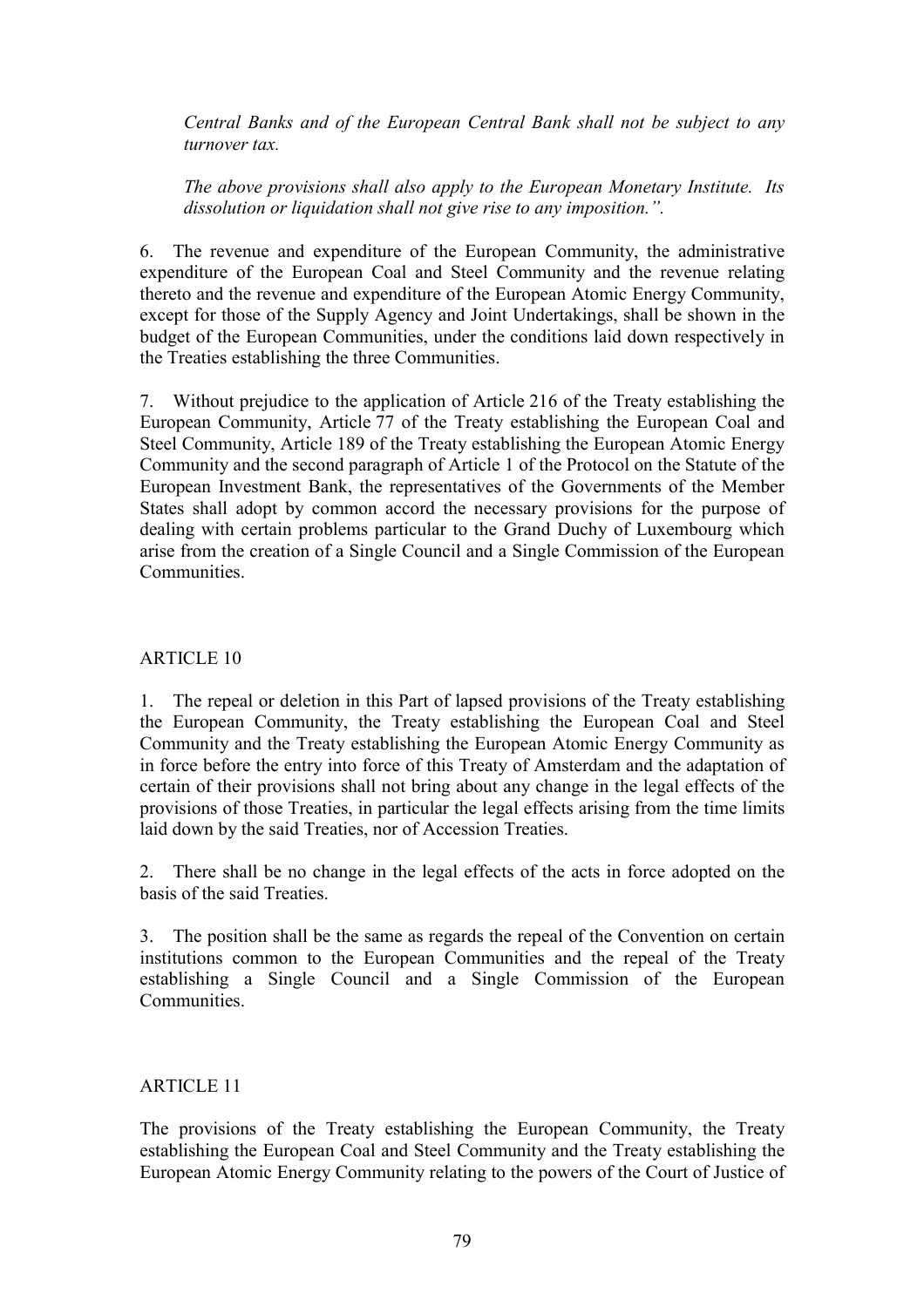*Central Banks and of the European Central Bank shall not be subject to any turnover tax.*

*The above provisions shall also apply to the European Monetary Institute. Its dissolution or liquidation shall not give rise to any imposition.".*

6. The revenue and expenditure of the European Community, the administrative expenditure of the European Coal and Steel Community and the revenue relating thereto and the revenue and expenditure of the European Atomic Energy Community, except for those of the Supply Agency and Joint Undertakings, shall be shown in the budget of the European Communities, under the conditions laid down respectively in the Treaties establishing the three Communities.

7. Without prejudice to the application of Article 216 of the Treaty establishing the European Community, Article 77 of the Treaty establishing the European Coal and Steel Community, Article 189 of the Treaty establishing the European Atomic Energy Community and the second paragraph of Article 1 of the Protocol on the Statute of the European Investment Bank, the representatives of the Governments of the Member States shall adopt by common accord the necessary provisions for the purpose of dealing with certain problems particular to the Grand Duchy of Luxembourg which arise from the creation of a Single Council and a Single Commission of the European Communities.

## ARTICLE 10

1. The repeal or deletion in this Part of lapsed provisions of the Treaty establishing the European Community, the Treaty establishing the European Coal and Steel Community and the Treaty establishing the European Atomic Energy Community as in force before the entry into force of this Treaty of Amsterdam and the adaptation of certain of their provisions shall not bring about any change in the legal effects of the provisions of those Treaties, in particular the legal effects arising from the time limits laid down by the said Treaties, nor of Accession Treaties.

2. There shall be no change in the legal effects of the acts in force adopted on the basis of the said Treaties.

3. The position shall be the same as regards the repeal of the Convention on certain institutions common to the European Communities and the repeal of the Treaty establishing a Single Council and a Single Commission of the European Communities.

## ARTICLE 11

The provisions of the Treaty establishing the European Community, the Treaty establishing the European Coal and Steel Community and the Treaty establishing the European Atomic Energy Community relating to the powers of the Court of Justice of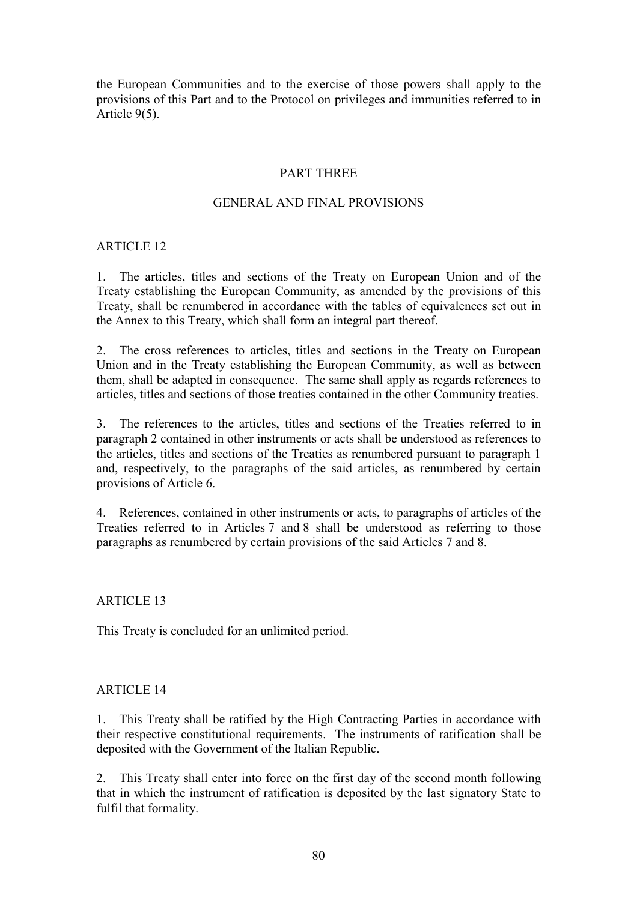the European Communities and to the exercise of those powers shall apply to the provisions of this Part and to the Protocol on privileges and immunities referred to in Article 9(5).

## PART THREE

## GENERAL AND FINAL PROVISIONS

### ARTICLE 12

1. The articles, titles and sections of the Treaty on European Union and of the Treaty establishing the European Community, as amended by the provisions of this Treaty, shall be renumbered in accordance with the tables of equivalences set out in the Annex to this Treaty, which shall form an integral part thereof.

2. The cross references to articles, titles and sections in the Treaty on European Union and in the Treaty establishing the European Community, as well as between them, shall be adapted in consequence. The same shall apply as regards references to articles, titles and sections of those treaties contained in the other Community treaties.

3. The references to the articles, titles and sections of the Treaties referred to in paragraph 2 contained in other instruments or acts shall be understood as references to the articles, titles and sections of the Treaties as renumbered pursuant to paragraph 1 and, respectively, to the paragraphs of the said articles, as renumbered by certain provisions of Article 6.

4. References, contained in other instruments or acts, to paragraphs of articles of the Treaties referred to in Articles 7 and 8 shall be understood as referring to those paragraphs as renumbered by certain provisions of the said Articles 7 and 8.

### ARTICLE 13

This Treaty is concluded for an unlimited period.

### ARTICLE 14

1. This Treaty shall be ratified by the High Contracting Parties in accordance with their respective constitutional requirements. The instruments of ratification shall be deposited with the Government of the Italian Republic.

2. This Treaty shall enter into force on the first day of the second month following that in which the instrument of ratification is deposited by the last signatory State to fulfil that formality.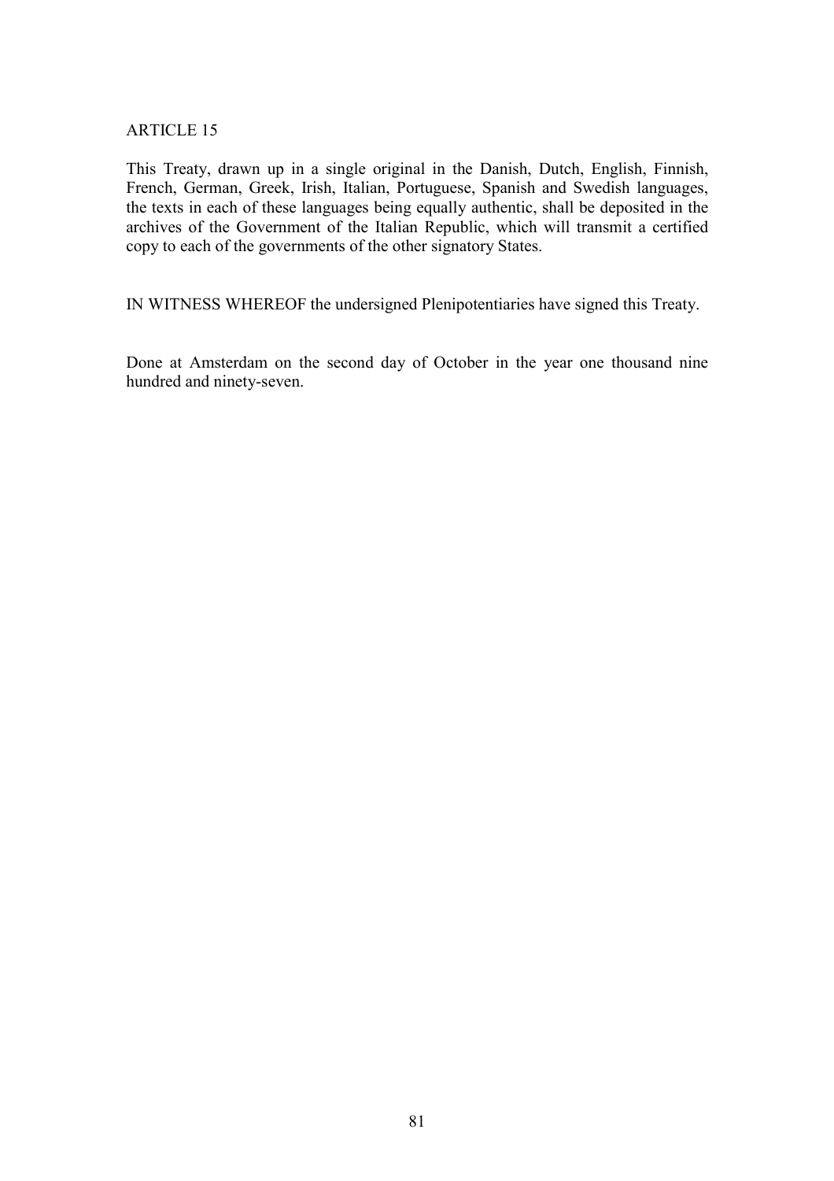## ARTICLE 15

This Treaty, drawn up in a single original in the Danish, Dutch, English, Finnish, French, German, Greek, Irish, Italian, Portuguese, Spanish and Swedish languages, the texts in each of these languages being equally authentic, shall be deposited in the archives of the Government of the Italian Republic, which will transmit a certified copy to each of the governments of the other signatory States.

IN WITNESS WHEREOF the undersigned Plenipotentiaries have signed this Treaty.

Done at Amsterdam on the second day of October in the year one thousand nine hundred and ninety-seven.